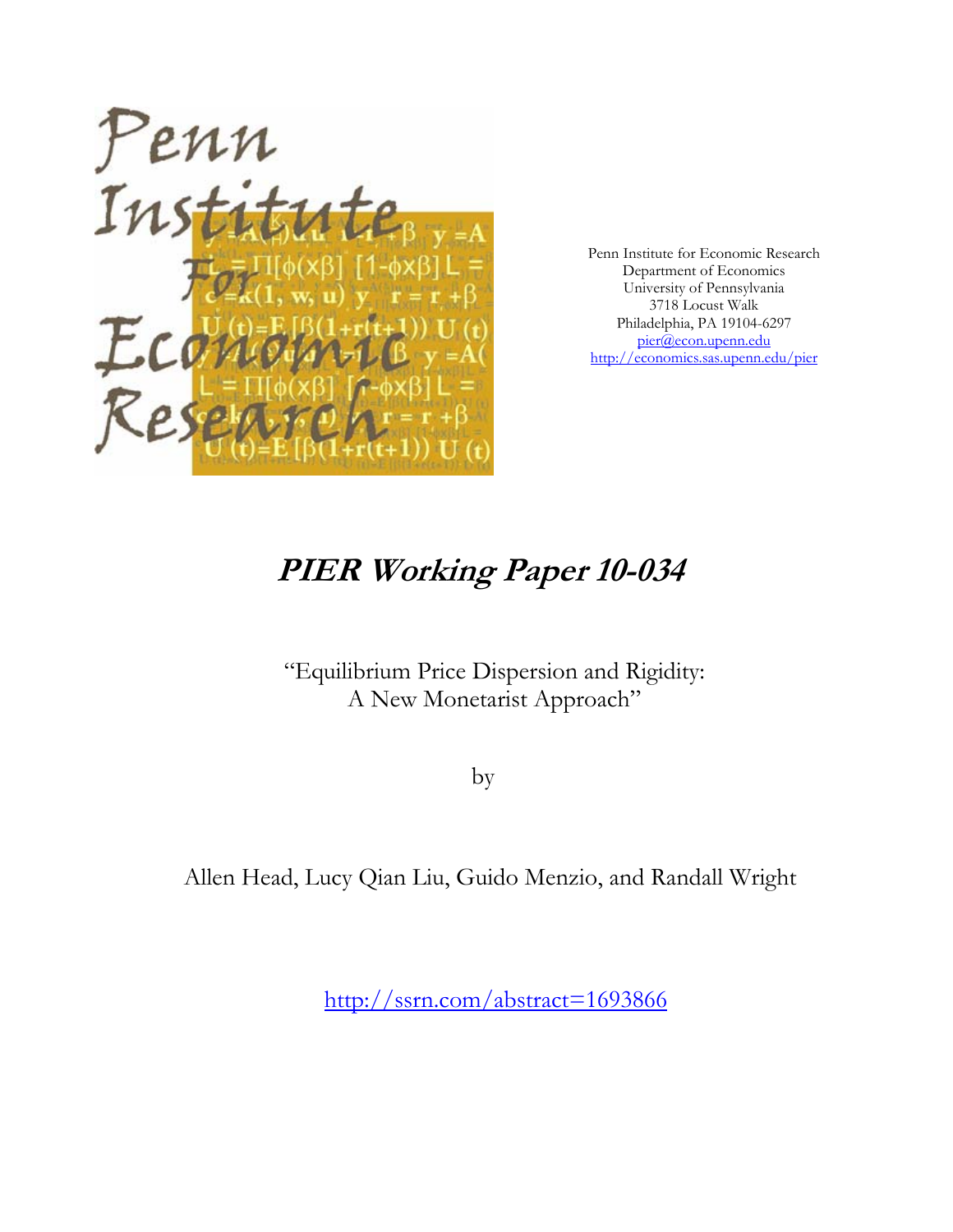Penn Institute for Economic Research
Department of Economics
University of Pennsylvania
3718 Locust Walk
Philadelphia, PA 19104-6297
pier@econ.upenn.edu
http://economics.sas.upenn.edu/pier

# PIER Working Paper 10-034

"Equilibrium Price Dispersion and Rigidity:
A New Monetarist Approach"

by

Allen Head, Lucy Qian Liu, Guido Menzio, and Randall Wright

http://ssrn.com/abstract=1693866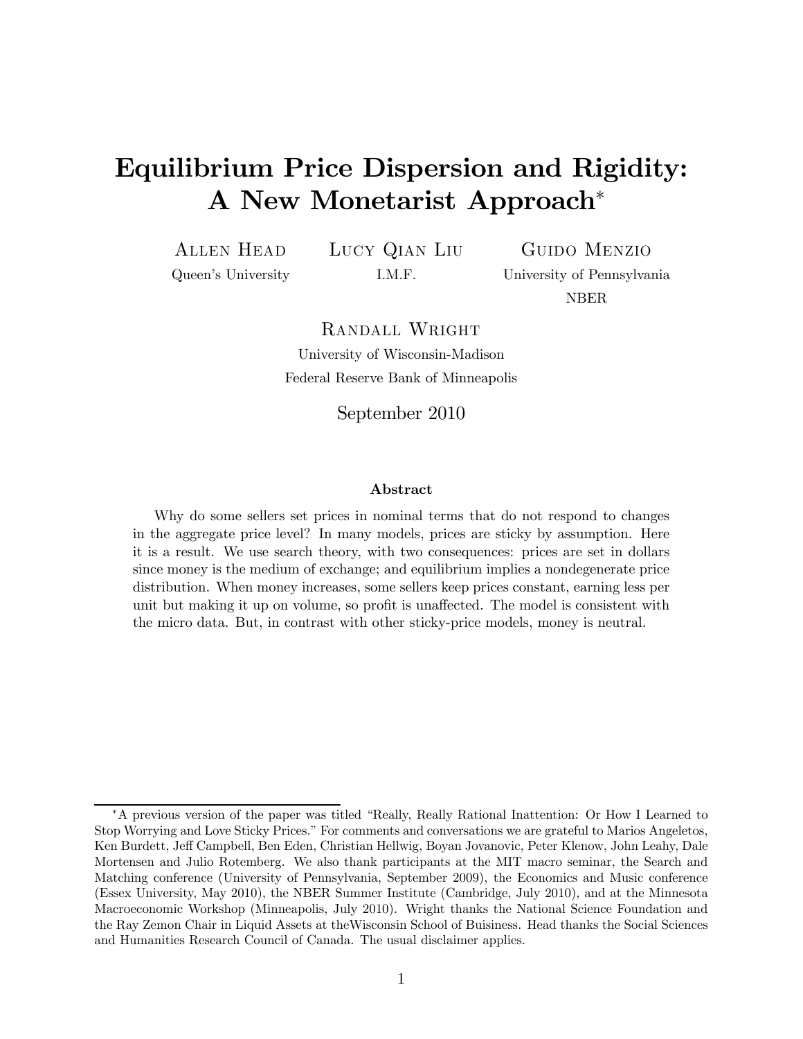# Equilibrium Price Dispersion and Rigidity: A New Monetarist Approach*

Allen Head
Queen's University

Lucy Qian Liu
I.M.F.

Guido Menzio
University of Pennsylvania
NBER

Randall Wright
University of Wisconsin-Madison
Federal Reserve Bank of Minneapolis

September 2010

**Abstract**

Why do some sellers set prices in nominal terms that do not respond to changes in the aggregate price level? In many models, prices are sticky by assumption. Here it is a result. We use search theory, with two consequences: prices are set in dollars since money is the medium of exchange; and equilibrium implies a nondegenerate price distribution. When money increases, some sellers keep prices constant, earning less per unit but making it up on volume, so profit is unaffected. The model is consistent with the micro data. But, in contrast with other sticky-price models, money is neutral.

---

*A previous version of the paper was titled "Really, Really Rational Inattention: Or How I Learned to Stop Worrying and Love Sticky Prices." For comments and conversations we are grateful to Marios Angeletos, Ken Burdett, Jeff Campbell, Ben Eden, Christian Hellwig, Boyan Jovanovic, Peter Klenow, John Leahy, Dale Mortensen and Julio Rotemberg. We also thank participants at the MIT macro seminar, the Search and Matching conference (University of Pennsylvania, September 2009), the Economics and Music conference (Essex University, May 2010), the NBER Summer Institute (Cambridge, July 2010), and at the Minnesota Macroeconomic Workshop (Minneapolis, July 2010). Wright thanks the National Science Foundation and the Ray Zemon Chair in Liquid Assets at theWisconsin School of Buisiness. Head thanks the Social Sciences and Humanities Research Council of Canada. The usual disclaimer applies.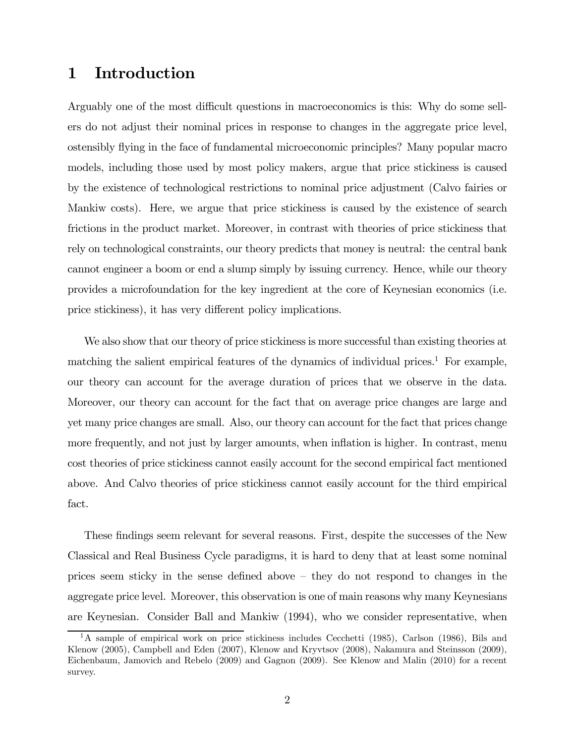# 1 Introduction

Arguably one of the most difficult questions in macroeconomics is this: Why do some sellers do not adjust their nominal prices in response to changes in the aggregate price level, ostensibly flying in the face of fundamental microeconomic principles? Many popular macro models, including those used by most policy makers, argue that price stickiness is caused by the existence of technological restrictions to nominal price adjustment (Calvo fairies or Mankiw costs). Here, we argue that price stickiness is caused by the existence of search frictions in the product market. Moreover, in contrast with theories of price stickiness that rely on technological constraints, our theory predicts that money is neutral: the central bank cannot engineer a boom or end a slump simply by issuing currency. Hence, while our theory provides a microfoundation for the key ingredient at the core of Keynesian economics (i.e. price stickiness), it has very different policy implications.

We also show that our theory of price stickiness is more successful than existing theories at matching the salient empirical features of the dynamics of individual prices.[1] For example, our theory can account for the average duration of prices that we observe in the data. Moreover, our theory can account for the fact that on average price changes are large and yet many price changes are small. Also, our theory can account for the fact that prices change more frequently, and not just by larger amounts, when inflation is higher. In contrast, menu cost theories of price stickiness cannot easily account for the second empirical fact mentioned above. And Calvo theories of price stickiness cannot easily account for the third empirical fact.

These findings seem relevant for several reasons. First, despite the successes of the New Classical and Real Business Cycle paradigms, it is hard to deny that at least some nominal prices seem sticky in the sense defined above – they do not respond to changes in the aggregate price level. Moreover, this observation is one of main reasons why many Keynesians are Keynesian. Consider Ball and Mankiw (1994), who we consider representative, when

[1] A sample of empirical work on price stickiness includes Cecchetti (1985), Carlson (1986), Bils and Klenow (2005), Campbell and Eden (2007), Klenow and Kryvtsov (2008), Nakamura and Steinsson (2009), Eichenbaum, Jamovich and Rebelo (2009) and Gagnon (2009). See Klenow and Malin (2010) for a recent survey.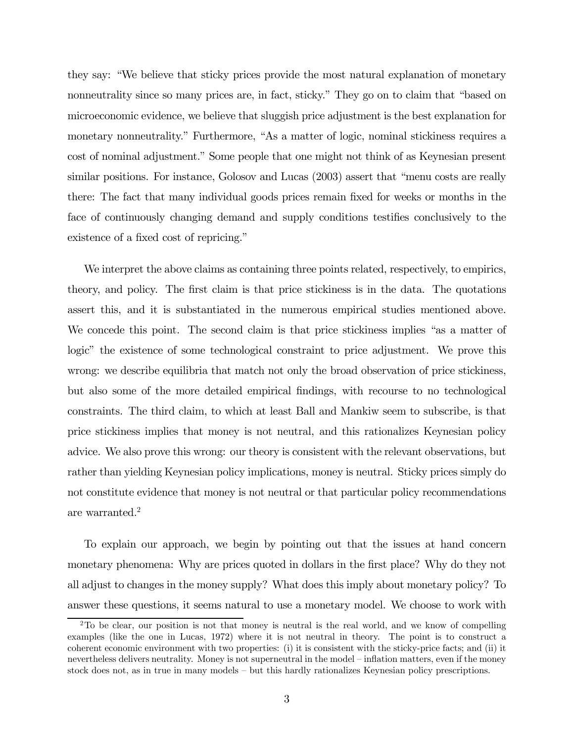they say: "We believe that sticky prices provide the most natural explanation of monetary nonneutrality since so many prices are, in fact, sticky." They go on to claim that "based on microeconomic evidence, we believe that sluggish price adjustment is the best explanation for monetary nonneutrality." Furthermore, "As a matter of logic, nominal stickiness requires a cost of nominal adjustment." Some people that one might not think of as Keynesian present similar positions. For instance, Golosov and Lucas (2003) assert that "menu costs are really there: The fact that many individual goods prices remain fixed for weeks or months in the face of continuously changing demand and supply conditions testifies conclusively to the existence of a fixed cost of repricing."

We interpret the above claims as containing three points related, respectively, to empirics, theory, and policy. The first claim is that price stickiness is in the data. The quotations assert this, and it is substantiated in the numerous empirical studies mentioned above. We concede this point. The second claim is that price stickiness implies "as a matter of logic" the existence of some technological constraint to price adjustment. We prove this wrong: we describe equilibria that match not only the broad observation of price stickiness, but also some of the more detailed empirical findings, with recourse to no technological constraints. The third claim, to which at least Ball and Mankiw seem to subscribe, is that price stickiness implies that money is not neutral, and this rationalizes Keynesian policy advice. We also prove this wrong: our theory is consistent with the relevant observations, but rather than yielding Keynesian policy implications, money is neutral. Sticky prices simply do not constitute evidence that money is not neutral or that particular policy recommendations are warranted.[2]

To explain our approach, we begin by pointing out that the issues at hand concern monetary phenomena: Why are prices quoted in dollars in the first place? Why do they not all adjust to changes in the money supply? What does this imply about monetary policy? To answer these questions, it seems natural to use a monetary model. We choose to work with

[2] To be clear, our position is not that money is neutral is the real world, and we know of compelling examples (like the one in Lucas, 1972) where it is not neutral in theory. The point is to construct a coherent economic environment with two properties: (i) it is consistent with the sticky-price facts; and (ii) it nevertheless delivers neutrality. Money is not superneutral in the model – inflation matters, even if the money stock does not, as in true in many models – but this hardly rationalizes Keynesian policy prescriptions.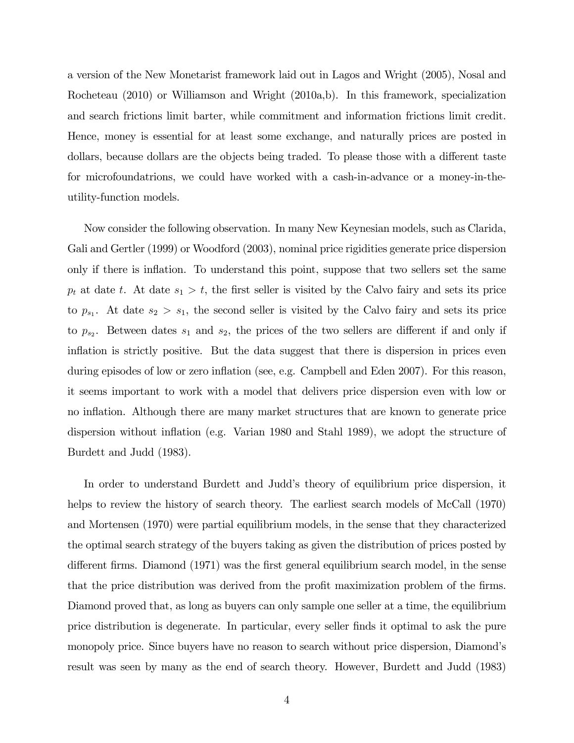a version of the New Monetarist framework laid out in Lagos and Wright (2005), Nosal and Rocheteau (2010) or Williamson and Wright (2010a,b). In this framework, specialization and search frictions limit barter, while commitment and information frictions limit credit. Hence, money is essential for at least some exchange, and naturally prices are posted in dollars, because dollars are the objects being traded. To please those with a different taste for microfoundatrions, we could have worked with a cash-in-advance or a money-in-the-utility-function models.

Now consider the following observation. In many New Keynesian models, such as Clarida, Gali and Gertler (1999) or Woodford (2003), nominal price rigidities generate price dispersion only if there is inflation. To understand this point, suppose that two sellers set the same $p_t$ at date $t$. At date $s_1 > t$, the first seller is visited by the Calvo fairy and sets its price to $p_{s_1}$. At date $s_2 > s_1$, the second seller is visited by the Calvo fairy and sets its price to $p_{s_2}$. Between dates $s_1$ and $s_2$, the prices of the two sellers are different if and only if inflation is strictly positive. But the data suggest that there is dispersion in prices even during episodes of low or zero inflation (see, e.g. Campbell and Eden 2007). For this reason, it seems important to work with a model that delivers price dispersion even with low or no inflation. Although there are many market structures that are known to generate price dispersion without inflation (e.g. Varian 1980 and Stahl 1989), we adopt the structure of Burdett and Judd (1983).

In order to understand Burdett and Judd's theory of equilibrium price dispersion, it helps to review the history of search theory. The earliest search models of McCall (1970) and Mortensen (1970) were partial equilibrium models, in the sense that they characterized the optimal search strategy of the buyers taking as given the distribution of prices posted by different firms. Diamond (1971) was the first general equilibrium search model, in the sense that the price distribution was derived from the profit maximization problem of the firms. Diamond proved that, as long as buyers can only sample one seller at a time, the equilibrium price distribution is degenerate. In particular, every seller finds it optimal to ask the pure monopoly price. Since buyers have no reason to search without price dispersion, Diamond's result was seen by many as the end of search theory. However, Burdett and Judd (1983)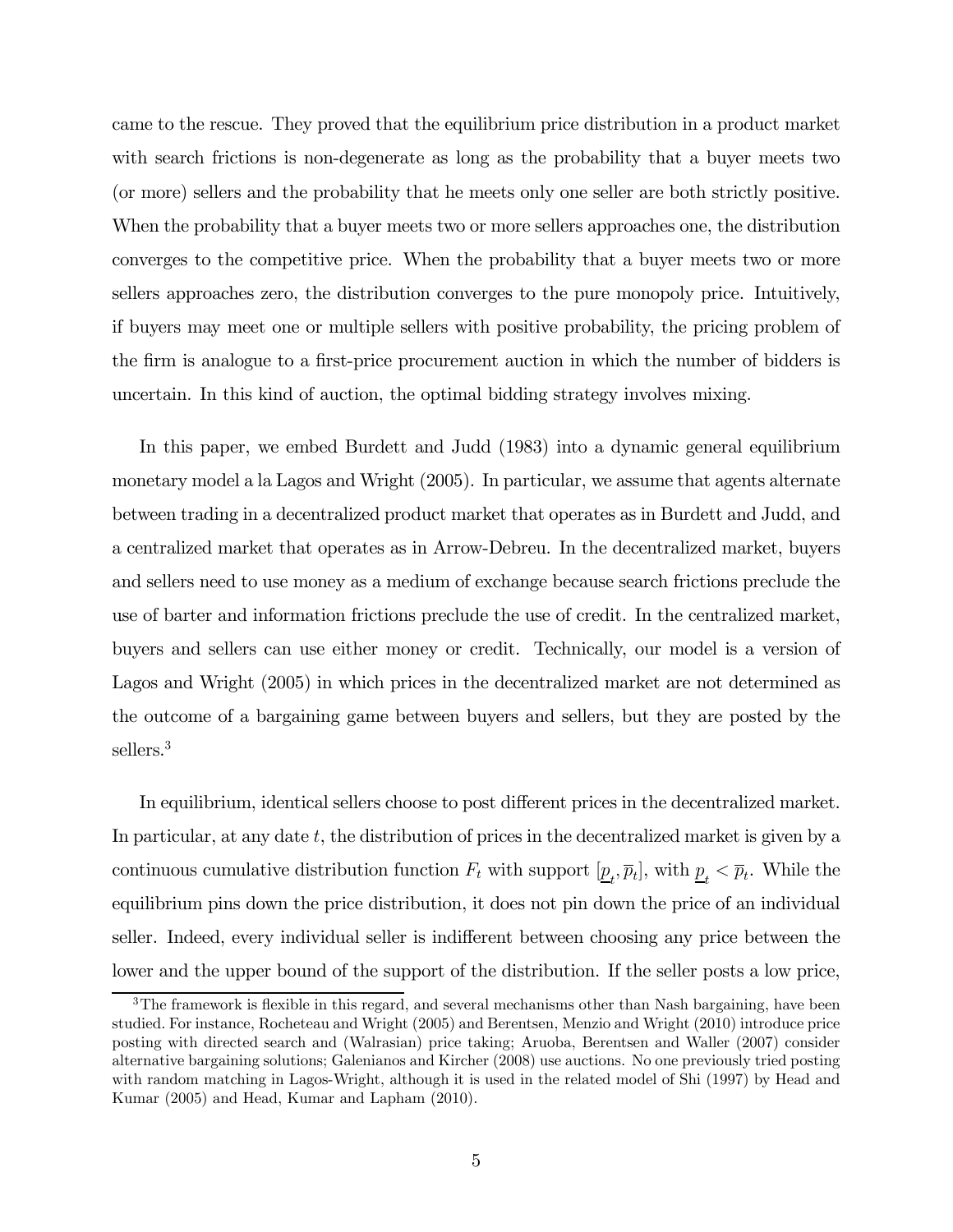came to the rescue. They proved that the equilibrium price distribution in a product market with search frictions is non-degenerate as long as the probability that a buyer meets two (or more) sellers and the probability that he meets only one seller are both strictly positive. When the probability that a buyer meets two or more sellers approaches one, the distribution converges to the competitive price. When the probability that a buyer meets two or more sellers approaches zero, the distribution converges to the pure monopoly price. Intuitively, if buyers may meet one or multiple sellers with positive probability, the pricing problem of the firm is analogue to a first-price procurement auction in which the number of bidders is uncertain. In this kind of auction, the optimal bidding strategy involves mixing.

In this paper, we embed Burdett and Judd (1983) into a dynamic general equilibrium monetary model a la Lagos and Wright (2005). In particular, we assume that agents alternate between trading in a decentralized product market that operates as in Burdett and Judd, and a centralized market that operates as in Arrow-Debreu. In the decentralized market, buyers and sellers need to use money as a medium of exchange because search frictions preclude the use of barter and information frictions preclude the use of credit. In the centralized market, buyers and sellers can use either money or credit. Technically, our model is a version of Lagos and Wright (2005) in which prices in the decentralized market are not determined as the outcome of a bargaining game between buyers and sellers, but they are posted by the sellers.[3]

In equilibrium, identical sellers choose to post different prices in the decentralized market. In particular, at any date $t$, the distribution of prices in the decentralized market is given by a continuous cumulative distribution function $F_t$ with support $[\underline{p}_t, \overline{p}_t]$, with $\underline{p}_t < \overline{p}_t$. While the equilibrium pins down the price distribution, it does not pin down the price of an individual seller. Indeed, every individual seller is indifferent between choosing any price between the lower and the upper bound of the support of the distribution. If the seller posts a low price,

[3] The framework is flexible in this regard, and several mechanisms other than Nash bargaining, have been studied. For instance, Rocheteau and Wright (2005) and Berentsen, Menzio and Wright (2010) introduce price posting with directed search and (Walrasian) price taking; Aruoba, Berentsen and Waller (2007) consider alternative bargaining solutions; Galenianos and Kircher (2008) use auctions. No one previously tried posting with random matching in Lagos-Wright, although it is used in the related model of Shi (1997) by Head and Kumar (2005) and Head, Kumar and Lapham (2010).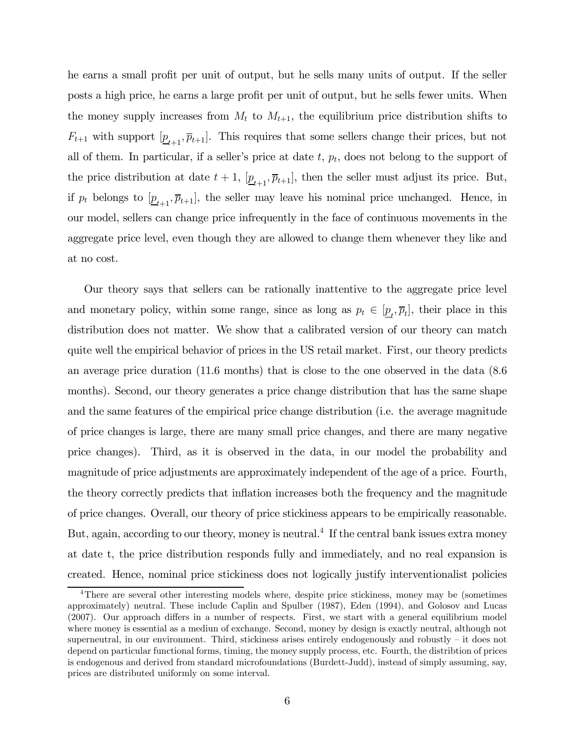he earns a small profit per unit of output, but he sells many units of output. If the seller posts a high price, he earns a large profit per unit of output, but he sells fewer units. When the money supply increases from $M_t$ to $M_{t+1}$, the equilibrium price distribution shifts to $F_{t+1}$ with support $[\underline{p}_{t+1}, \overline{p}_{t+1}]$. This requires that some sellers change their prices, but not all of them. In particular, if a seller's price at date $t$, $p_t$, does not belong to the support of the price distribution at date $t+1$, $[\underline{p}_{t+1}, \overline{p}_{t+1}]$, then the seller must adjust its price. But, if $p_t$ belongs to $[\underline{p}_{t+1}, \overline{p}_{t+1}]$, the seller may leave his nominal price unchanged. Hence, in our model, sellers can change price infrequently in the face of continuous movements in the aggregate price level, even though they are allowed to change them whenever they like and at no cost.

Our theory says that sellers can be rationally inattentive to the aggregate price level and monetary policy, within some range, since as long as $p_t \in [\underline{p}_t, \overline{p}_t]$, their place in this distribution does not matter. We show that a calibrated version of our theory can match quite well the empirical behavior of prices in the US retail market. First, our theory predicts an average price duration (11.6 months) that is close to the one observed in the data (8.6 months). Second, our theory generates a price change distribution that has the same shape and the same features of the empirical price change distribution (i.e. the average magnitude of price changes is large, there are many small price changes, and there are many negative price changes). Third, as it is observed in the data, in our model the probability and magnitude of price adjustments are approximately independent of the age of a price. Fourth, the theory correctly predicts that inflation increases both the frequency and the magnitude of price changes. Overall, our theory of price stickiness appears to be empirically reasonable. But, again, according to our theory, money is neutral.[4] If the central bank issues extra money at date t, the price distribution responds fully and immediately, and no real expansion is created. Hence, nominal price stickiness does not logically justify interventionalist policies

[4] There are several other interesting models where, despite price stickiness, money may be (sometimes approximately) neutral. These include Caplin and Spulber (1987), Eden (1994), and Golosov and Lucas (2007). Our approach differs in a number of respects. First, we start with a general equilibrium model where money is essential as a mediun of exchange. Second, money by design is exactly neutral, although not superneutral, in our environment. Third, stickiness arises entirely endogenously and robustly – it does not depend on particular functional forms, timing, the money supply process, etc. Fourth, the distribtion of prices is endogenous and derived from standard microfoundations (Burdett-Judd), instead of simply assuming, say, prices are distributed uniformly on some interval.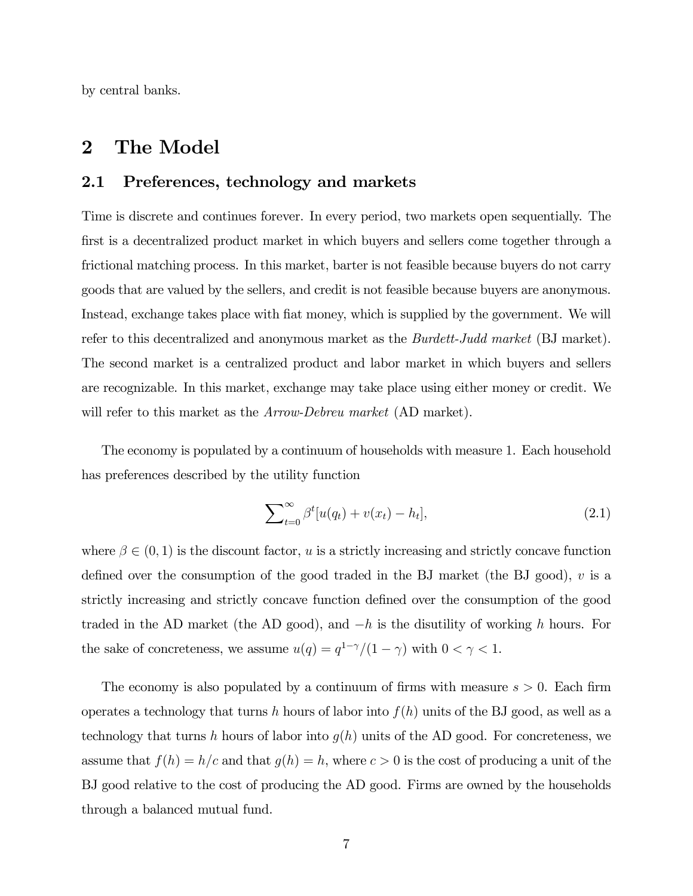by central banks.

# 2 The Model

## 2.1 Preferences, technology and markets

Time is discrete and continues forever. In every period, two markets open sequentially. The first is a decentralized product market in which buyers and sellers come together through a frictional matching process. In this market, barter is not feasible because buyers do not carry goods that are valued by the sellers, and credit is not feasible because buyers are anonymous. Instead, exchange takes place with fiat money, which is supplied by the government. We will refer to this decentralized and anonymous market as the *Burdett-Judd market* (BJ market). The second market is a centralized product and labor market in which buyers and sellers are recognizable. In this market, exchange may take place using either money or credit. We will refer to this market as the *Arrow-Debreu market* (AD market).

The economy is populated by a continuum of households with measure 1. Each household has preferences described by the utility function

$$\sum\nolimits_{t=0}^{\infty} \beta^t [u(q_t) + v(x_t) - h_t], \tag{2.1}$$

where $\beta \in (0,1)$ is the discount factor, $u$ is a strictly increasing and strictly concave function defined over the consumption of the good traded in the BJ market (the BJ good), $v$ is a strictly increasing and strictly concave function defined over the consumption of the good traded in the AD market (the AD good), and $-h$ is the disutility of working $h$ hours. For the sake of concreteness, we assume $u(q) = q^{1-\gamma}/(1-\gamma)$ with $0 < \gamma < 1$.

The economy is also populated by a continuum of firms with measure $s > 0$. Each firm operates a technology that turns $h$ hours of labor into $f(h)$ units of the BJ good, as well as a technology that turns $h$ hours of labor into $g(h)$ units of the AD good. For concreteness, we assume that $f(h) = h/c$ and that $g(h) = h$, where $c > 0$ is the cost of producing a unit of the BJ good relative to the cost of producing the AD good. Firms are owned by the households through a balanced mutual fund.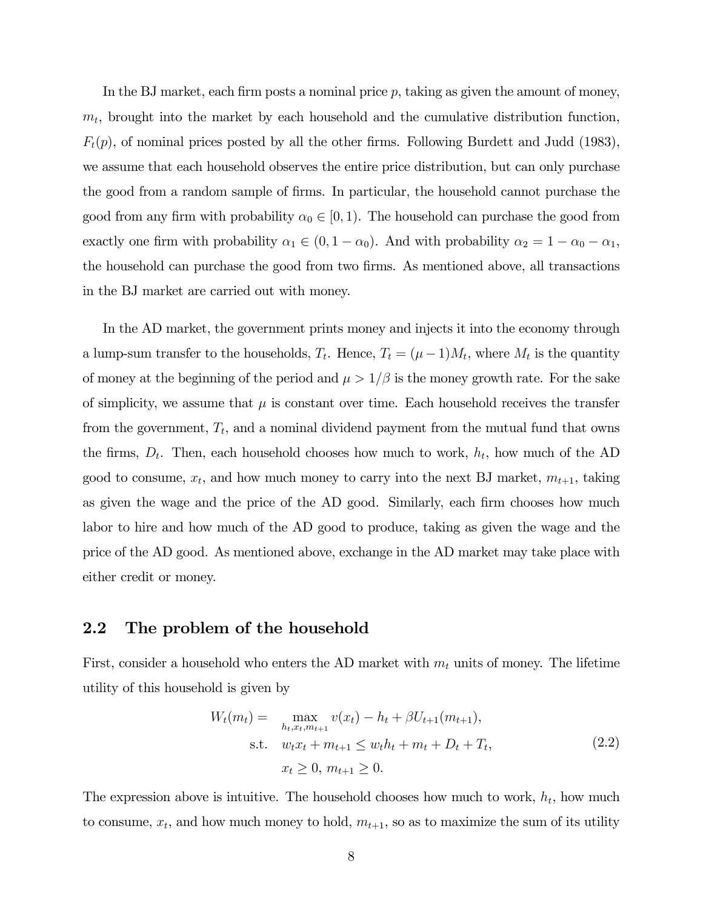In the BJ market, each firm posts a nominal price $p$, taking as given the amount of money, $m_t$, brought into the market by each household and the cumulative distribution function, $F_t(p)$, of nominal prices posted by all the other firms. Following Burdett and Judd (1983), we assume that each household observes the entire price distribution, but can only purchase the good from a random sample of firms. In particular, the household cannot purchase the good from any firm with probability $\alpha_0 \in [0, 1)$. The household can purchase the good from exactly one firm with probability $\alpha_1 \in (0, 1 - \alpha_0)$. And with probability $\alpha_2 = 1 - \alpha_0 - \alpha_1$, the household can purchase the good from two firms. As mentioned above, all transactions in the BJ market are carried out with money.

In the AD market, the government prints money and injects it into the economy through a lump-sum transfer to the households, $T_t$. Hence, $T_t = (\mu - 1)M_t$, where $M_t$ is the quantity of money at the beginning of the period and $\mu > 1/\beta$ is the money growth rate. For the sake of simplicity, we assume that $\mu$ is constant over time. Each household receives the transfer from the government, $T_t$, and a nominal dividend payment from the mutual fund that owns the firms, $D_t$. Then, each household chooses how much to work, $h_t$, how much of the AD good to consume, $x_t$, and how much money to carry into the next BJ market, $m_{t+1}$, taking as given the wage and the price of the AD good. Similarly, each firm chooses how much labor to hire and how much of the AD good to produce, taking as given the wage and the price of the AD good. As mentioned above, exchange in the AD market may take place with either credit or money.

## 2.2 The problem of the household

First, consider a household who enters the AD market with $m_t$ units of money. The lifetime utility of this household is given by

$$
\begin{aligned}
W_t(m_t) = \quad & \max_{h_t, x_t, m_{t+1}} v(x_t) - h_t + \beta U_{t+1}(m_{t+1}), \\
\text{s.t.} \quad & w_t x_t + m_{t+1} \leq w_t h_t + m_t + D_t + T_t, \\
& x_t \geq 0, \; m_{t+1} \geq 0.
\end{aligned}
\tag{2.2}
$$

The expression above is intuitive. The household chooses how much to work, $h_t$, how much to consume, $x_t$, and how much money to hold, $m_{t+1}$, so as to maximize the sum of its utility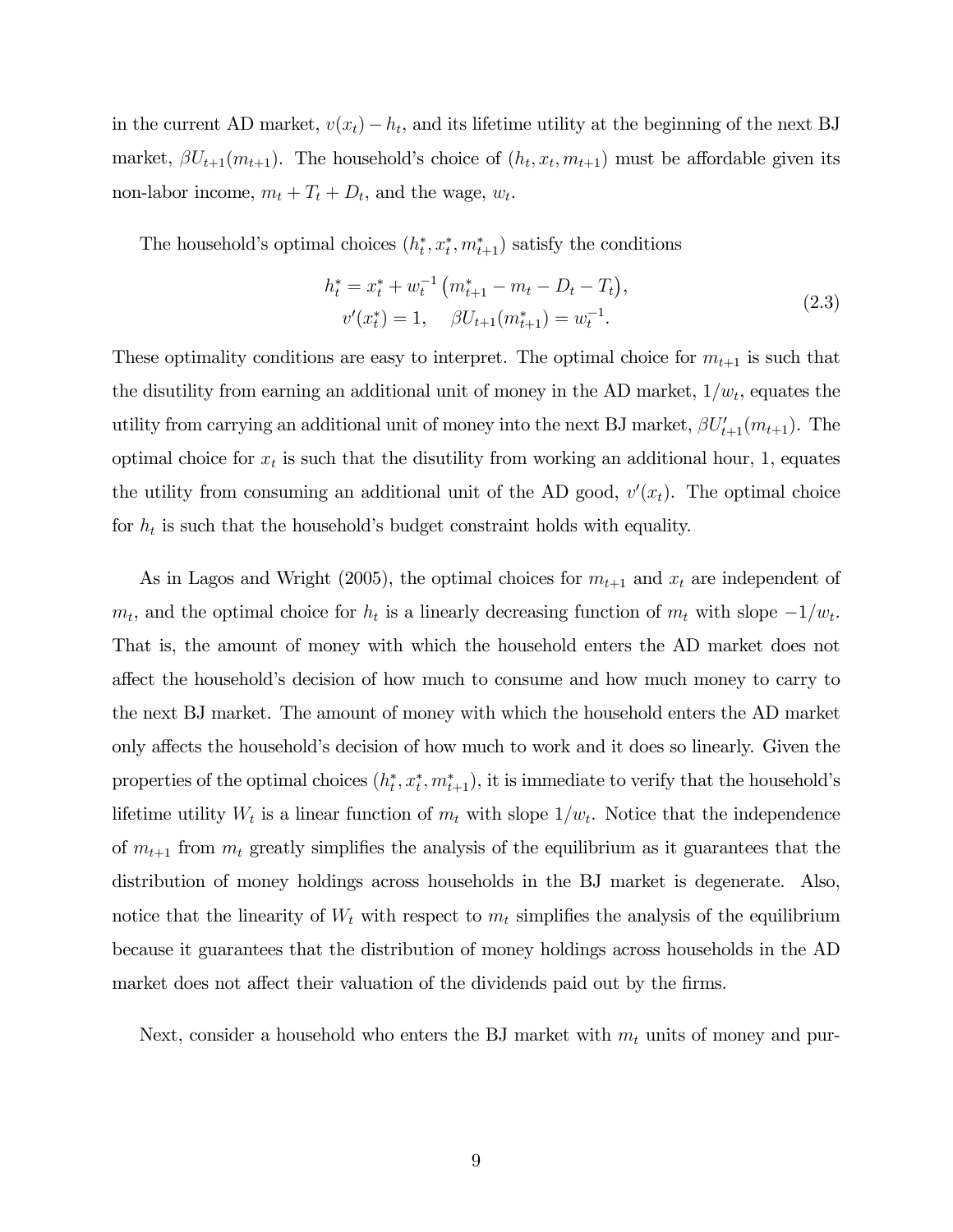in the current AD market, $v(x_t) - h_t$, and its lifetime utility at the beginning of the next BJ market, $\beta U_{t+1}(m_{t+1})$. The household's choice of $(h_t, x_t, m_{t+1})$ must be affordable given its non-labor income, $m_t + T_t + D_t$, and the wage, $w_t$.

The household's optimal choices $(h_t^*, x_t^*, m_{t+1}^*)$ satisfy the conditions

$$
\begin{gathered}
h_t^* = x_t^* + w_t^{-1}\left(m_{t+1}^* - m_t - D_t - T_t\right), \\
v'(x_t^*) = 1, \quad \beta U_{t+1}(m_{t+1}^*) = w_t^{-1}.
\end{gathered}
\tag{2.3}
$$

These optimality conditions are easy to interpret. The optimal choice for $m_{t+1}$ is such that the disutility from earning an additional unit of money in the AD market, $1/w_t$, equates the utility from carrying an additional unit of money into the next BJ market, $\beta U_{t+1}'(m_{t+1})$. The optimal choice for $x_t$ is such that the disutility from working an additional hour, 1, equates the utility from consuming an additional unit of the AD good, $v'(x_t)$. The optimal choice for $h_t$ is such that the household's budget constraint holds with equality.

As in Lagos and Wright (2005), the optimal choices for $m_{t+1}$ and $x_t$ are independent of $m_t$, and the optimal choice for $h_t$ is a linearly decreasing function of $m_t$ with slope $-1/w_t$. That is, the amount of money with which the household enters the AD market does not affect the household's decision of how much to consume and how much money to carry to the next BJ market. The amount of money with which the household enters the AD market only affects the household's decision of how much to work and it does so linearly. Given the properties of the optimal choices $(h_t^*, x_t^*, m_{t+1}^*)$, it is immediate to verify that the household's lifetime utility $W_t$ is a linear function of $m_t$ with slope $1/w_t$. Notice that the independence of $m_{t+1}$ from $m_t$ greatly simplifies the analysis of the equilibrium as it guarantees that the distribution of money holdings across households in the BJ market is degenerate. Also, notice that the linearity of $W_t$ with respect to $m_t$ simplifies the analysis of the equilibrium because it guarantees that the distribution of money holdings across households in the AD market does not affect their valuation of the dividends paid out by the firms.

Next, consider a household who enters the BJ market with $m_t$ units of money and pur-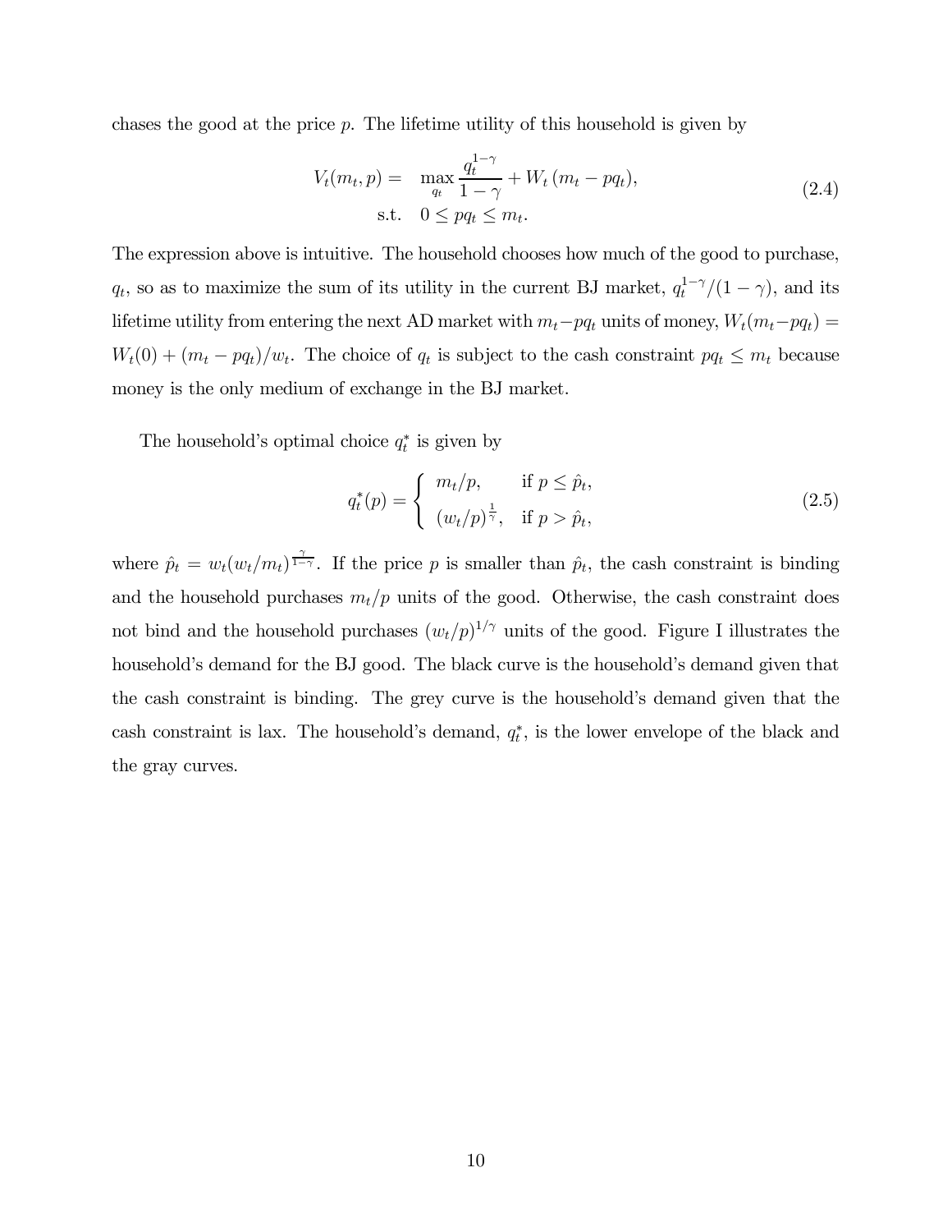chases the good at the price $p$. The lifetime utility of this household is given by

$$
\begin{aligned}
V_t(m_t, p) = \quad & \max_{q_t} \frac{q_t^{1-\gamma}}{1-\gamma} + W_t\left(m_t - pq_t\right), \\
\text{s.t.} \quad & 0 \leq pq_t \leq m_t.
\end{aligned} \tag{2.4}
$$

The expression above is intuitive. The household chooses how much of the good to purchase, $q_t$, so as to maximize the sum of its utility in the current BJ market, $q_t^{1-\gamma}/(1-\gamma)$, and its lifetime utility from entering the next AD market with $m_t - pq_t$ units of money, $W_t(m_t - pq_t) = W_t(0) + (m_t - pq_t)/w_t$. The choice of $q_t$ is subject to the cash constraint $pq_t \leq m_t$ because money is the only medium of exchange in the BJ market.

The household's optimal choice $q_t^*$ is given by

$$
q_t^*(p) = \begin{cases} m_t/p, & \text{if } p \leq \hat{p}_t, \\ (w_t/p)^{\frac{1}{\gamma}}, & \text{if } p > \hat{p}_t, \end{cases} \tag{2.5}
$$

where $\hat{p}_t = w_t(w_t/m_t)^{\frac{\gamma}{1-\gamma}}$. If the price $p$ is smaller than $\hat{p}_t$, the cash constraint is binding and the household purchases $m_t/p$ units of the good. Otherwise, the cash constraint does not bind and the household purchases $(w_t/p)^{1/\gamma}$ units of the good. Figure I illustrates the household's demand for the BJ good. The black curve is the household's demand given that the cash constraint is binding. The grey curve is the household's demand given that the cash constraint is lax. The household's demand, $q_t^*$, is the lower envelope of the black and the gray curves.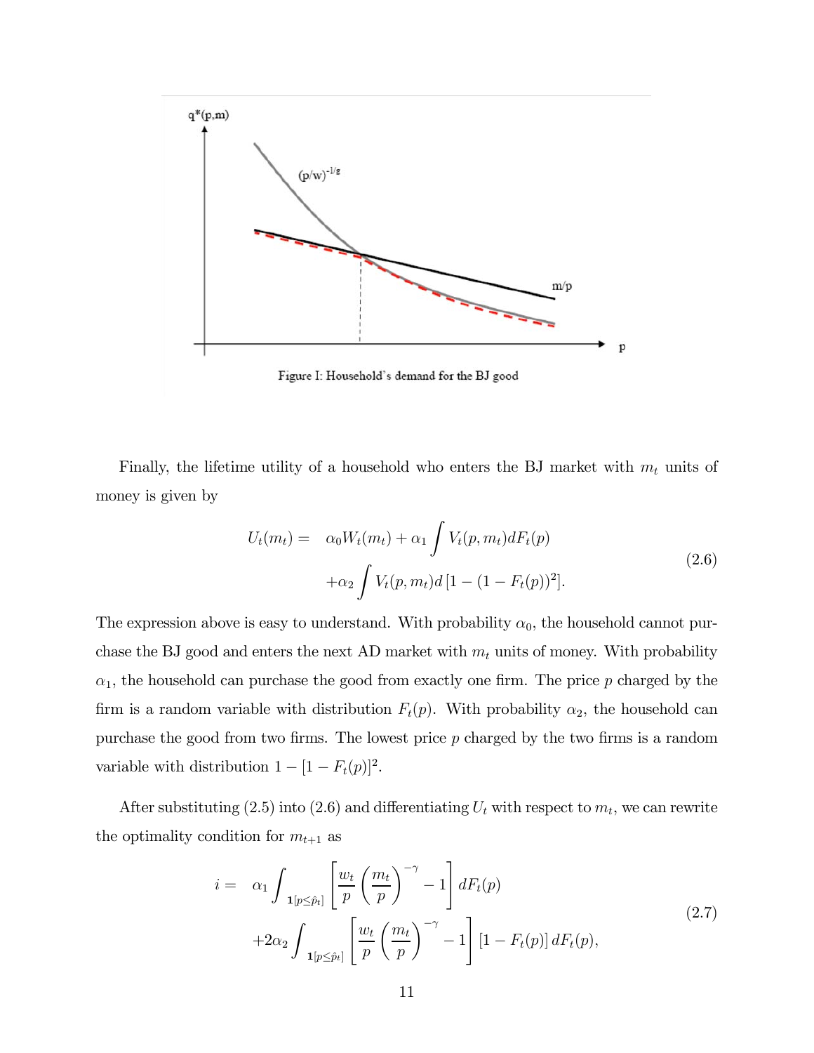Figure I: Household's demand for the BJ good

Finally, the lifetime utility of a household who enters the BJ market with $m_t$ units of money is given by

$$
\begin{aligned}
U_t(m_t) = \quad & \alpha_0 W_t(m_t) + \alpha_1 \int V_t(p, m_t) dF_t(p) \\
& + \alpha_2 \int V_t(p, m_t) d\left[1 - (1 - F_t(p))^2\right].
\end{aligned}
\tag{2.6}
$$

The expression above is easy to understand. With probability $\alpha_0$, the household cannot purchase the BJ good and enters the next AD market with $m_t$ units of money. With probability $\alpha_1$, the household can purchase the good from exactly one firm. The price $p$ charged by the firm is a random variable with distribution $F_t(p)$. With probability $\alpha_2$, the household can purchase the good from two firms. The lowest price $p$ charged by the two firms is a random variable with distribution $1 - [1 - F_t(p)]^2$.

After substituting (2.5) into (2.6) and differentiating $U_t$ with respect to $m_t$, we can rewrite the optimality condition for $m_{t+1}$ as

$$
\begin{aligned}
i = \quad & \alpha_1 \int_{\mathbf{1}[p \leq \hat{p}_t]} \left[ \frac{w_t}{p} \left( \frac{m_t}{p} \right)^{-\gamma} - 1 \right] dF_t(p) \\
& + 2\alpha_2 \int_{\mathbf{1}[p \leq \hat{p}_t]} \left[ \frac{w_t}{p} \left( \frac{m_t}{p} \right)^{-\gamma} - 1 \right] \left[1 - F_t(p)\right] dF_t(p),
\end{aligned}
\tag{2.7}
$$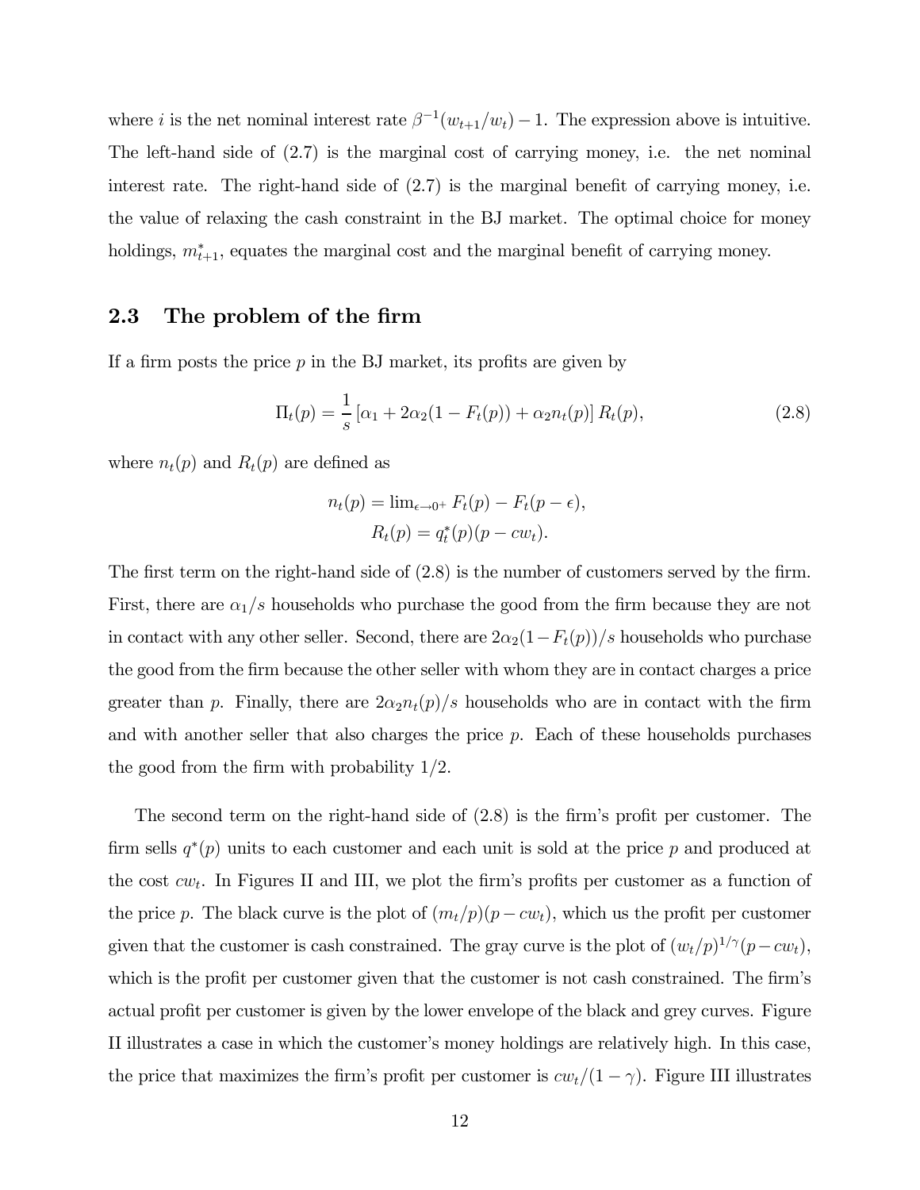where $i$ is the net nominal interest rate $\beta^{-1}(w_{t+1}/w_t) - 1$. The expression above is intuitive. The left-hand side of (2.7) is the marginal cost of carrying money, i.e. the net nominal interest rate. The right-hand side of (2.7) is the marginal benefit of carrying money, i.e. the value of relaxing the cash constraint in the BJ market. The optimal choice for money holdings, $m^*_{t+1}$, equates the marginal cost and the marginal benefit of carrying money.

## 2.3 The problem of the firm

If a firm posts the price $p$ in the BJ market, its profits are given by

$$\Pi_t(p) = \frac{1}{s}\left[\alpha_1 + 2\alpha_2(1 - F_t(p)) + \alpha_2 n_t(p)\right] R_t(p), \tag{2.8}$$

where $n_t(p)$ and $R_t(p)$ are defined as

$$n_t(p) = \lim_{\epsilon \to 0^+} F_t(p) - F_t(p - \epsilon),$$
$$R_t(p) = q^*_t(p)(p - cw_t).$$

The first term on the right-hand side of (2.8) is the number of customers served by the firm. First, there are $\alpha_1/s$ households who purchase the good from the firm because they are not in contact with any other seller. Second, there are $2\alpha_2(1 - F_t(p))/s$ households who purchase the good from the firm because the other seller with whom they are in contact charges a price greater than $p$. Finally, there are $2\alpha_2 n_t(p)/s$ households who are in contact with the firm and with another seller that also charges the price $p$. Each of these households purchases the good from the firm with probability 1/2.

The second term on the right-hand side of (2.8) is the firm's profit per customer. The firm sells $q^*(p)$ units to each customer and each unit is sold at the price $p$ and produced at the cost $cw_t$. In Figures II and III, we plot the firm's profits per customer as a function of the price $p$. The black curve is the plot of $(m_t/p)(p - cw_t)$, which us the profit per customer given that the customer is cash constrained. The gray curve is the plot of $(w_t/p)^{1/\gamma}(p - cw_t)$, which is the profit per customer given that the customer is not cash constrained. The firm's actual profit per customer is given by the lower envelope of the black and grey curves. Figure II illustrates a case in which the customer's money holdings are relatively high. In this case, the price that maximizes the firm's profit per customer is $cw_t/(1 - \gamma)$. Figure III illustrates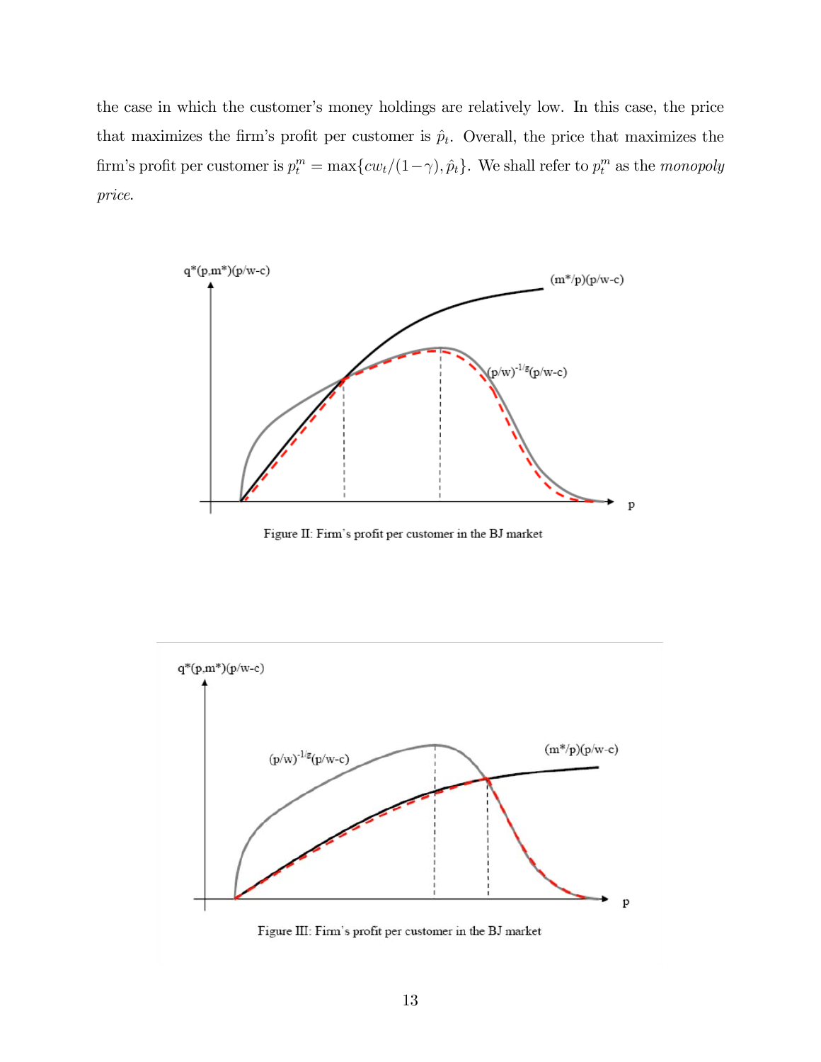the case in which the customer's money holdings are relatively low. In this case, the price that maximizes the firm's profit per customer is $\hat{p}_t$. Overall, the price that maximizes the firm's profit per customer is $p_t^m = \max\{cw_t/(1-\gamma), \hat{p}_t\}$. We shall refer to $p_t^m$ as the *monopoly price*.

Figure II: Firm's profit per customer in the BJ market

Figure III: Firm's profit per customer in the BJ market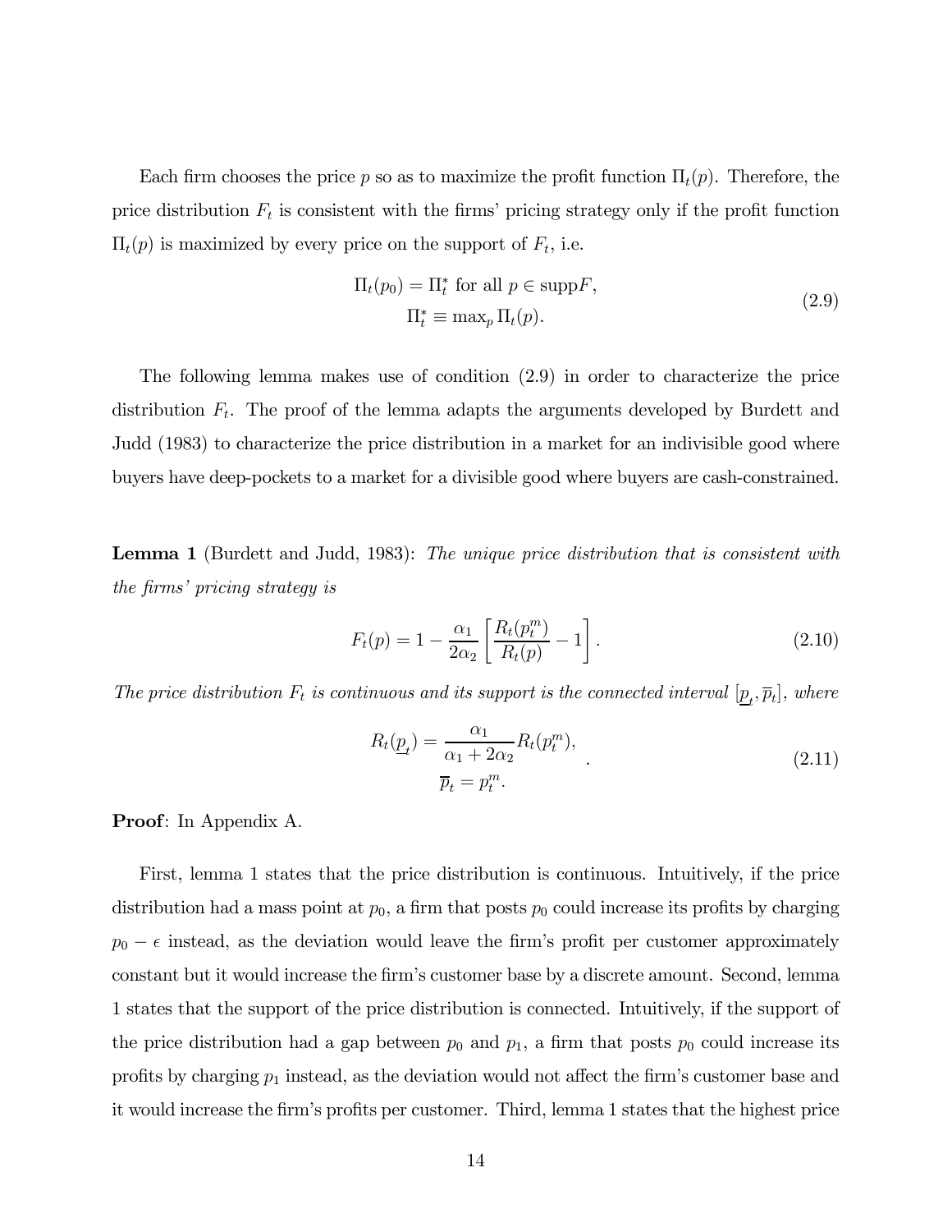Each firm chooses the price $p$ so as to maximize the profit function $\Pi_t(p)$. Therefore, the price distribution $F_t$ is consistent with the firms' pricing strategy only if the profit function $\Pi_t(p)$ is maximized by every price on the support of $F_t$, i.e.

$$
\begin{gathered}
\Pi_t(p_0) = \Pi_t^* \text{ for all } p \in \text{supp} F, \\
\Pi_t^* \equiv \max_p \Pi_t(p).
\end{gathered}
\tag{2.9}
$$

The following lemma makes use of condition (2.9) in order to characterize the price distribution $F_t$. The proof of the lemma adapts the arguments developed by Burdett and Judd (1983) to characterize the price distribution in a market for an indivisible good where buyers have deep-pockets to a market for a divisible good where buyers are cash-constrained.

**Lemma 1** (Burdett and Judd, 1983): *The unique price distribution that is consistent with the firms' pricing strategy is*

$$
F_t(p) = 1 - \frac{\alpha_1}{2\alpha_2}\left[\frac{R_t(p_t^m)}{R_t(p)} - 1\right].
\tag{2.10}
$$

*The price distribution $F_t$ is continuous and its support is the connected interval $[\underline{p}_t, \overline{p}_t]$, where*

$$
\begin{gathered}
R_t(\underline{p}_t) = \frac{\alpha_1}{\alpha_1 + 2\alpha_2} R_t(p_t^m), \\
\overline{p}_t = p_t^m.
\end{gathered}
\tag{2.11}
$$

**Proof**: In Appendix A.

First, lemma 1 states that the price distribution is continuous. Intuitively, if the price distribution had a mass point at $p_0$, a firm that posts $p_0$ could increase its profits by charging $p_0 - \epsilon$ instead, as the deviation would leave the firm's profit per customer approximately constant but it would increase the firm's customer base by a discrete amount. Second, lemma 1 states that the support of the price distribution is connected. Intuitively, if the support of the price distribution had a gap between $p_0$ and $p_1$, a firm that posts $p_0$ could increase its profits by charging $p_1$ instead, as the deviation would not affect the firm's customer base and it would increase the firm's profits per customer. Third, lemma 1 states that the highest price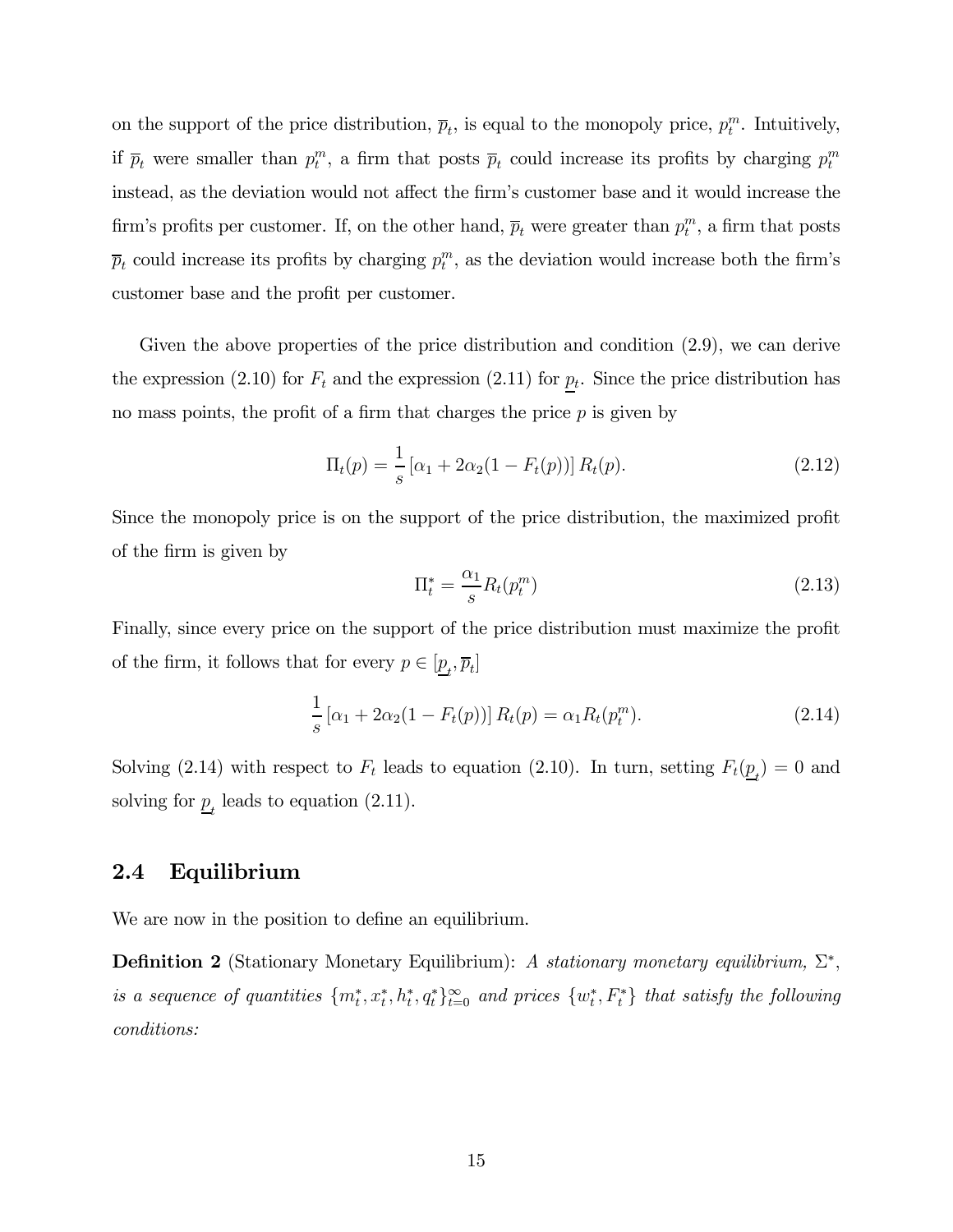on the support of the price distribution, $\overline{p}_t$, is equal to the monopoly price, $p_t^m$. Intuitively, if $\overline{p}_t$ were smaller than $p_t^m$, a firm that posts $\overline{p}_t$ could increase its profits by charging $p_t^m$ instead, as the deviation would not affect the firm's customer base and it would increase the firm's profits per customer. If, on the other hand, $\overline{p}_t$ were greater than $p_t^m$, a firm that posts $\overline{p}_t$ could increase its profits by charging $p_t^m$, as the deviation would increase both the firm's customer base and the profit per customer.

Given the above properties of the price distribution and condition (2.9), we can derive the expression (2.10) for $F_t$ and the expression (2.11) for $\underline{p}_t$. Since the price distribution has no mass points, the profit of a firm that charges the price $p$ is given by

$$\Pi_t(p) = \frac{1}{s}\left[\alpha_1 + 2\alpha_2(1 - F_t(p))\right] R_t(p). \tag{2.12}$$

Since the monopoly price is on the support of the price distribution, the maximized profit of the firm is given by

$$\Pi_t^* = \frac{\alpha_1}{s} R_t(p_t^m) \tag{2.13}$$

Finally, since every price on the support of the price distribution must maximize the profit of the firm, it follows that for every $p \in [\underline{p}_t, \overline{p}_t]$

$$\frac{1}{s}\left[\alpha_1 + 2\alpha_2(1 - F_t(p))\right] R_t(p) = \alpha_1 R_t(p_t^m). \tag{2.14}$$

Solving (2.14) with respect to $F_t$ leads to equation (2.10). In turn, setting $F_t(\underline{p}_t) = 0$ and solving for $\underline{p}_t$ leads to equation (2.11).

## 2.4 Equilibrium

We are now in the position to define an equilibrium.

**Definition 2** (Stationary Monetary Equilibrium): *A stationary monetary equilibrium, $\Sigma^*$, is a sequence of quantities $\{m_t^*, x_t^*, h_t^*, q_t^*\}_{t=0}^{\infty}$ and prices $\{w_t^*, F_t^*\}$ that satisfy the following conditions:*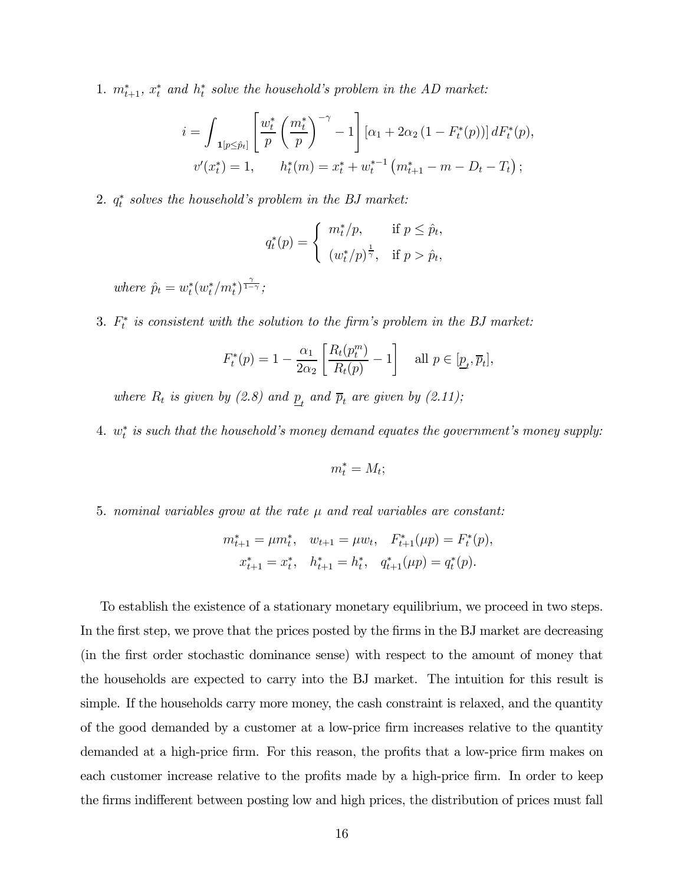1. *$m_{t+1}^*$, $x_t^*$ and $h_t^*$ solve the household's problem in the AD market:*

$$i = \int_{\mathbf{1}[p \leq \hat{p}_t]} \left[ \frac{w_t^*}{p} \left( \frac{m_t^*}{p} \right)^{-\gamma} - 1 \right] \left[ \alpha_1 + 2\alpha_2 \left(1 - F_t^*(p)\right) \right] dF_t^*(p),$$

$$v'(x_t^*) = 1, \qquad h_t^*(m) = x_t^* + w_t^{*-1} \left( m_{t+1}^* - m - D_t - T_t \right);$$

2. *$q_t^*$ solves the household's problem in the BJ market:*

$$q_t^*(p) = \begin{cases} m_t^*/p, & \text{if } p \leq \hat{p}_t, \\ (w_t^*/p)^{\frac{1}{\gamma}}, & \text{if } p > \hat{p}_t, \end{cases}$$

*where $\hat{p}_t = w_t^*(w_t^*/m_t^*)^{\frac{\gamma}{1-\gamma}}$;*

3. *$F_t^*$ is consistent with the solution to the firm's problem in the BJ market:*

$$F_t^*(p) = 1 - \frac{\alpha_1}{2\alpha_2} \left[ \frac{R_t(p_t^m)}{R_t(p)} - 1 \right] \quad \text{all } p \in [\underline{p}_t, \overline{p}_t],$$

*where $R_t$ is given by (2.8) and $\underline{p}_t$ and $\overline{p}_t$ are given by (2.11);*

4. *$w_t^*$ is such that the household's money demand equates the government's money supply:*

$$m_t^* = M_t;$$

5. *nominal variables grow at the rate $\mu$ and real variables are constant:*

$$m_{t+1}^* = \mu m_t^*, \quad w_{t+1} = \mu w_t, \quad F_{t+1}^*(\mu p) = F_t^*(p),$$
$$x_{t+1}^* = x_t^*, \quad h_{t+1}^* = h_t^*, \quad q_{t+1}^*(\mu p) = q_t^*(p).$$

To establish the existence of a stationary monetary equilibrium, we proceed in two steps. In the first step, we prove that the prices posted by the firms in the BJ market are decreasing (in the first order stochastic dominance sense) with respect to the amount of money that the households are expected to carry into the BJ market. The intuition for this result is simple. If the households carry more money, the cash constraint is relaxed, and the quantity of the good demanded by a customer at a low-price firm increases relative to the quantity demanded at a high-price firm. For this reason, the profits that a low-price firm makes on each customer increase relative to the profits made by a high-price firm. In order to keep the firms indifferent between posting low and high prices, the distribution of prices must fall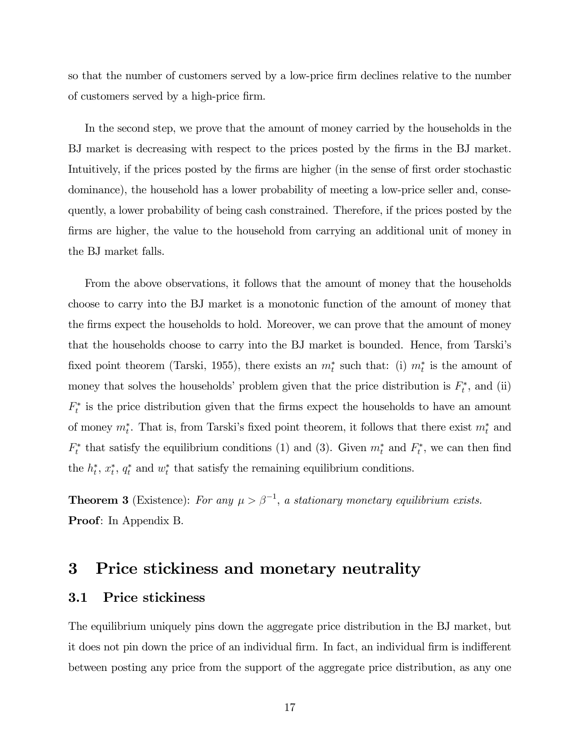so that the number of customers served by a low-price firm declines relative to the number of customers served by a high-price firm.

In the second step, we prove that the amount of money carried by the households in the BJ market is decreasing with respect to the prices posted by the firms in the BJ market. Intuitively, if the prices posted by the firms are higher (in the sense of first order stochastic dominance), the household has a lower probability of meeting a low-price seller and, consequently, a lower probability of being cash constrained. Therefore, if the prices posted by the firms are higher, the value to the household from carrying an additional unit of money in the BJ market falls.

From the above observations, it follows that the amount of money that the households choose to carry into the BJ market is a monotonic function of the amount of money that the firms expect the households to hold. Moreover, we can prove that the amount of money that the households choose to carry into the BJ market is bounded. Hence, from Tarski's fixed point theorem (Tarski, 1955), there exists an $m_t^*$ such that: (i) $m_t^*$ is the amount of money that solves the households' problem given that the price distribution is $F_t^*$, and (ii) $F_t^*$ is the price distribution given that the firms expect the households to have an amount of money $m_t^*$. That is, from Tarski's fixed point theorem, it follows that there exist $m_t^*$ and $F_t^*$ that satisfy the equilibrium conditions (1) and (3). Given $m_t^*$ and $F_t^*$, we can then find the $h_t^*$, $x_t^*$, $q_t^*$ and $w_t^*$ that satisfy the remaining equilibrium conditions.

**Theorem 3** (Existence): *For any $\mu > \beta^{-1}$, a stationary monetary equilibrium exists.*
**Proof**: In Appendix B.

# 3 Price stickiness and monetary neutrality

## 3.1 Price stickiness

The equilibrium uniquely pins down the aggregate price distribution in the BJ market, but it does not pin down the price of an individual firm. In fact, an individual firm is indifferent between posting any price from the support of the aggregate price distribution, as any one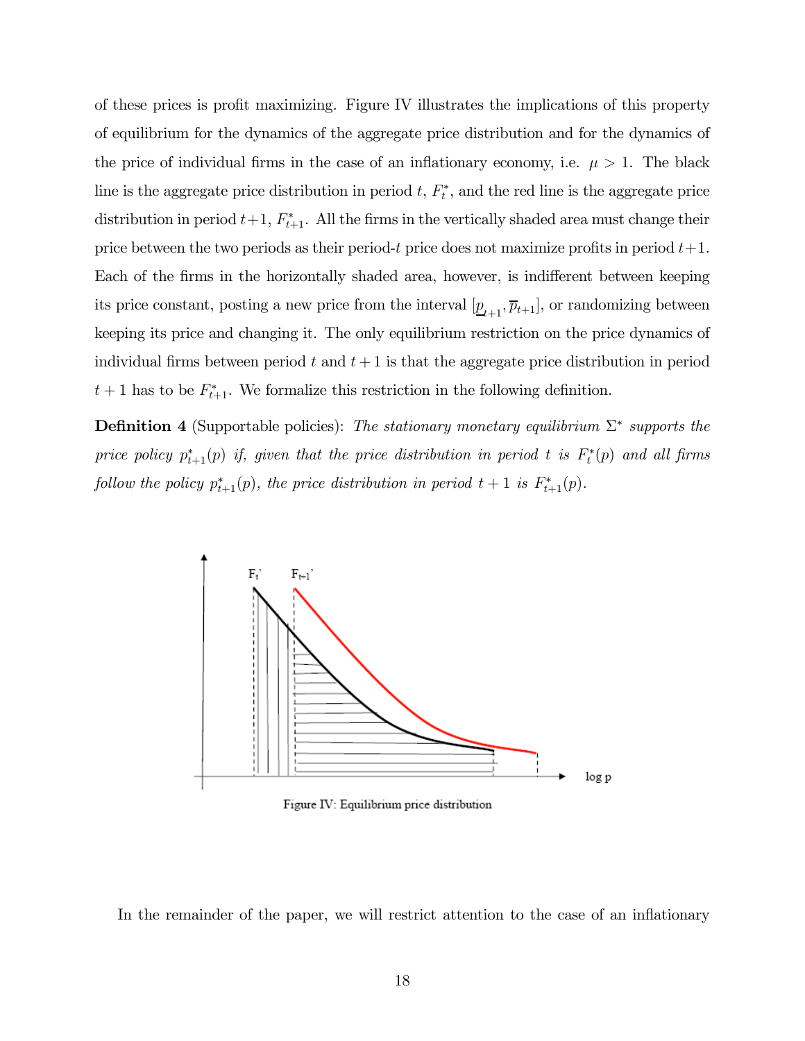of these prices is profit maximizing. Figure IV illustrates the implications of this property of equilibrium for the dynamics of the aggregate price distribution and for the dynamics of the price of individual firms in the case of an inflationary economy, i.e. $\mu > 1$. The black line is the aggregate price distribution in period $t$, $F_t^*$, and the red line is the aggregate price distribution in period $t+1$, $F_{t+1}^*$. All the firms in the vertically shaded area must change their price between the two periods as their period-$t$ price does not maximize profits in period $t+1$. Each of the firms in the horizontally shaded area, however, is indifferent between keeping its price constant, posting a new price from the interval $[\underline{p}_{t+1}, \overline{p}_{t+1}]$, or randomizing between keeping its price and changing it. The only equilibrium restriction on the price dynamics of individual firms between period $t$ and $t+1$ is that the aggregate price distribution in period $t+1$ has to be $F_{t+1}^*$. We formalize this restriction in the following definition.

**Definition 4** (Supportable policies): *The stationary monetary equilibrium $\Sigma^*$ supports the price policy $p_{t+1}^*(p)$ if, given that the price distribution in period $t$ is $F_t^*(p)$ and all firms follow the policy $p_{t+1}^*(p)$, the price distribution in period $t+1$ is $F_{t+1}^*(p)$.*

Figure IV: Equilibrium price distribution

In the remainder of the paper, we will restrict attention to the case of an inflationary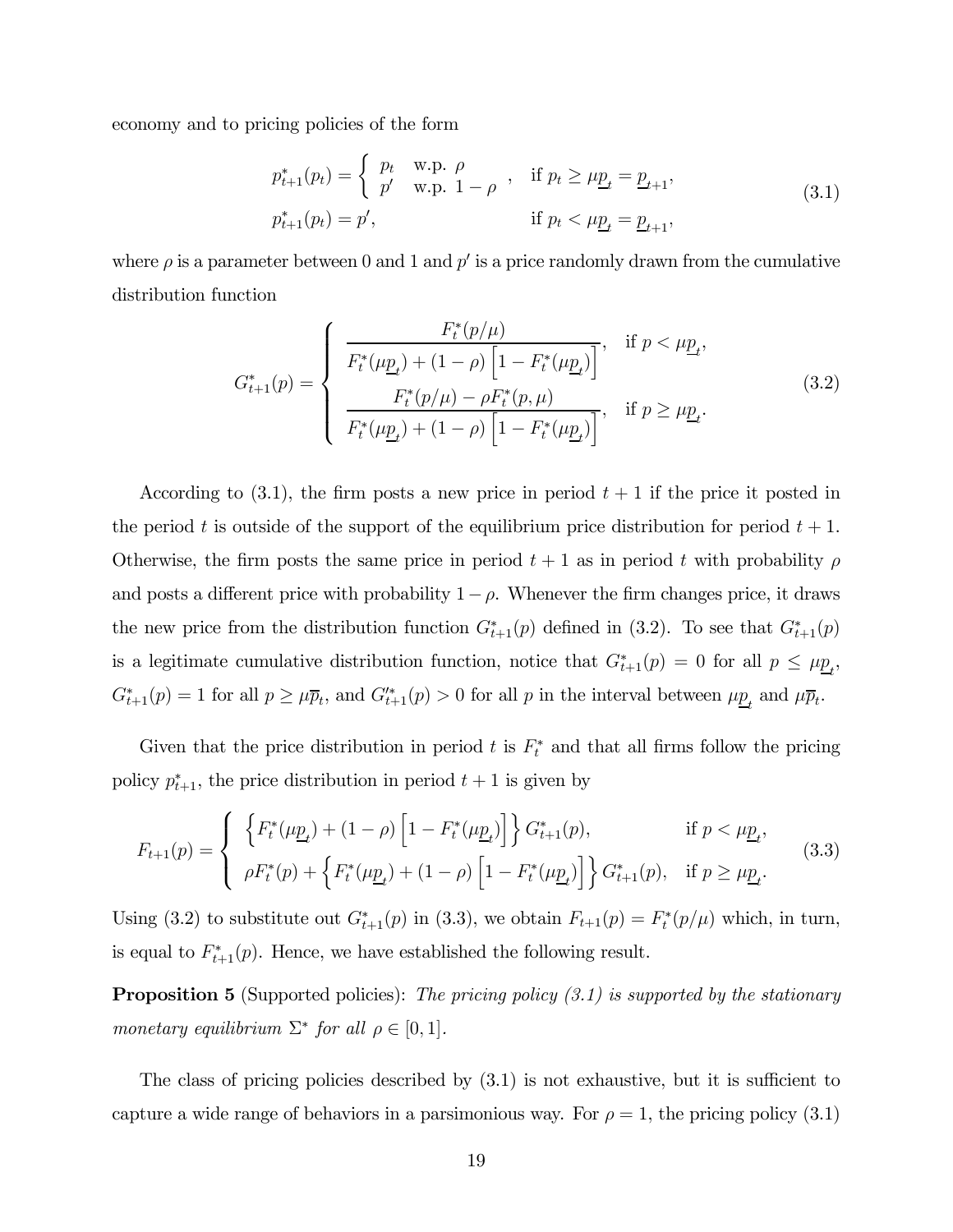economy and to pricing policies of the form

$$
\begin{aligned}
p^*_{t+1}(p_t) &= \left\{ \begin{array}{ll} p_t & \text{w.p. } \rho \\ p' & \text{w.p. } 1-\rho \end{array} \right. , \quad \text{if } p_t \geq \mu \underline{p}_t = \underline{p}_{t+1}, \\
p^*_{t+1}(p_t) &= p', \qquad\qquad\qquad\quad \text{if } p_t < \mu \underline{p}_t = \underline{p}_{t+1},
\end{aligned}
\tag{3.1}
$$

where $\rho$ is a parameter between 0 and 1 and $p'$ is a price randomly drawn from the cumulative distribution function

$$
G^*_{t+1}(p) = \left\{ \begin{array}{ll} \dfrac{F^*_t(p/\mu)}{F^*_t(\mu \underline{p}_t) + (1-\rho)\left[1 - F^*_t(\mu \underline{p}_t)\right]}, & \text{if } p < \mu \underline{p}_t, \\ \dfrac{F^*_t(p/\mu) - \rho F^*_t(p, \mu)}{F^*_t(\mu \underline{p}_t) + (1-\rho)\left[1 - F^*_t(\mu \underline{p}_t)\right]}, & \text{if } p \geq \mu \underline{p}_t. \end{array} \right.
\tag{3.2}
$$

According to (3.1), the firm posts a new price in period $t+1$ if the price it posted in the period $t$ is outside of the support of the equilibrium price distribution for period $t+1$. Otherwise, the firm posts the same price in period $t+1$ as in period $t$ with probability $\rho$ and posts a different price with probability $1-\rho$. Whenever the firm changes price, it draws the new price from the distribution function $G^*_{t+1}(p)$ defined in (3.2). To see that $G^*_{t+1}(p)$ is a legitimate cumulative distribution function, notice that $G^*_{t+1}(p) = 0$ for all $p \leq \mu \underline{p}_t$, $G^*_{t+1}(p) = 1$ for all $p \geq \mu \overline{p}_t$, and $G'^*_{t+1}(p) > 0$ for all $p$ in the interval between $\mu \underline{p}_t$ and $\mu \overline{p}_t$.

Given that the price distribution in period $t$ is $F^*_t$ and that all firms follow the pricing policy $p^*_{t+1}$, the price distribution in period $t+1$ is given by

$$
F_{t+1}(p) = \left\{ \begin{array}{ll} \left\{ F^*_t(\mu \underline{p}_t) + (1-\rho)\left[1 - F^*_t(\mu \underline{p}_t)\right] \right\} G^*_{t+1}(p), & \text{if } p < \mu \underline{p}_t, \\ \rho F^*_t(p) + \left\{ F^*_t(\mu \underline{p}_t) + (1-\rho)\left[1 - F^*_t(\mu \underline{p}_t)\right] \right\} G^*_{t+1}(p), & \text{if } p \geq \mu \underline{p}_t. \end{array} \right.
\tag{3.3}
$$

Using (3.2) to substitute out $G^*_{t+1}(p)$ in (3.3), we obtain $F_{t+1}(p) = F^*_t(p/\mu)$ which, in turn, is equal to $F^*_{t+1}(p)$. Hence, we have established the following result.

**Proposition 5** (Supported policies): *The pricing policy (3.1) is supported by the stationary monetary equilibrium $\Sigma^*$ for all $\rho \in [0, 1]$.*

The class of pricing policies described by (3.1) is not exhaustive, but it is sufficient to capture a wide range of behaviors in a parsimonious way. For $\rho = 1$, the pricing policy (3.1)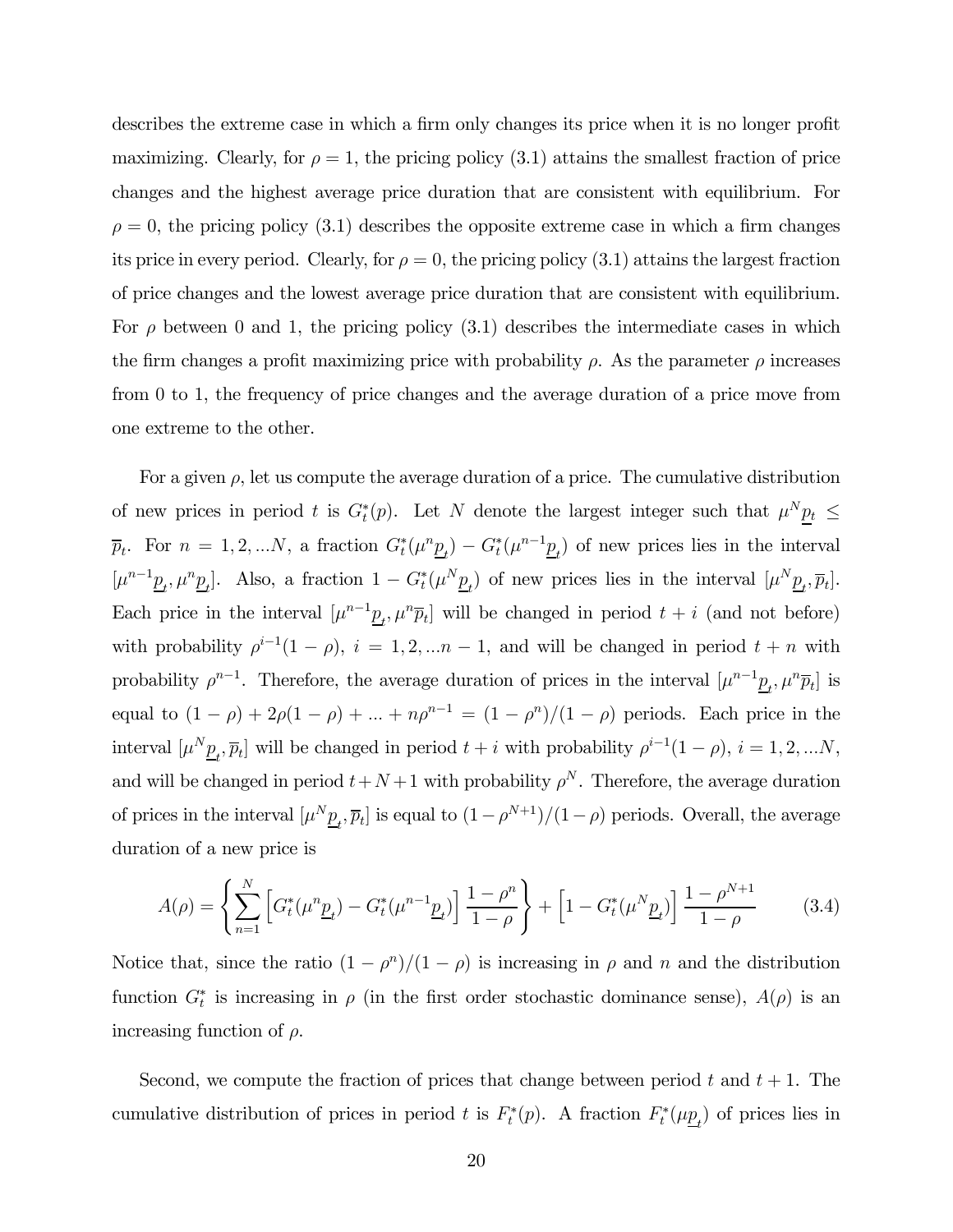describes the extreme case in which a firm only changes its price when it is no longer profit maximizing. Clearly, for $\rho = 1$, the pricing policy (3.1) attains the smallest fraction of price changes and the highest average price duration that are consistent with equilibrium. For $\rho = 0$, the pricing policy (3.1) describes the opposite extreme case in which a firm changes its price in every period. Clearly, for $\rho = 0$, the pricing policy (3.1) attains the largest fraction of price changes and the lowest average price duration that are consistent with equilibrium. For $\rho$ between 0 and 1, the pricing policy (3.1) describes the intermediate cases in which the firm changes a profit maximizing price with probability $\rho$. As the parameter $\rho$ increases from 0 to 1, the frequency of price changes and the average duration of a price move from one extreme to the other.

For a given $\rho$, let us compute the average duration of a price. The cumulative distribution of new prices in period $t$ is $G_t^*(p)$. Let $N$ denote the largest integer such that $\mu^N \underline{p}_t \leq \overline{p}_t$. For $n = 1, 2, ...N$, a fraction $G_t^*(\mu^n \underline{p}_t) - G_t^*(\mu^{n-1} \underline{p}_t)$ of new prices lies in the interval $[\mu^{n-1} \underline{p}_t, \mu^n \underline{p}_t]$. Also, a fraction $1 - G_t^*(\mu^N \underline{p}_t)$ of new prices lies in the interval $[\mu^N \underline{p}_t, \overline{p}_t]$. Each price in the interval $[\mu^{n-1} \underline{p}_t, \mu^n \overline{p}_t]$ will be changed in period $t + i$ (and not before) with probability $\rho^{i-1}(1 - \rho)$, $i = 1, 2, ...n - 1$, and will be changed in period $t + n$ with probability $\rho^{n-1}$. Therefore, the average duration of prices in the interval $[\mu^{n-1} \underline{p}_t, \mu^n \overline{p}_t]$ is equal to $(1 - \rho) + 2\rho(1 - \rho) + ... + n\rho^{n-1} = (1 - \rho^n)/(1 - \rho)$ periods. Each price in the interval $[\mu^N \underline{p}_t, \overline{p}_t]$ will be changed in period $t + i$ with probability $\rho^{i-1}(1 - \rho)$, $i = 1, 2, ...N$, and will be changed in period $t + N + 1$ with probability $\rho^N$. Therefore, the average duration of prices in the interval $[\mu^N \underline{p}_t, \overline{p}_t]$ is equal to $(1 - \rho^{N+1})/(1 - \rho)$ periods. Overall, the average duration of a new price is

$$A(\rho) = \left\{ \sum_{n=1}^{N} \left[ G_t^*(\mu^n \underline{p}_t) - G_t^*(\mu^{n-1} \underline{p}_t) \right] \frac{1 - \rho^n}{1 - \rho} \right\} + \left[ 1 - G_t^*(\mu^N \underline{p}_t) \right] \frac{1 - \rho^{N+1}}{1 - \rho} \tag{3.4}$$

Notice that, since the ratio $(1 - \rho^n)/(1 - \rho)$ is increasing in $\rho$ and $n$ and the distribution function $G_t^*$ is increasing in $\rho$ (in the first order stochastic dominance sense), $A(\rho)$ is an increasing function of $\rho$.

Second, we compute the fraction of prices that change between period $t$ and $t + 1$. The cumulative distribution of prices in period $t$ is $F_t^*(p)$. A fraction $F_t^*(\mu \underline{p}_t)$ of prices lies in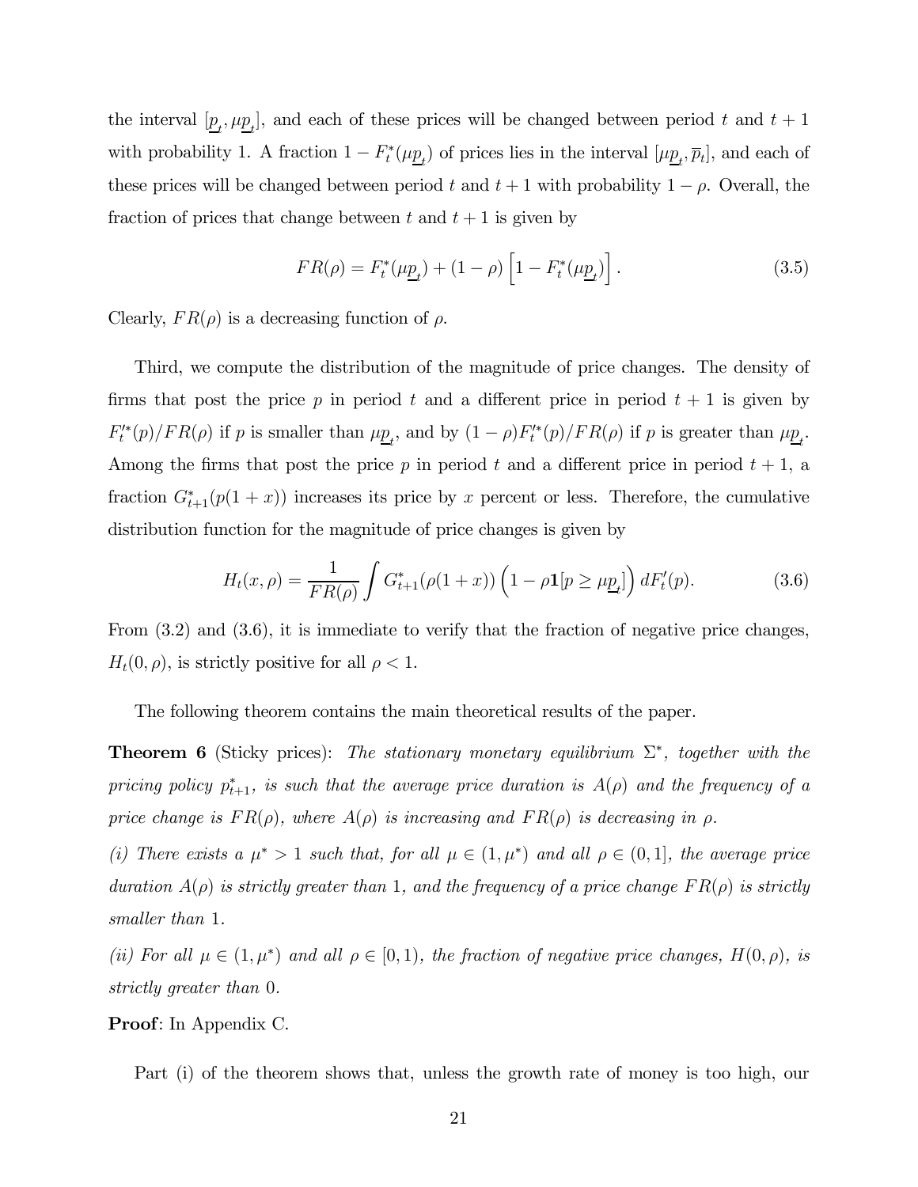the interval $[\underline{p}_t, \mu\underline{p}_t]$, and each of these prices will be changed between period $t$ and $t+1$ with probability 1. A fraction $1 - F_t^*(\mu\underline{p}_t)$ of prices lies in the interval $[\mu\underline{p}_t, \overline{p}_t]$, and each of these prices will be changed between period $t$ and $t+1$ with probability $1-\rho$. Overall, the fraction of prices that change between $t$ and $t+1$ is given by

$$FR(\rho) = F_t^*(\mu\underline{p}_t) + (1-\rho)\left[1 - F_t^*(\mu\underline{p}_t)\right]. \tag{3.5}$$

Clearly, $FR(\rho)$ is a decreasing function of $\rho$.

Third, we compute the distribution of the magnitude of price changes. The density of firms that post the price $p$ in period $t$ and a different price in period $t+1$ is given by $F_t'^*(p)/FR(\rho)$ if $p$ is smaller than $\mu\underline{p}_t$, and by $(1-\rho)F_t'^*(p)/FR(\rho)$ if $p$ is greater than $\mu\underline{p}_t$. Among the firms that post the price $p$ in period $t$ and a different price in period $t+1$, a fraction $G_{t+1}^*(p(1+x))$ increases its price by $x$ percent or less. Therefore, the cumulative distribution function for the magnitude of price changes is given by

$$H_t(x,\rho) = \frac{1}{FR(\rho)} \int G_{t+1}^*(\rho(1+x)) \left(1 - \rho \mathbf{1}[p \geq \mu\underline{p}_t]\right) dF_t'(p). \tag{3.6}$$

From (3.2) and (3.6), it is immediate to verify that the fraction of negative price changes, $H_t(0,\rho)$, is strictly positive for all $\rho < 1$.

The following theorem contains the main theoretical results of the paper.

**Theorem 6** (Sticky prices): *The stationary monetary equilibrium $\Sigma^*$, together with the pricing policy $p_{t+1}^*$, is such that the average price duration is $A(\rho)$ and the frequency of a price change is $FR(\rho)$, where $A(\rho)$ is increasing and $FR(\rho)$ is decreasing in $\rho$.*

*(i) There exists a $\mu^* > 1$ such that, for all $\mu \in (1, \mu^*)$ and all $\rho \in (0,1]$, the average price duration $A(\rho)$ is strictly greater than 1, and the frequency of a price change $FR(\rho)$ is strictly smaller than 1.*

*(ii) For all $\mu \in (1, \mu^*)$ and all $\rho \in [0,1)$, the fraction of negative price changes, $H(0,\rho)$, is strictly greater than 0.*

**Proof**: In Appendix C.

Part (i) of the theorem shows that, unless the growth rate of money is too high, our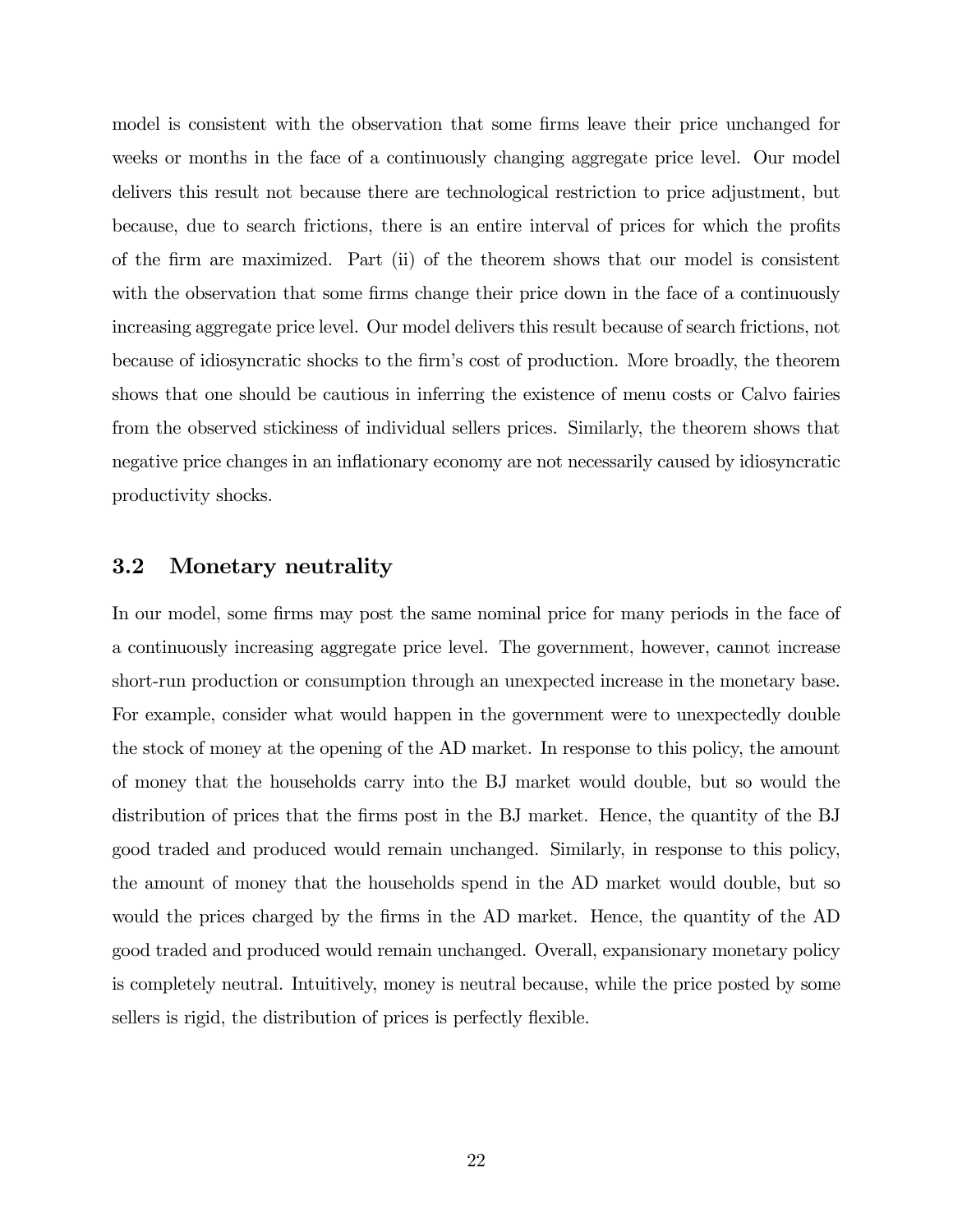model is consistent with the observation that some firms leave their price unchanged for weeks or months in the face of a continuously changing aggregate price level. Our model delivers this result not because there are technological restriction to price adjustment, but because, due to search frictions, there is an entire interval of prices for which the profits of the firm are maximized. Part (ii) of the theorem shows that our model is consistent with the observation that some firms change their price down in the face of a continuously increasing aggregate price level. Our model delivers this result because of search frictions, not because of idiosyncratic shocks to the firm's cost of production. More broadly, the theorem shows that one should be cautious in inferring the existence of menu costs or Calvo fairies from the observed stickiness of individual sellers prices. Similarly, the theorem shows that negative price changes in an inflationary economy are not necessarily caused by idiosyncratic productivity shocks.

### 3.2 Monetary neutrality

In our model, some firms may post the same nominal price for many periods in the face of a continuously increasing aggregate price level. The government, however, cannot increase short-run production or consumption through an unexpected increase in the monetary base. For example, consider what would happen in the government were to unexpectedly double the stock of money at the opening of the AD market. In response to this policy, the amount of money that the households carry into the BJ market would double, but so would the distribution of prices that the firms post in the BJ market. Hence, the quantity of the BJ good traded and produced would remain unchanged. Similarly, in response to this policy, the amount of money that the households spend in the AD market would double, but so would the prices charged by the firms in the AD market. Hence, the quantity of the AD good traded and produced would remain unchanged. Overall, expansionary monetary policy is completely neutral. Intuitively, money is neutral because, while the price posted by some sellers is rigid, the distribution of prices is perfectly flexible.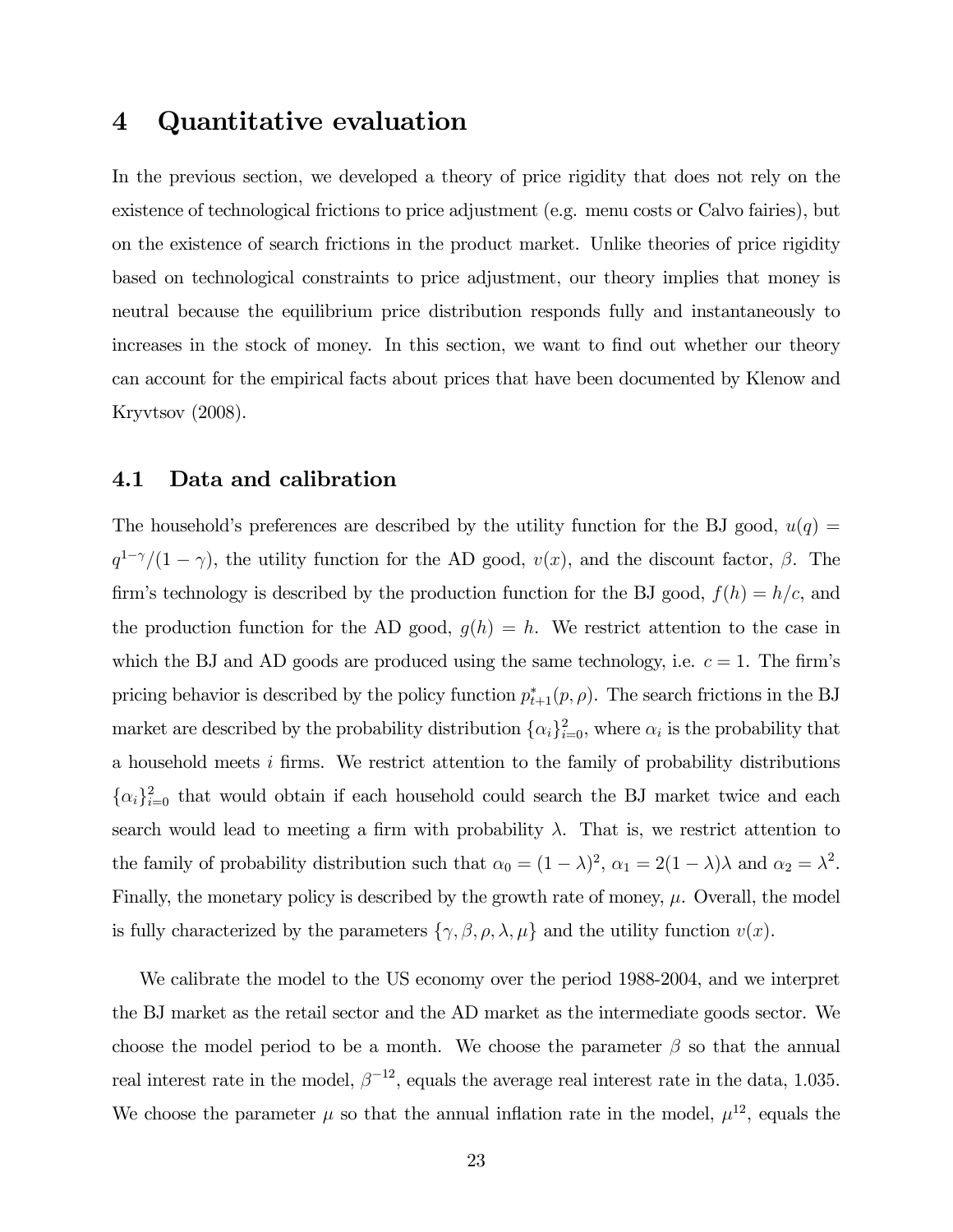# 4 Quantitative evaluation

In the previous section, we developed a theory of price rigidity that does not rely on the existence of technological frictions to price adjustment (e.g. menu costs or Calvo fairies), but on the existence of search frictions in the product market. Unlike theories of price rigidity based on technological constraints to price adjustment, our theory implies that money is neutral because the equilibrium price distribution responds fully and instantaneously to increases in the stock of money. In this section, we want to find out whether our theory can account for the empirical facts about prices that have been documented by Klenow and Kryvtsov (2008).

## 4.1 Data and calibration

The household's preferences are described by the utility function for the BJ good, $u(q) = q^{1-\gamma}/(1-\gamma)$, the utility function for the AD good, $v(x)$, and the discount factor, $\beta$. The firm's technology is described by the production function for the BJ good, $f(h) = h/c$, and the production function for the AD good, $g(h) = h$. We restrict attention to the case in which the BJ and AD goods are produced using the same technology, i.e. $c = 1$. The firm's pricing behavior is described by the policy function $p^*_{t+1}(p, \rho)$. The search frictions in the BJ market are described by the probability distribution $\{\alpha_i\}_{i=0}^2$, where $\alpha_i$ is the probability that a household meets $i$ firms. We restrict attention to the family of probability distributions $\{\alpha_i\}_{i=0}^2$ that would obtain if each household could search the BJ market twice and each search would lead to meeting a firm with probability $\lambda$. That is, we restrict attention to the family of probability distribution such that $\alpha_0 = (1-\lambda)^2$, $\alpha_1 = 2(1-\lambda)\lambda$ and $\alpha_2 = \lambda^2$. Finally, the monetary policy is described by the growth rate of money, $\mu$. Overall, the model is fully characterized by the parameters $\{\gamma, \beta, \rho, \lambda, \mu\}$ and the utility function $v(x)$.

We calibrate the model to the US economy over the period 1988-2004, and we interpret the BJ market as the retail sector and the AD market as the intermediate goods sector. We choose the model period to be a month. We choose the parameter $\beta$ so that the annual real interest rate in the model, $\beta^{-12}$, equals the average real interest rate in the data, 1.035. We choose the parameter $\mu$ so that the annual inflation rate in the model, $\mu^{12}$, equals the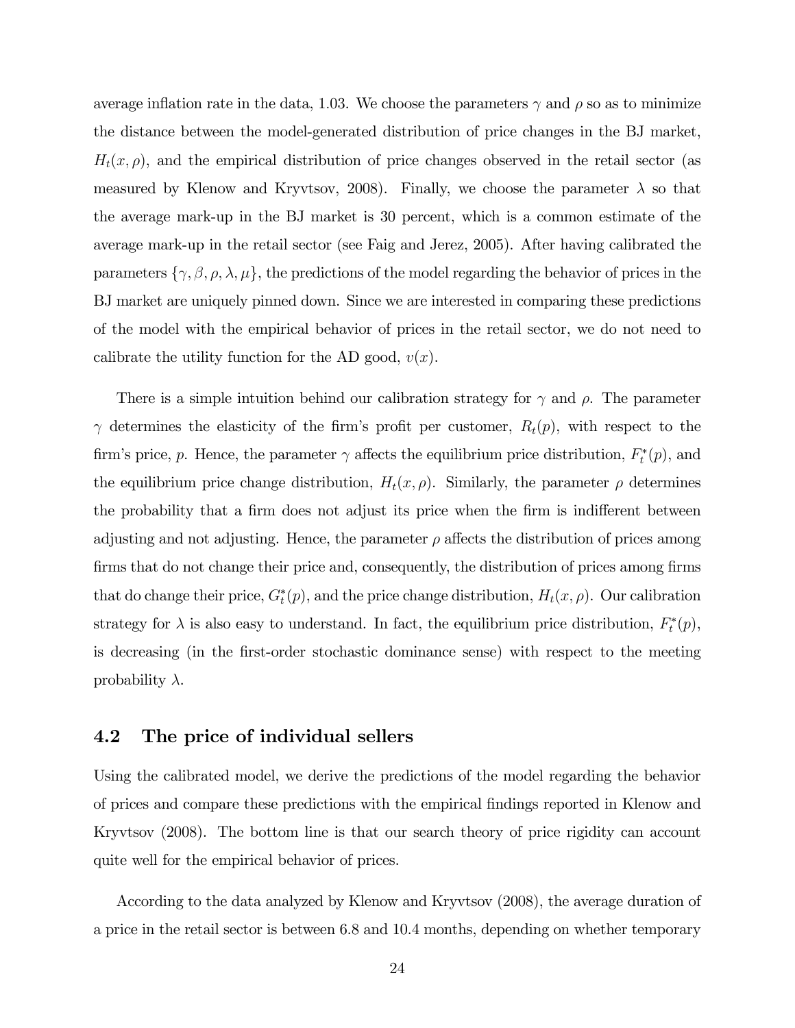average inflation rate in the data, 1.03. We choose the parameters $\gamma$ and $\rho$ so as to minimize the distance between the model-generated distribution of price changes in the BJ market, $H_t(x, \rho)$, and the empirical distribution of price changes observed in the retail sector (as measured by Klenow and Kryvtsov, 2008). Finally, we choose the parameter $\lambda$ so that the average mark-up in the BJ market is 30 percent, which is a common estimate of the average mark-up in the retail sector (see Faig and Jerez, 2005). After having calibrated the parameters $\{\gamma, \beta, \rho, \lambda, \mu\}$, the predictions of the model regarding the behavior of prices in the BJ market are uniquely pinned down. Since we are interested in comparing these predictions of the model with the empirical behavior of prices in the retail sector, we do not need to calibrate the utility function for the AD good, $v(x)$.

There is a simple intuition behind our calibration strategy for $\gamma$ and $\rho$. The parameter $\gamma$ determines the elasticity of the firm's profit per customer, $R_t(p)$, with respect to the firm's price, $p$. Hence, the parameter $\gamma$ affects the equilibrium price distribution, $F_t^*(p)$, and the equilibrium price change distribution, $H_t(x, \rho)$. Similarly, the parameter $\rho$ determines the probability that a firm does not adjust its price when the firm is indifferent between adjusting and not adjusting. Hence, the parameter $\rho$ affects the distribution of prices among firms that do not change their price and, consequently, the distribution of prices among firms that do change their price, $G_t^*(p)$, and the price change distribution, $H_t(x, \rho)$. Our calibration strategy for $\lambda$ is also easy to understand. In fact, the equilibrium price distribution, $F_t^*(p)$, is decreasing (in the first-order stochastic dominance sense) with respect to the meeting probability $\lambda$.

## 4.2 The price of individual sellers

Using the calibrated model, we derive the predictions of the model regarding the behavior of prices and compare these predictions with the empirical findings reported in Klenow and Kryvtsov (2008). The bottom line is that our search theory of price rigidity can account quite well for the empirical behavior of prices.

According to the data analyzed by Klenow and Kryvtsov (2008), the average duration of a price in the retail sector is between 6.8 and 10.4 months, depending on whether temporary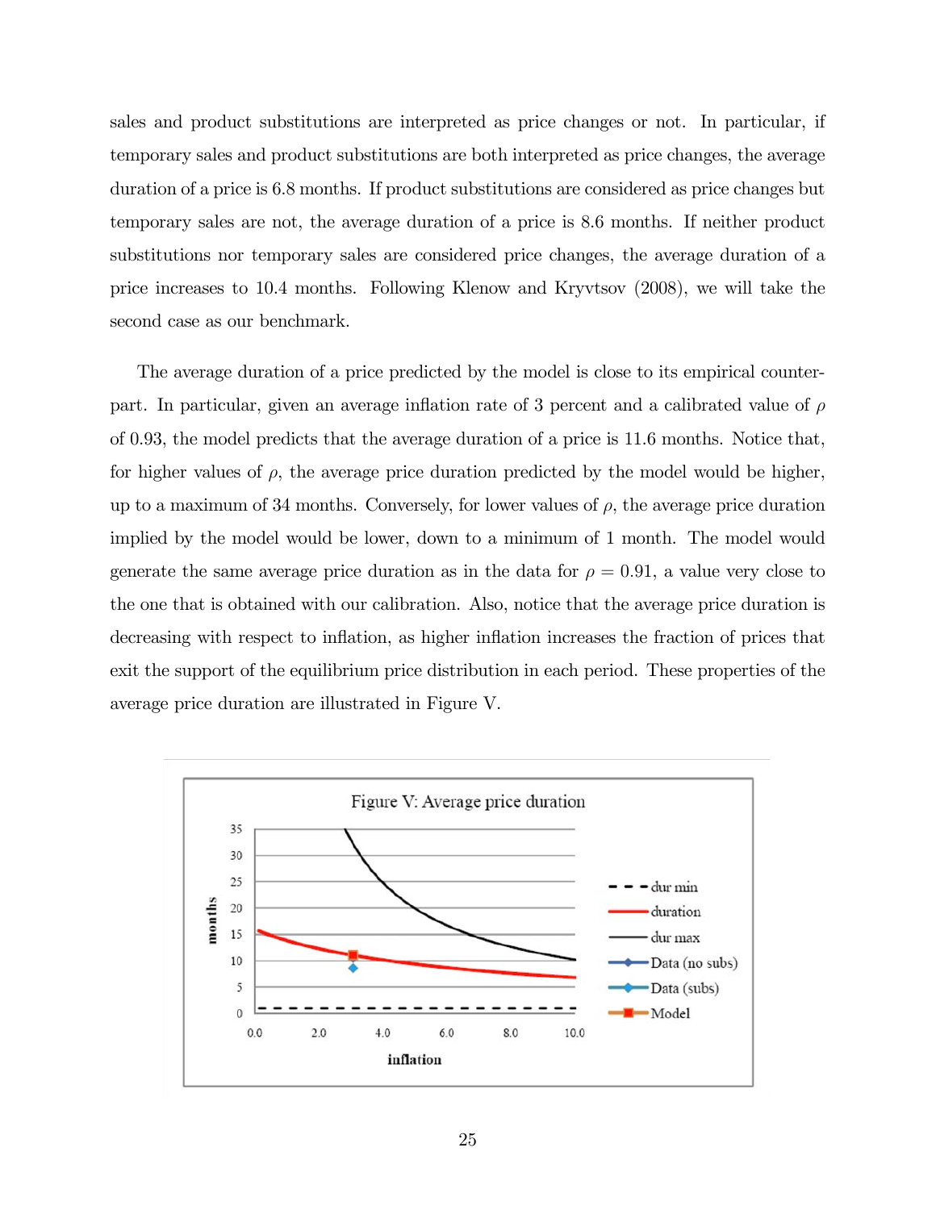sales and product substitutions are interpreted as price changes or not. In particular, if temporary sales and product substitutions are both interpreted as price changes, the average duration of a price is 6.8 months. If product substitutions are considered as price changes but temporary sales are not, the average duration of a price is 8.6 months. If neither product substitutions nor temporary sales are considered price changes, the average duration of a price increases to 10.4 months. Following Klenow and Kryvtsov (2008), we will take the second case as our benchmark.

The average duration of a price predicted by the model is close to its empirical counterpart. In particular, given an average inflation rate of 3 percent and a calibrated value of $\rho$ of 0.93, the model predicts that the average duration of a price is 11.6 months. Notice that, for higher values of $\rho$, the average price duration predicted by the model would be higher, up to a maximum of 34 months. Conversely, for lower values of $\rho$, the average price duration implied by the model would be lower, down to a minimum of 1 month. The model would generate the same average price duration as in the data for $\rho = 0.91$, a value very close to the one that is obtained with our calibration. Also, notice that the average price duration is decreasing with respect to inflation, as higher inflation increases the fraction of prices that exit the support of the equilibrium price distribution in each period. These properties of the average price duration are illustrated in Figure V.

Figure V: Average price duration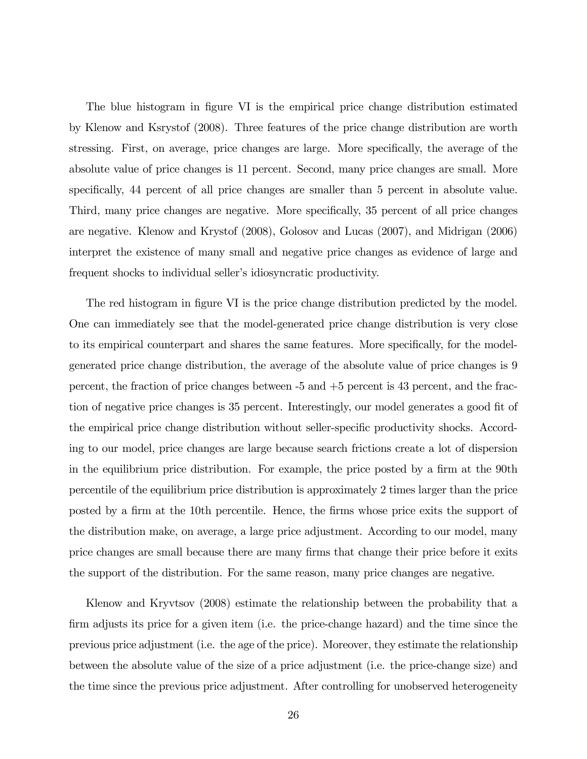The blue histogram in figure VI is the empirical price change distribution estimated by Klenow and Ksrystof (2008). Three features of the price change distribution are worth stressing. First, on average, price changes are large. More specifically, the average of the absolute value of price changes is 11 percent. Second, many price changes are small. More specifically, 44 percent of all price changes are smaller than 5 percent in absolute value. Third, many price changes are negative. More specifically, 35 percent of all price changes are negative. Klenow and Krystof (2008), Golosov and Lucas (2007), and Midrigan (2006) interpret the existence of many small and negative price changes as evidence of large and frequent shocks to individual seller's idiosyncratic productivity.

The red histogram in figure VI is the price change distribution predicted by the model. One can immediately see that the model-generated price change distribution is very close to its empirical counterpart and shares the same features. More specifically, for the model-generated price change distribution, the average of the absolute value of price changes is 9 percent, the fraction of price changes between -5 and +5 percent is 43 percent, and the fraction of negative price changes is 35 percent. Interestingly, our model generates a good fit of the empirical price change distribution without seller-specific productivity shocks. According to our model, price changes are large because search frictions create a lot of dispersion in the equilibrium price distribution. For example, the price posted by a firm at the 90th percentile of the equilibrium price distribution is approximately 2 times larger than the price posted by a firm at the 10th percentile. Hence, the firms whose price exits the support of the distribution make, on average, a large price adjustment. According to our model, many price changes are small because there are many firms that change their price before it exits the support of the distribution. For the same reason, many price changes are negative.

Klenow and Kryvtsov (2008) estimate the relationship between the probability that a firm adjusts its price for a given item (i.e. the price-change hazard) and the time since the previous price adjustment (i.e. the age of the price). Moreover, they estimate the relationship between the absolute value of the size of a price adjustment (i.e. the price-change size) and the time since the previous price adjustment. After controlling for unobserved heterogeneity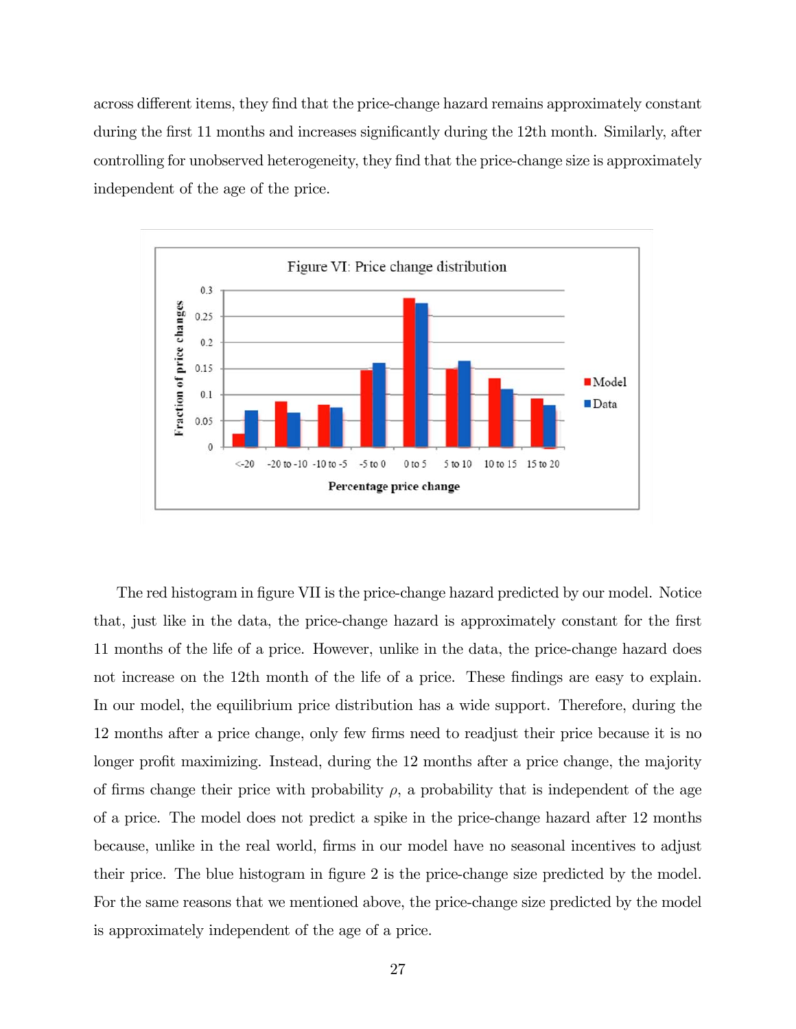across different items, they find that the price-change hazard remains approximately constant during the first 11 months and increases significantly during the 12th month. Similarly, after controlling for unobserved heterogeneity, they find that the price-change size is approximately independent of the age of the price.

Figure VI: Price change distribution

The red histogram in figure VII is the price-change hazard predicted by our model. Notice that, just like in the data, the price-change hazard is approximately constant for the first 11 months of the life of a price. However, unlike in the data, the price-change hazard does not increase on the 12th month of the life of a price. These findings are easy to explain. In our model, the equilibrium price distribution has a wide support. Therefore, during the 12 months after a price change, only few firms need to readjust their price because it is no longer profit maximizing. Instead, during the 12 months after a price change, the majority of firms change their price with probability $\rho$, a probability that is independent of the age of a price. The model does not predict a spike in the price-change hazard after 12 months because, unlike in the real world, firms in our model have no seasonal incentives to adjust their price. The blue histogram in figure 2 is the price-change size predicted by the model. For the same reasons that we mentioned above, the price-change size predicted by the model is approximately independent of the age of a price.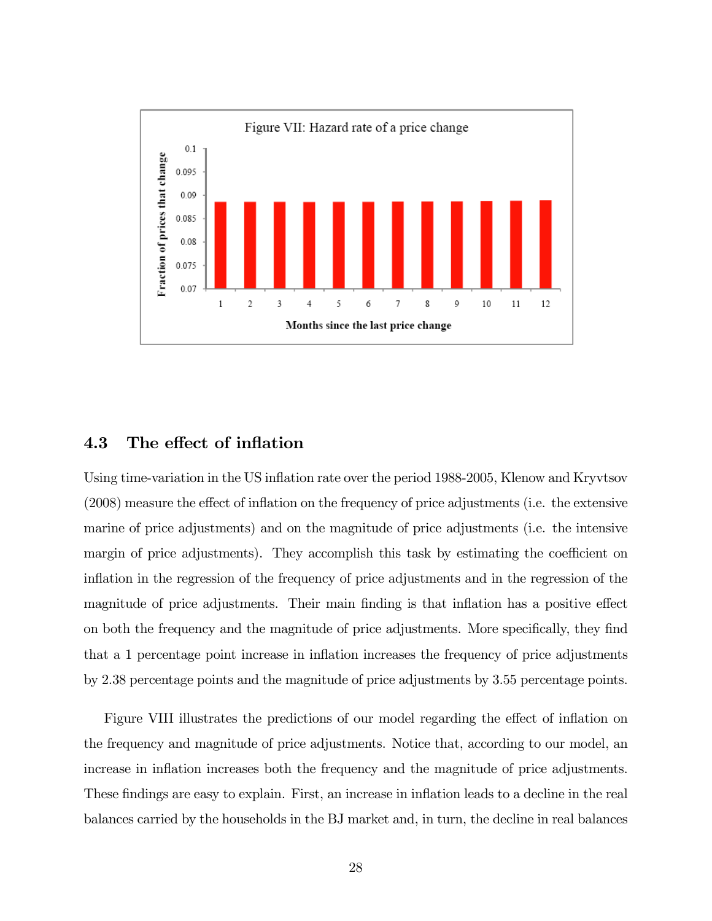Figure VII: Hazard rate of a price change

## 4.3 The effect of inflation

Using time-variation in the US inflation rate over the period 1988-2005, Klenow and Kryvtsov (2008) measure the effect of inflation on the frequency of price adjustments (i.e. the extensive marine of price adjustments) and on the magnitude of price adjustments (i.e. the intensive margin of price adjustments). They accomplish this task by estimating the coefficient on inflation in the regression of the frequency of price adjustments and in the regression of the magnitude of price adjustments. Their main finding is that inflation has a positive effect on both the frequency and the magnitude of price adjustments. More specifically, they find that a 1 percentage point increase in inflation increases the frequency of price adjustments by 2.38 percentage points and the magnitude of price adjustments by 3.55 percentage points.

Figure VIII illustrates the predictions of our model regarding the effect of inflation on the frequency and magnitude of price adjustments. Notice that, according to our model, an increase in inflation increases both the frequency and the magnitude of price adjustments. These findings are easy to explain. First, an increase in inflation leads to a decline in the real balances carried by the households in the BJ market and, in turn, the decline in real balances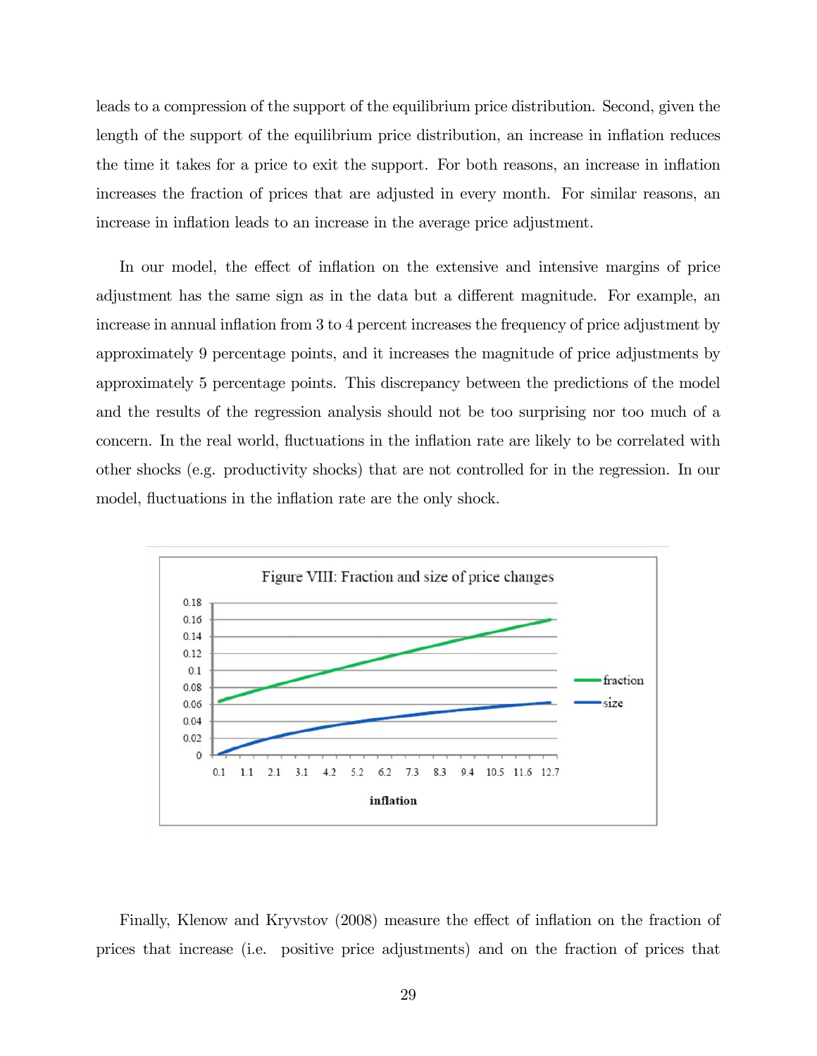leads to a compression of the support of the equilibrium price distribution. Second, given the length of the support of the equilibrium price distribution, an increase in inflation reduces the time it takes for a price to exit the support. For both reasons, an increase in inflation increases the fraction of prices that are adjusted in every month. For similar reasons, an increase in inflation leads to an increase in the average price adjustment.

In our model, the effect of inflation on the extensive and intensive margins of price adjustment has the same sign as in the data but a different magnitude. For example, an increase in annual inflation from 3 to 4 percent increases the frequency of price adjustment by approximately 9 percentage points, and it increases the magnitude of price adjustments by approximately 5 percentage points. This discrepancy between the predictions of the model and the results of the regression analysis should not be too surprising nor too much of a concern. In the real world, fluctuations in the inflation rate are likely to be correlated with other shocks (e.g. productivity shocks) that are not controlled for in the regression. In our model, fluctuations in the inflation rate are the only shock.

Figure VIII: Fraction and size of price changes

Finally, Klenow and Kryvstov (2008) measure the effect of inflation on the fraction of prices that increase (i.e. positive price adjustments) and on the fraction of prices that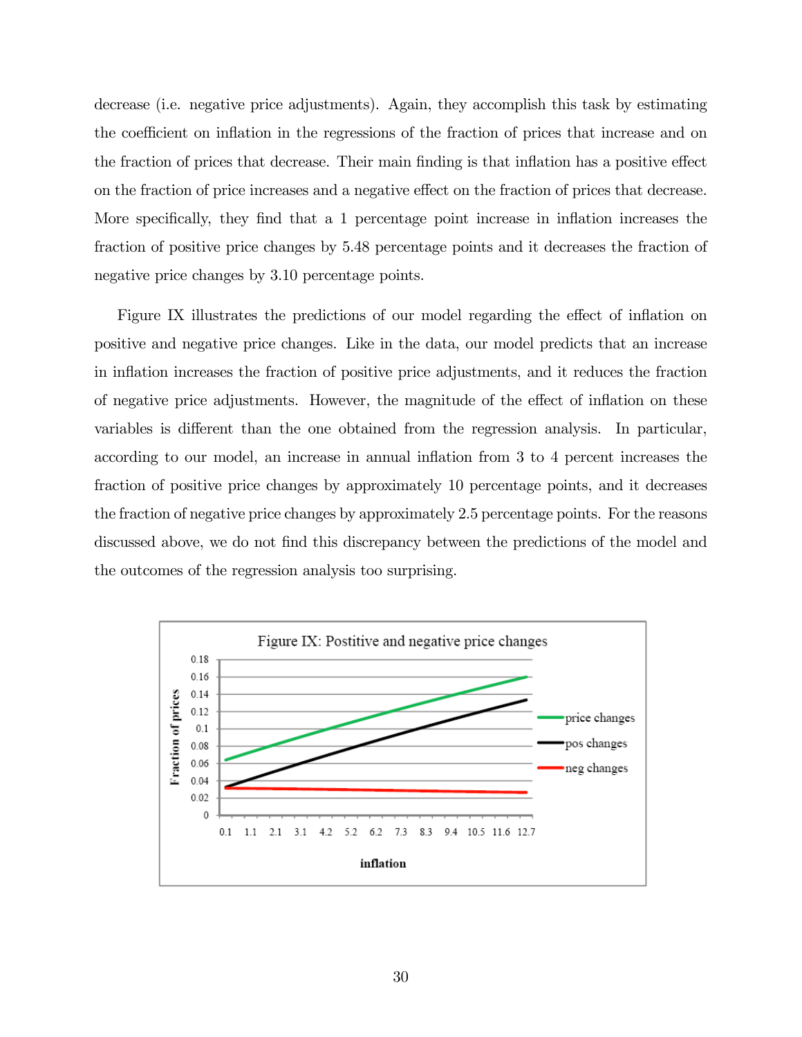decrease (i.e. negative price adjustments). Again, they accomplish this task by estimating the coefficient on inflation in the regressions of the fraction of prices that increase and on the fraction of prices that decrease. Their main finding is that inflation has a positive effect on the fraction of price increases and a negative effect on the fraction of prices that decrease. More specifically, they find that a 1 percentage point increase in inflation increases the fraction of positive price changes by 5.48 percentage points and it decreases the fraction of negative price changes by 3.10 percentage points.

Figure IX illustrates the predictions of our model regarding the effect of inflation on positive and negative price changes. Like in the data, our model predicts that an increase in inflation increases the fraction of positive price adjustments, and it reduces the fraction of negative price adjustments. However, the magnitude of the effect of inflation on these variables is different than the one obtained from the regression analysis. In particular, according to our model, an increase in annual inflation from 3 to 4 percent increases the fraction of positive price changes by approximately 10 percentage points, and it decreases the fraction of negative price changes by approximately 2.5 percentage points. For the reasons discussed above, we do not find this discrepancy between the predictions of the model and the outcomes of the regression analysis too surprising.

Figure IX: Postitive and negative price changes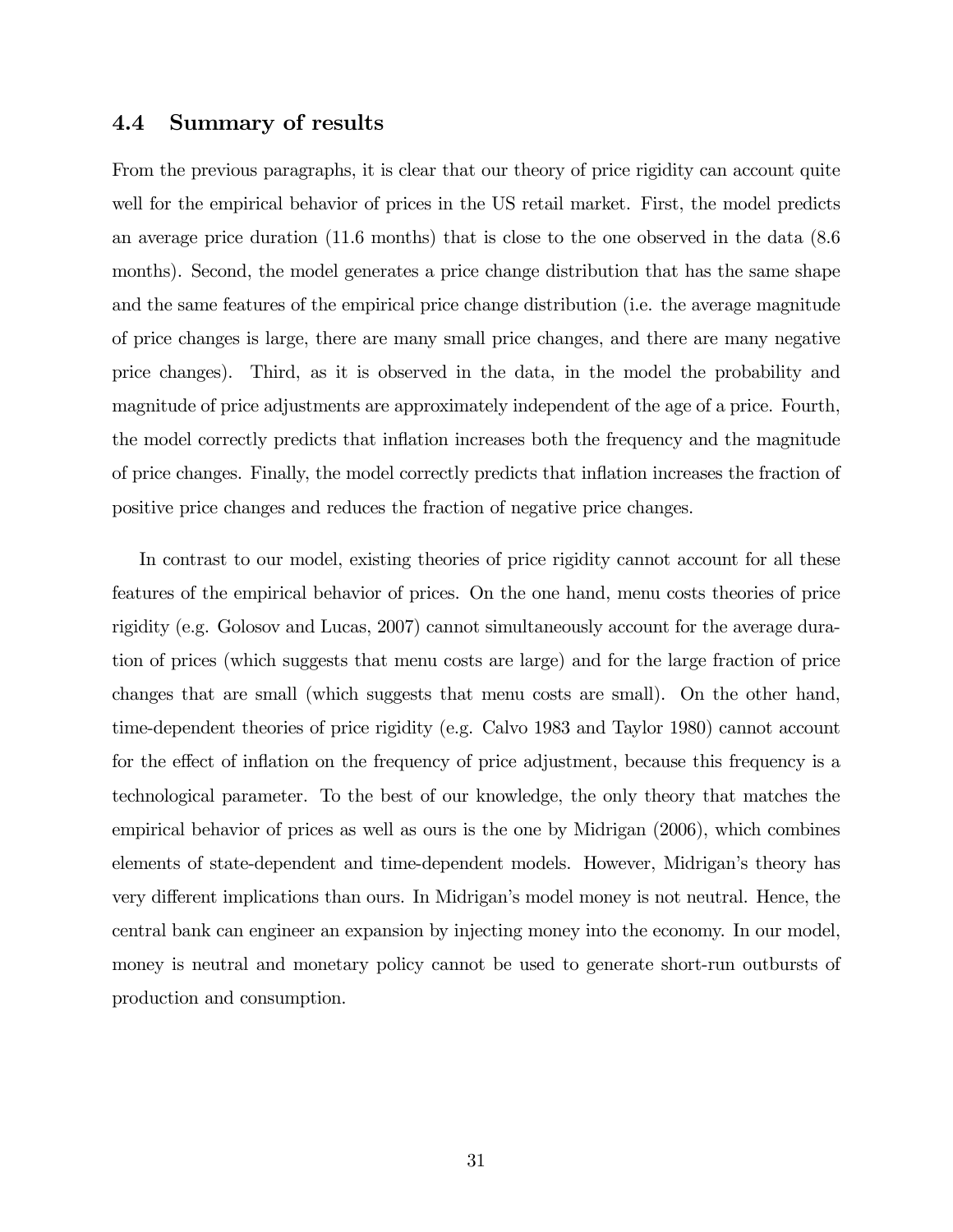### 4.4 Summary of results

From the previous paragraphs, it is clear that our theory of price rigidity can account quite well for the empirical behavior of prices in the US retail market. First, the model predicts an average price duration (11.6 months) that is close to the one observed in the data (8.6 months). Second, the model generates a price change distribution that has the same shape and the same features of the empirical price change distribution (i.e. the average magnitude of price changes is large, there are many small price changes, and there are many negative price changes). Third, as it is observed in the data, in the model the probability and magnitude of price adjustments are approximately independent of the age of a price. Fourth, the model correctly predicts that inflation increases both the frequency and the magnitude of price changes. Finally, the model correctly predicts that inflation increases the fraction of positive price changes and reduces the fraction of negative price changes.

In contrast to our model, existing theories of price rigidity cannot account for all these features of the empirical behavior of prices. On the one hand, menu costs theories of price rigidity (e.g. Golosov and Lucas, 2007) cannot simultaneously account for the average duration of prices (which suggests that menu costs are large) and for the large fraction of price changes that are small (which suggests that menu costs are small). On the other hand, time-dependent theories of price rigidity (e.g. Calvo 1983 and Taylor 1980) cannot account for the effect of inflation on the frequency of price adjustment, because this frequency is a technological parameter. To the best of our knowledge, the only theory that matches the empirical behavior of prices as well as ours is the one by Midrigan (2006), which combines elements of state-dependent and time-dependent models. However, Midrigan's theory has very different implications than ours. In Midrigan's model money is not neutral. Hence, the central bank can engineer an expansion by injecting money into the economy. In our model, money is neutral and monetary policy cannot be used to generate short-run outbursts of production and consumption.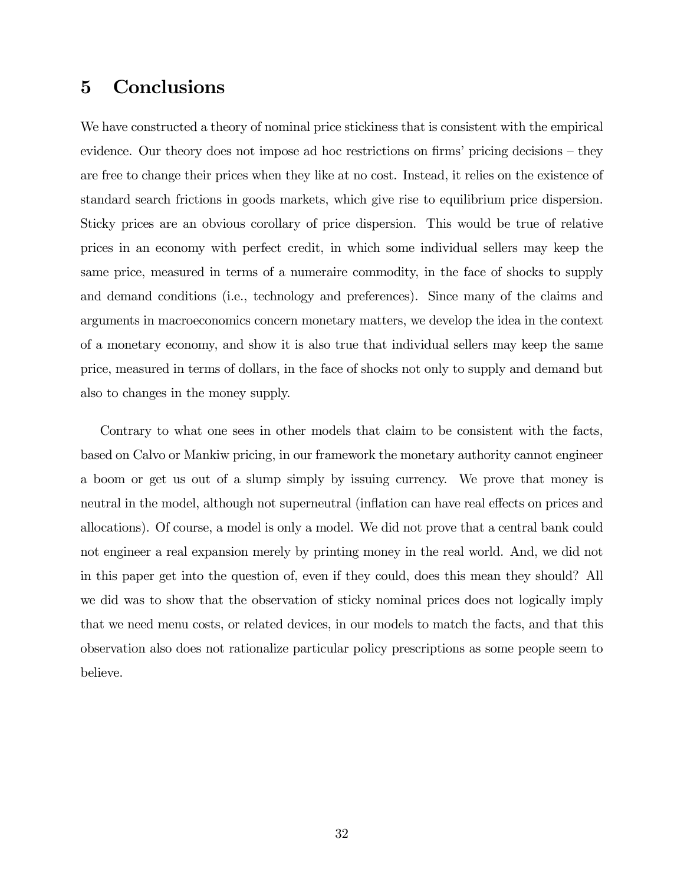# 5 Conclusions

We have constructed a theory of nominal price stickiness that is consistent with the empirical evidence. Our theory does not impose ad hoc restrictions on firms' pricing decisions – they are free to change their prices when they like at no cost. Instead, it relies on the existence of standard search frictions in goods markets, which give rise to equilibrium price dispersion. Sticky prices are an obvious corollary of price dispersion. This would be true of relative prices in an economy with perfect credit, in which some individual sellers may keep the same price, measured in terms of a numeraire commodity, in the face of shocks to supply and demand conditions (i.e., technology and preferences). Since many of the claims and arguments in macroeconomics concern monetary matters, we develop the idea in the context of a monetary economy, and show it is also true that individual sellers may keep the same price, measured in terms of dollars, in the face of shocks not only to supply and demand but also to changes in the money supply.

Contrary to what one sees in other models that claim to be consistent with the facts, based on Calvo or Mankiw pricing, in our framework the monetary authority cannot engineer a boom or get us out of a slump simply by issuing currency. We prove that money is neutral in the model, although not superneutral (inflation can have real effects on prices and allocations). Of course, a model is only a model. We did not prove that a central bank could not engineer a real expansion merely by printing money in the real world. And, we did not in this paper get into the question of, even if they could, does this mean they should? All we did was to show that the observation of sticky nominal prices does not logically imply that we need menu costs, or related devices, in our models to match the facts, and that this observation also does not rationalize particular policy prescriptions as some people seem to believe.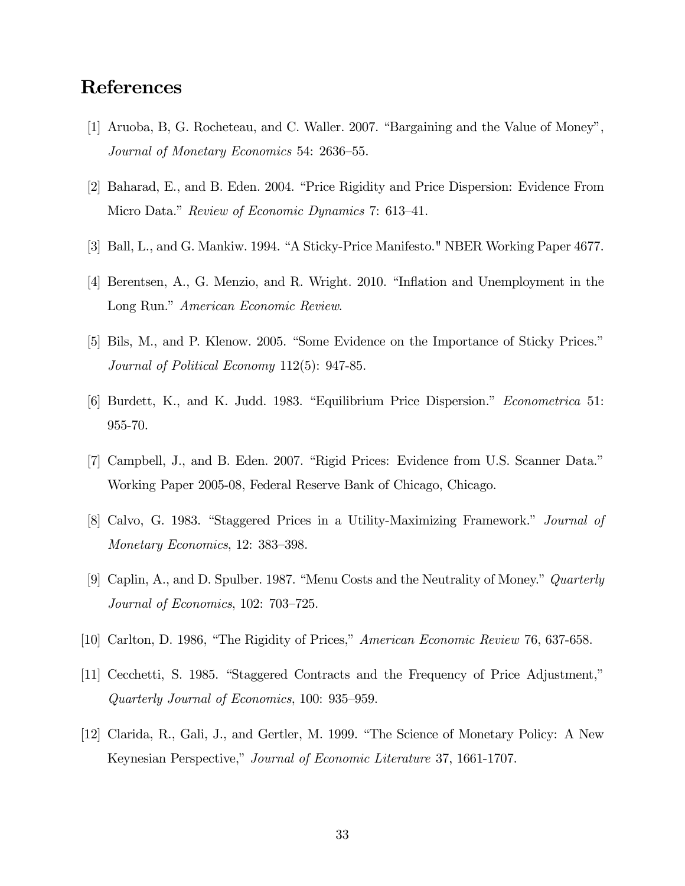# References

[1] Aruoba, B, G. Rocheteau, and C. Waller. 2007. "Bargaining and the Value of Money", *Journal of Monetary Economics* 54: 2636–55.

[2] Baharad, E., and B. Eden. 2004. "Price Rigidity and Price Dispersion: Evidence From Micro Data." *Review of Economic Dynamics* 7: 613–41.

[3] Ball, L., and G. Mankiw. 1994. "A Sticky-Price Manifesto." NBER Working Paper 4677.

[4] Berentsen, A., G. Menzio, and R. Wright. 2010. "Inflation and Unemployment in the Long Run." *American Economic Review*.

[5] Bils, M., and P. Klenow. 2005. "Some Evidence on the Importance of Sticky Prices." *Journal of Political Economy* 112(5): 947-85.

[6] Burdett, K., and K. Judd. 1983. "Equilibrium Price Dispersion." *Econometrica* 51: 955-70.

[7] Campbell, J., and B. Eden. 2007. "Rigid Prices: Evidence from U.S. Scanner Data." Working Paper 2005-08, Federal Reserve Bank of Chicago, Chicago.

[8] Calvo, G. 1983. "Staggered Prices in a Utility-Maximizing Framework." *Journal of Monetary Economics*, 12: 383–398.

[9] Caplin, A., and D. Spulber. 1987. "Menu Costs and the Neutrality of Money." *Quarterly Journal of Economics*, 102: 703–725.

[10] Carlton, D. 1986, "The Rigidity of Prices," *American Economic Review* 76, 637-658.

[11] Cecchetti, S. 1985. "Staggered Contracts and the Frequency of Price Adjustment," *Quarterly Journal of Economics*, 100: 935–959.

[12] Clarida, R., Gali, J., and Gertler, M. 1999. "The Science of Monetary Policy: A New Keynesian Perspective," *Journal of Economic Literature* 37, 1661-1707.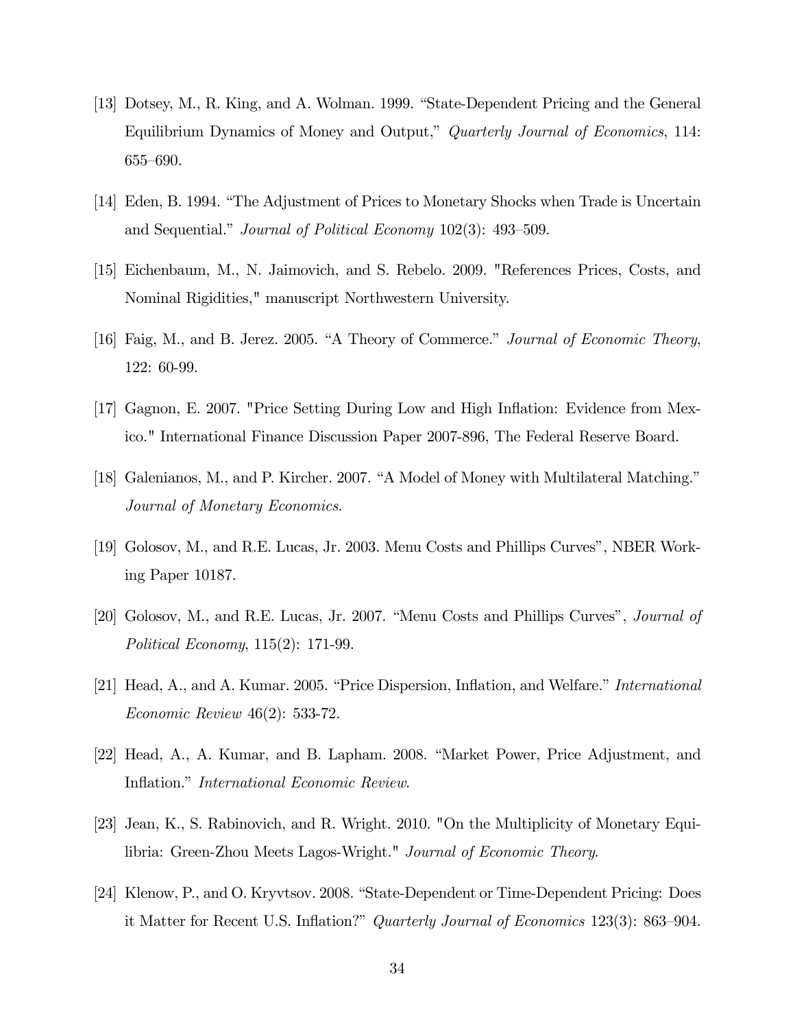[13] Dotsey, M., R. King, and A. Wolman. 1999. "State-Dependent Pricing and the General Equilibrium Dynamics of Money and Output," *Quarterly Journal of Economics*, 114: 655–690.

[14] Eden, B. 1994. "The Adjustment of Prices to Monetary Shocks when Trade is Uncertain and Sequential." *Journal of Political Economy* 102(3): 493–509.

[15] Eichenbaum, M., N. Jaimovich, and S. Rebelo. 2009. "References Prices, Costs, and Nominal Rigidities," manuscript Northwestern University.

[16] Faig, M., and B. Jerez. 2005. "A Theory of Commerce." *Journal of Economic Theory*, 122: 60-99.

[17] Gagnon, E. 2007. "Price Setting During Low and High Inflation: Evidence from Mexico." International Finance Discussion Paper 2007-896, The Federal Reserve Board.

[18] Galenianos, M., and P. Kircher. 2007. "A Model of Money with Multilateral Matching." *Journal of Monetary Economics*.

[19] Golosov, M., and R.E. Lucas, Jr. 2003. Menu Costs and Phillips Curves", NBER Working Paper 10187.

[20] Golosov, M., and R.E. Lucas, Jr. 2007. "Menu Costs and Phillips Curves", *Journal of Political Economy*, 115(2): 171-99.

[21] Head, A., and A. Kumar. 2005. "Price Dispersion, Inflation, and Welfare." *International Economic Review* 46(2): 533-72.

[22] Head, A., A. Kumar, and B. Lapham. 2008. "Market Power, Price Adjustment, and Inflation." *International Economic Review*.

[23] Jean, K., S. Rabinovich, and R. Wright. 2010. "On the Multiplicity of Monetary Equilibria: Green-Zhou Meets Lagos-Wright." *Journal of Economic Theory*.

[24] Klenow, P., and O. Kryvtsov. 2008. "State-Dependent or Time-Dependent Pricing: Does it Matter for Recent U.S. Inflation?" *Quarterly Journal of Economics* 123(3): 863–904.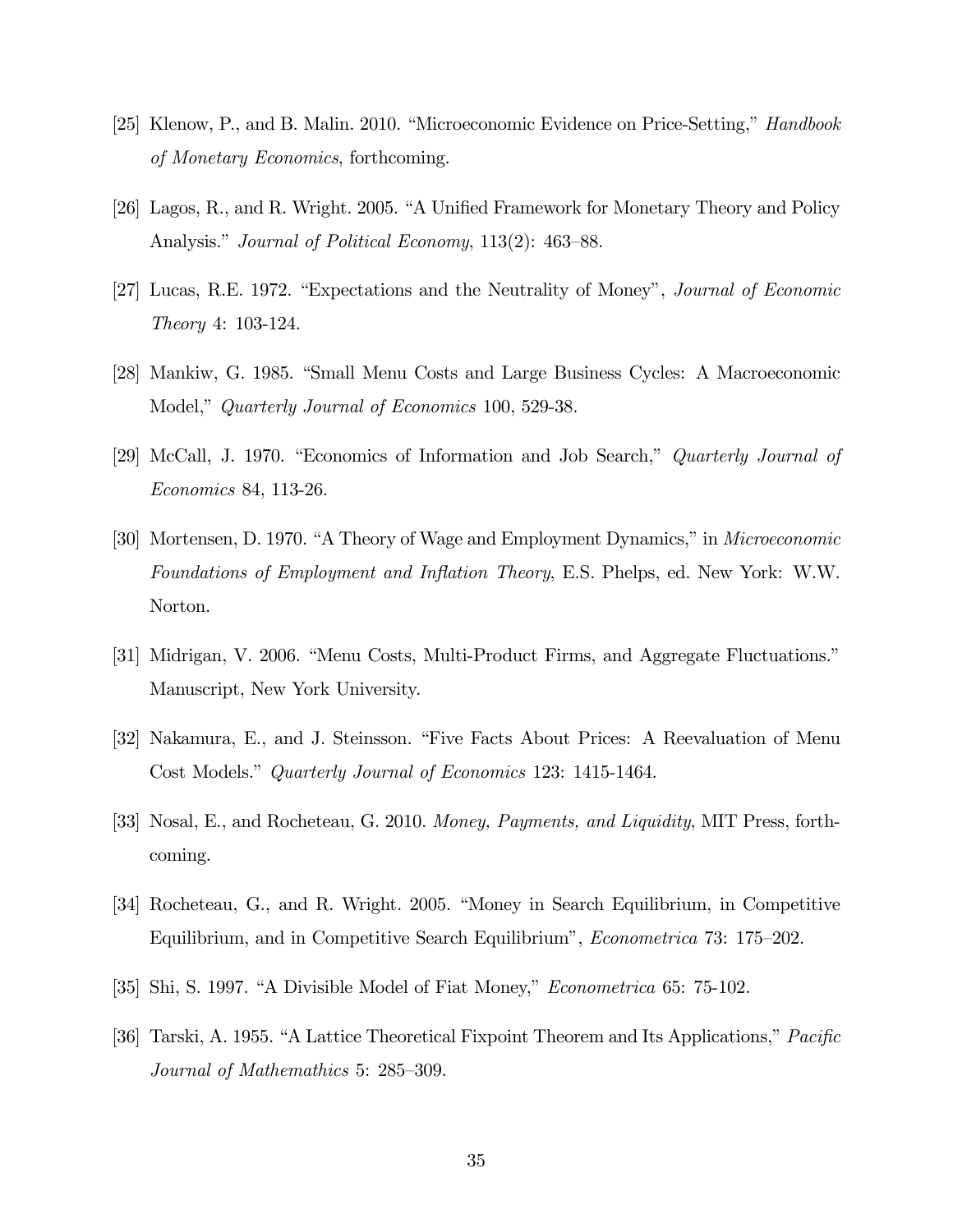[25] Klenow, P., and B. Malin. 2010. "Microeconomic Evidence on Price-Setting," *Handbook of Monetary Economics*, forthcoming.

[26] Lagos, R., and R. Wright. 2005. "A Unified Framework for Monetary Theory and Policy Analysis." *Journal of Political Economy*, 113(2): 463–88.

[27] Lucas, R.E. 1972. "Expectations and the Neutrality of Money", *Journal of Economic Theory* 4: 103-124.

[28] Mankiw, G. 1985. "Small Menu Costs and Large Business Cycles: A Macroeconomic Model," *Quarterly Journal of Economics* 100, 529-38.

[29] McCall, J. 1970. "Economics of Information and Job Search," *Quarterly Journal of Economics* 84, 113-26.

[30] Mortensen, D. 1970. "A Theory of Wage and Employment Dynamics," in *Microeconomic Foundations of Employment and Inflation Theory*, E.S. Phelps, ed. New York: W.W. Norton.

[31] Midrigan, V. 2006. "Menu Costs, Multi-Product Firms, and Aggregate Fluctuations." Manuscript, New York University.

[32] Nakamura, E., and J. Steinsson. "Five Facts About Prices: A Reevaluation of Menu Cost Models." *Quarterly Journal of Economics* 123: 1415-1464.

[33] Nosal, E., and Rocheteau, G. 2010. *Money, Payments, and Liquidity*, MIT Press, forthcoming.

[34] Rocheteau, G., and R. Wright. 2005. "Money in Search Equilibrium, in Competitive Equilibrium, and in Competitive Search Equilibrium", *Econometrica* 73: 175–202.

[35] Shi, S. 1997. "A Divisible Model of Fiat Money," *Econometrica* 65: 75-102.

[36] Tarski, A. 1955. "A Lattice Theoretical Fixpoint Theorem and Its Applications," *Pacific Journal of Mathemathics* 5: 285–309.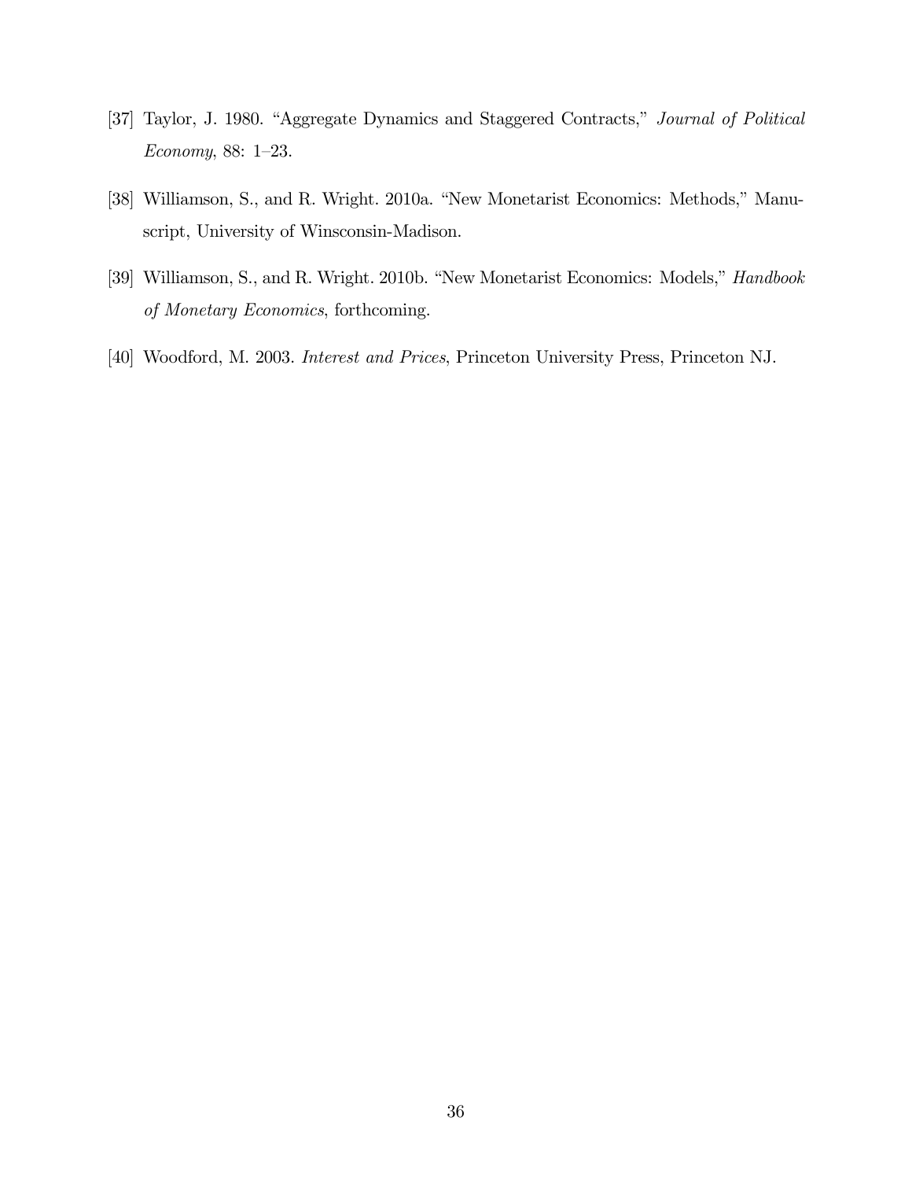[37] Taylor, J. 1980. "Aggregate Dynamics and Staggered Contracts," *Journal of Political Economy*, 88: 1–23.

[38] Williamson, S., and R. Wright. 2010a. "New Monetarist Economics: Methods," Manuscript, University of Winsconsin-Madison.

[39] Williamson, S., and R. Wright. 2010b. "New Monetarist Economics: Models," *Handbook of Monetary Economics*, forthcoming.

[40] Woodford, M. 2003. *Interest and Prices*, Princeton University Press, Princeton NJ.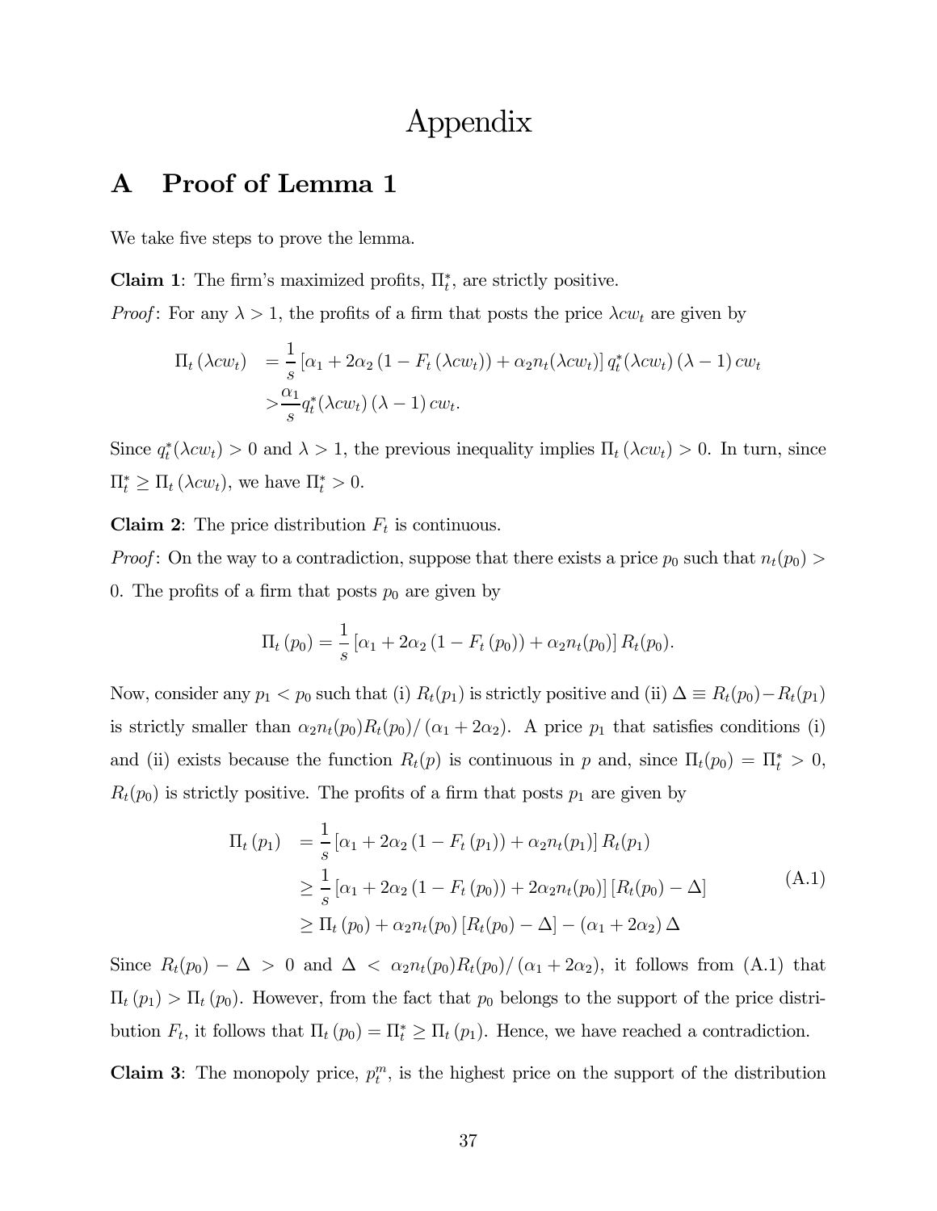# Appendix

## A Proof of Lemma 1

We take five steps to prove the lemma.

**Claim 1**: The firm's maximized profits, $\Pi_t^*$, are strictly positive.

*Proof*: For any $\lambda > 1$, the profits of a firm that posts the price $\lambda c w_t$ are given by

$$
\begin{aligned}
\Pi_t(\lambda c w_t) &= \frac{1}{s}\left[\alpha_1 + 2\alpha_2\left(1 - F_t(\lambda c w_t)\right) + \alpha_2 n_t(\lambda c w_t)\right] q_t^*(\lambda c w_t)(\lambda - 1) c w_t \\
&> \frac{\alpha_1}{s} q_t^*(\lambda c w_t)(\lambda - 1) c w_t.
\end{aligned}
$$

Since $q_t^*(\lambda c w_t) > 0$ and $\lambda > 1$, the previous inequality implies $\Pi_t(\lambda c w_t) > 0$. In turn, since $\Pi_t^* \geq \Pi_t(\lambda c w_t)$, we have $\Pi_t^* > 0$.

**Claim 2**: The price distribution $F_t$ is continuous.

*Proof*: On the way to a contradiction, suppose that there exists a price $p_0$ such that $n_t(p_0) > 0$. The profits of a firm that posts $p_0$ are given by

$$
\Pi_t(p_0) = \frac{1}{s}\left[\alpha_1 + 2\alpha_2\left(1 - F_t(p_0)\right) + \alpha_2 n_t(p_0)\right] R_t(p_0).
$$

Now, consider any $p_1 < p_0$ such that (i) $R_t(p_1)$ is strictly positive and (ii) $\Delta \equiv R_t(p_0) - R_t(p_1)$ is strictly smaller than $\alpha_2 n_t(p_0) R_t(p_0)/(\alpha_1 + 2\alpha_2)$. A price $p_1$ that satisfies conditions (i) and (ii) exists because the function $R_t(p)$ is continuous in $p$ and, since $\Pi_t(p_0) = \Pi_t^* > 0$, $R_t(p_0)$ is strictly positive. The profits of a firm that posts $p_1$ are given by

$$
\begin{aligned}
\Pi_t(p_1) &= \frac{1}{s}\left[\alpha_1 + 2\alpha_2\left(1 - F_t(p_1)\right) + \alpha_2 n_t(p_1)\right] R_t(p_1) \\
&\geq \frac{1}{s}\left[\alpha_1 + 2\alpha_2\left(1 - F_t(p_0)\right) + 2\alpha_2 n_t(p_0)\right]\left[R_t(p_0) - \Delta\right] \\
&\geq \Pi_t(p_0) + \alpha_2 n_t(p_0)\left[R_t(p_0) - \Delta\right] - (\alpha_1 + 2\alpha_2)\Delta
\end{aligned}
\tag{A.1}
$$

Since $R_t(p_0) - \Delta > 0$ and $\Delta < \alpha_2 n_t(p_0) R_t(p_0)/(\alpha_1 + 2\alpha_2)$, it follows from (A.1) that $\Pi_t(p_1) > \Pi_t(p_0)$. However, from the fact that $p_0$ belongs to the support of the price distribution $F_t$, it follows that $\Pi_t(p_0) = \Pi_t^* \geq \Pi_t(p_1)$. Hence, we have reached a contradiction.

**Claim 3**: The monopoly price, $p_t^m$, is the highest price on the support of the distribution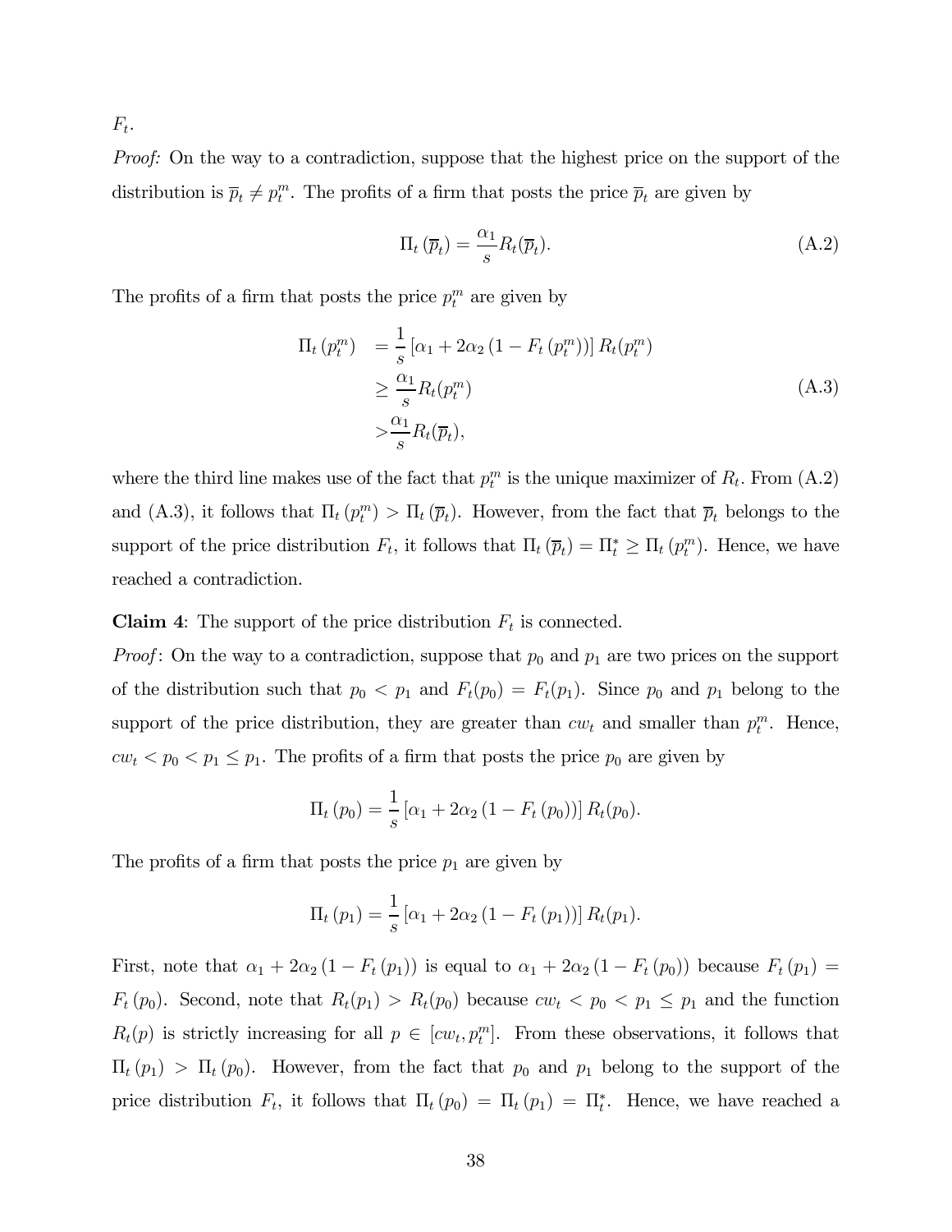$F_t$.

*Proof:* On the way to a contradiction, suppose that the highest price on the support of the distribution is $\overline{p}_t \neq p_t^m$. The profits of a firm that posts the price $\overline{p}_t$ are given by

$$\Pi_t(\overline{p}_t) = \frac{\alpha_1}{s} R_t(\overline{p}_t). \tag{A.2}$$

The profits of a firm that posts the price $p_t^m$ are given by

$$\begin{aligned} \Pi_t(p_t^m) &= \frac{1}{s}\left[\alpha_1 + 2\alpha_2\left(1 - F_t(p_t^m)\right)\right] R_t(p_t^m) \\ &\geq \frac{\alpha_1}{s} R_t(p_t^m) \\ &> \frac{\alpha_1}{s} R_t(\overline{p}_t), \end{aligned} \tag{A.3}$$

where the third line makes use of the fact that $p_t^m$ is the unique maximizer of $R_t$. From (A.2) and (A.3), it follows that $\Pi_t(p_t^m) > \Pi_t(\overline{p}_t)$. However, from the fact that $\overline{p}_t$ belongs to the support of the price distribution $F_t$, it follows that $\Pi_t(\overline{p}_t) = \Pi_t^* \geq \Pi_t(p_t^m)$. Hence, we have reached a contradiction.

**Claim 4**: The support of the price distribution $F_t$ is connected.

*Proof*: On the way to a contradiction, suppose that $p_0$ and $p_1$ are two prices on the support of the distribution such that $p_0 < p_1$ and $F_t(p_0) = F_t(p_1)$. Since $p_0$ and $p_1$ belong to the support of the price distribution, they are greater than $cw_t$ and smaller than $p_t^m$. Hence, $cw_t < p_0 < p_1 \leq p_1$. The profits of a firm that posts the price $p_0$ are given by

$$\Pi_t(p_0) = \frac{1}{s}\left[\alpha_1 + 2\alpha_2\left(1 - F_t(p_0)\right)\right] R_t(p_0).$$

The profits of a firm that posts the price $p_1$ are given by

$$\Pi_t(p_1) = \frac{1}{s}\left[\alpha_1 + 2\alpha_2\left(1 - F_t(p_1)\right)\right] R_t(p_1).$$

First, note that $\alpha_1 + 2\alpha_2\left(1 - F_t(p_1)\right)$ is equal to $\alpha_1 + 2\alpha_2\left(1 - F_t(p_0)\right)$ because $F_t(p_1) = F_t(p_0)$. Second, note that $R_t(p_1) > R_t(p_0)$ because $cw_t < p_0 < p_1 \leq p_1$ and the function $R_t(p)$ is strictly increasing for all $p \in [cw_t, p_t^m]$. From these observations, it follows that $\Pi_t(p_1) > \Pi_t(p_0)$. However, from the fact that $p_0$ and $p_1$ belong to the support of the price distribution $F_t$, it follows that $\Pi_t(p_0) = \Pi_t(p_1) = \Pi_t^*$. Hence, we have reached a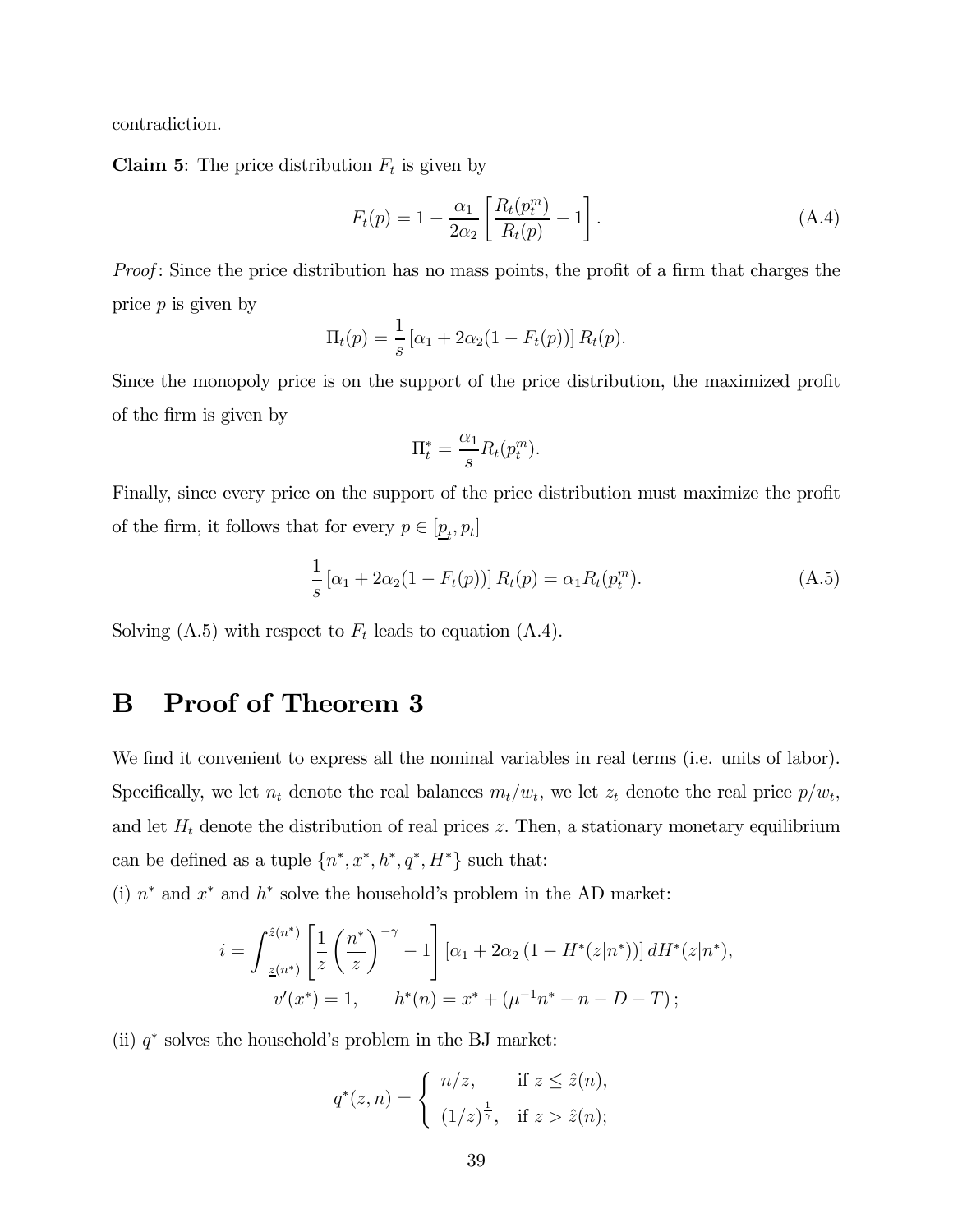contradiction.

**Claim 5**: The price distribution $F_t$ is given by

$$F_t(p) = 1 - \frac{\alpha_1}{2\alpha_2}\left[\frac{R_t(p_t^m)}{R_t(p)} - 1\right]. \tag{A.4}$$

*Proof*: Since the price distribution has no mass points, the profit of a firm that charges the price $p$ is given by

$$\Pi_t(p) = \frac{1}{s}\left[\alpha_1 + 2\alpha_2(1 - F_t(p))\right] R_t(p).$$

Since the monopoly price is on the support of the price distribution, the maximized profit of the firm is given by

$$\Pi_t^* = \frac{\alpha_1}{s} R_t(p_t^m).$$

Finally, since every price on the support of the price distribution must maximize the profit of the firm, it follows that for every $p \in [\underline{p}_t, \overline{p}_t]$

$$\frac{1}{s}\left[\alpha_1 + 2\alpha_2(1 - F_t(p))\right] R_t(p) = \alpha_1 R_t(p_t^m). \tag{A.5}$$

Solving (A.5) with respect to $F_t$ leads to equation (A.4).

# B Proof of Theorem 3

We find it convenient to express all the nominal variables in real terms (i.e. units of labor). Specifically, we let $n_t$ denote the real balances $m_t/w_t$, we let $z_t$ denote the real price $p/w_t$, and let $H_t$ denote the distribution of real prices $z$. Then, a stationary monetary equilibrium can be defined as a tuple $\{n^*, x^*, h^*, q^*, H^*\}$ such that:

(i) $n^*$ and $x^*$ and $h^*$ solve the household's problem in the AD market:

$$i = \int_{\underline{z}(n^*)}^{\hat{z}(n^*)} \left[\frac{1}{z}\left(\frac{n^*}{z}\right)^{-\gamma} - 1\right]\left[\alpha_1 + 2\alpha_2\left(1 - H^*(z|n^*)\right)\right] dH^*(z|n^*),$$

$$v'(x^*) = 1, \qquad h^*(n) = x^* + \left(\mu^{-1}n^* - n - D - T\right);$$

(ii) $q^*$ solves the household's problem in the BJ market:

$$q^*(z,n) = \begin{cases} n/z, & \text{if } z \leq \hat{z}(n), \\ (1/z)^{\frac{1}{\gamma}}, & \text{if } z > \hat{z}(n); \end{cases}$$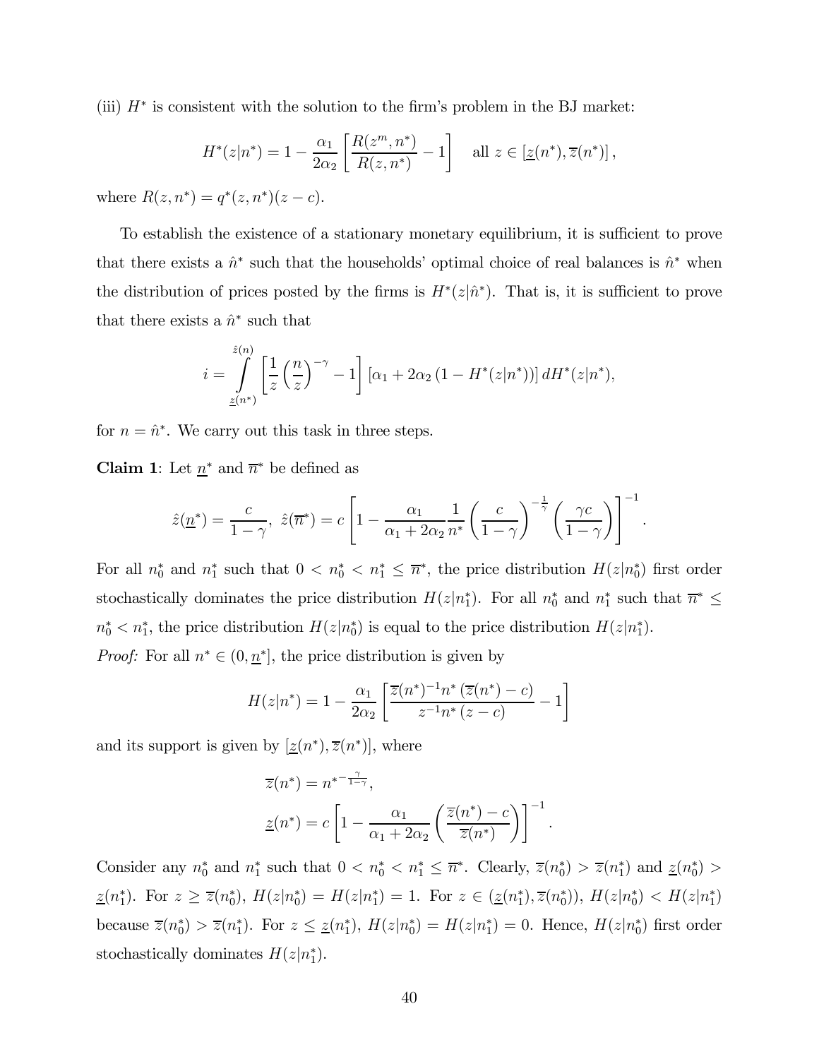(iii) $H^*$ is consistent with the solution to the firm's problem in the BJ market:

$$H^*(z|n^*) = 1 - \frac{\alpha_1}{2\alpha_2}\left[\frac{R(z^m, n^*)}{R(z, n^*)} - 1\right] \quad \text{all } z \in \left[\underline{z}(n^*), \overline{z}(n^*)\right],$$

where $R(z, n^*) = q^*(z, n^*)(z - c)$.

To establish the existence of a stationary monetary equilibrium, it is sufficient to prove that there exists a $\hat{n}^*$ such that the households' optimal choice of real balances is $\hat{n}^*$ when the distribution of prices posted by the firms is $H^*(z|\hat{n}^*)$. That is, it is sufficient to prove that there exists a $\hat{n}^*$ such that

$$i = \int_{\underline{z}(n^*)}^{\hat{z}(n)} \left[\frac{1}{z}\left(\frac{n}{z}\right)^{-\gamma} - 1\right]\left[\alpha_1 + 2\alpha_2\left(1 - H^*(z|n^*)\right)\right] dH^*(z|n^*),$$

for $n = \hat{n}^*$. We carry out this task in three steps.

**Claim 1**: Let $\underline{n}^*$ and $\overline{n}^*$ be defined as

$$\hat{z}(\underline{n}^*) = \frac{c}{1-\gamma},\ \hat{z}(\overline{n}^*) = c\left[1 - \frac{\alpha_1}{\alpha_1 + 2\alpha_2}\frac{1}{n^*}\left(\frac{c}{1-\gamma}\right)^{-\frac{1}{\gamma}}\left(\frac{\gamma c}{1-\gamma}\right)\right]^{-1}.$$

For all $n_0^*$ and $n_1^*$ such that $0 < n_0^* < n_1^* \leq \overline{n}^*$, the price distribution $H(z|n_0^*)$ first order stochastically dominates the price distribution $H(z|n_1^*)$. For all $n_0^*$ and $n_1^*$ such that $\overline{n}^* \leq n_0^* < n_1^*$, the price distribution $H(z|n_0^*)$ is equal to the price distribution $H(z|n_1^*)$.

*Proof:* For all $n^* \in (0, \underline{n}^*]$, the price distribution is given by

$$H(z|n^*) = 1 - \frac{\alpha_1}{2\alpha_2}\left[\frac{\overline{z}(n^*)^{-1} n^*\left(\overline{z}(n^*) - c\right)}{z^{-1} n^*\left(z - c\right)} - 1\right]$$

and its support is given by $[\underline{z}(n^*), \overline{z}(n^*)]$, where

$$\overline{z}(n^*) = n^{*-\frac{\gamma}{1-\gamma}},$$

$$\underline{z}(n^*) = c\left[1 - \frac{\alpha_1}{\alpha_1 + 2\alpha_2}\left(\frac{\overline{z}(n^*) - c}{\overline{z}(n^*)}\right)\right]^{-1}.$$

Consider any $n_0^*$ and $n_1^*$ such that $0 < n_0^* < n_1^* \leq \overline{n}^*$. Clearly, $\overline{z}(n_0^*) > \overline{z}(n_1^*)$ and $\underline{z}(n_0^*) > \underline{z}(n_1^*)$. For $z \geq \overline{z}(n_0^*)$, $H(z|n_0^*) = H(z|n_1^*) = 1$. For $z \in (\underline{z}(n_1^*), \overline{z}(n_0^*))$, $H(z|n_0^*) < H(z|n_1^*)$ because $\overline{z}(n_0^*) > \overline{z}(n_1^*)$. For $z \leq \underline{z}(n_1^*)$, $H(z|n_0^*) = H(z|n_1^*) = 0$. Hence, $H(z|n_0^*)$ first order stochastically dominates $H(z|n_1^*)$.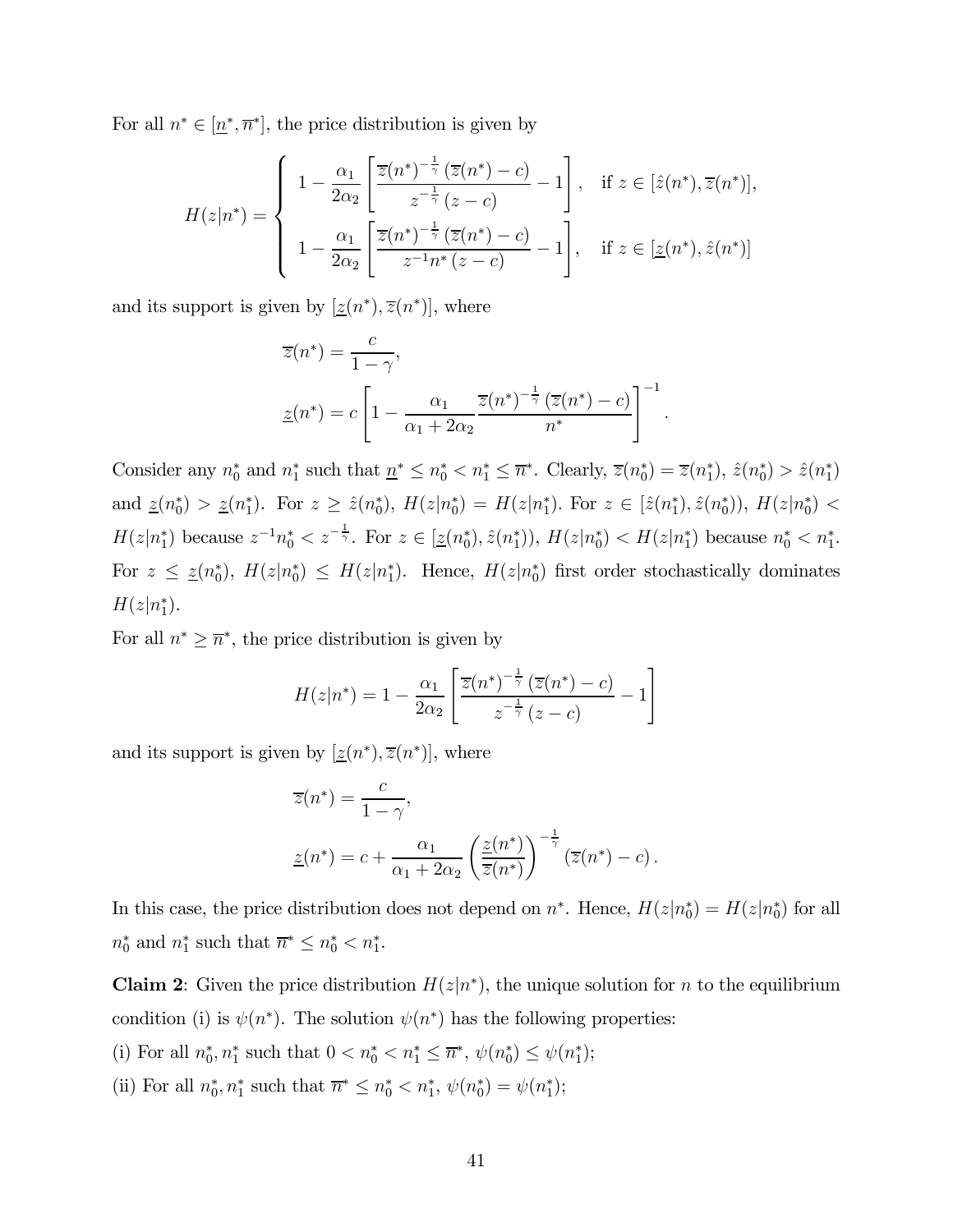For all $n^* \in [\underline{n}^*, \overline{n}^*]$, the price distribution is given by

$$H(z|n^*) = \begin{cases} 1 - \dfrac{\alpha_1}{2\alpha_2}\left[\dfrac{\overline{z}(n^*)^{-\frac{1}{\gamma}}\left(\overline{z}(n^*) - c\right)}{z^{-\frac{1}{\gamma}}\left(z - c\right)} - 1\right], & \text{if } z \in [\hat{z}(n^*), \overline{z}(n^*)], \\ 1 - \dfrac{\alpha_1}{2\alpha_2}\left[\dfrac{\overline{z}(n^*)^{-\frac{1}{\gamma}}\left(\overline{z}(n^*) - c\right)}{z^{-1}n^*\left(z - c\right)} - 1\right], & \text{if } z \in [\underline{z}(n^*), \hat{z}(n^*)] \end{cases}$$

and its support is given by $[\underline{z}(n^*), \overline{z}(n^*)]$, where

$$\overline{z}(n^*) = \frac{c}{1-\gamma},$$

$$\underline{z}(n^*) = c\left[1 - \frac{\alpha_1}{\alpha_1 + 2\alpha_2}\frac{\overline{z}(n^*)^{-\frac{1}{\gamma}}\left(\overline{z}(n^*) - c\right)}{n^*}\right]^{-1}.$$

Consider any $n_0^*$ and $n_1^*$ such that $\underline{n}^* \leq n_0^* < n_1^* \leq \overline{n}^*$. Clearly, $\overline{z}(n_0^*) = \overline{z}(n_1^*)$, $\hat{z}(n_0^*) > \hat{z}(n_1^*)$ and $\underline{z}(n_0^*) > \underline{z}(n_1^*)$. For $z \geq \hat{z}(n_0^*)$, $H(z|n_0^*) = H(z|n_1^*)$. For $z \in [\hat{z}(n_1^*), \hat{z}(n_0^*))$, $H(z|n_0^*) < H(z|n_1^*)$ because $z^{-1}n_0^* < z^{-\frac{1}{\gamma}}$. For $z \in [\underline{z}(n_0^*), \hat{z}(n_1^*))$, $H(z|n_0^*) < H(z|n_1^*)$ because $n_0^* < n_1^*$. For $z \leq \underline{z}(n_0^*)$, $H(z|n_0^*) \leq H(z|n_1^*)$. Hence, $H(z|n_0^*)$ first order stochastically dominates $H(z|n_1^*)$.

For all $n^* \geq \overline{n}^*$, the price distribution is given by

$$H(z|n^*) = 1 - \frac{\alpha_1}{2\alpha_2}\left[\frac{\overline{z}(n^*)^{-\frac{1}{\gamma}}\left(\overline{z}(n^*) - c\right)}{z^{-\frac{1}{\gamma}}\left(z - c\right)} - 1\right]$$

and its support is given by $[\underline{z}(n^*), \overline{z}(n^*)]$, where

$$\overline{z}(n^*) = \frac{c}{1-\gamma},$$

$$\underline{z}(n^*) = c + \frac{\alpha_1}{\alpha_1 + 2\alpha_2}\left(\frac{\underline{z}(n^*)}{\overline{z}(n^*)}\right)^{-\frac{1}{\gamma}}\left(\overline{z}(n^*) - c\right).$$

In this case, the price distribution does not depend on $n^*$. Hence, $H(z|n_0^*) = H(z|n_0^*)$ for all $n_0^*$ and $n_1^*$ such that $\overline{n}^* \leq n_0^* < n_1^*$.

**Claim 2**: Given the price distribution $H(z|n^*)$, the unique solution for $n$ to the equilibrium condition (i) is $\psi(n^*)$. The solution $\psi(n^*)$ has the following properties:

(i) For all $n_0^*, n_1^*$ such that $0 < n_0^* < n_1^* \leq \overline{n}^*$, $\psi(n_0^*) \leq \psi(n_1^*)$;

(ii) For all $n_0^*, n_1^*$ such that $\overline{n}^* \leq n_0^* < n_1^*$, $\psi(n_0^*) = \psi(n_1^*)$;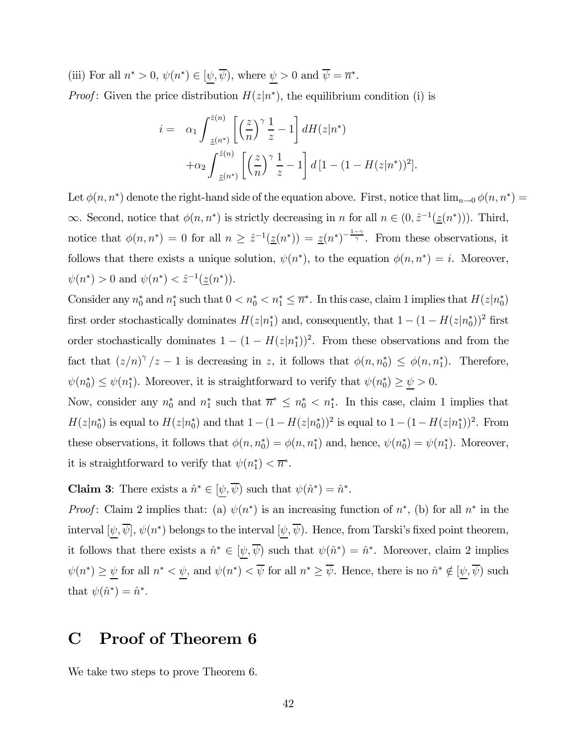(iii) For all $n^* > 0$, $\psi(n^*) \in [\underline{\psi}, \overline{\psi})$, where $\underline{\psi} > 0$ and $\overline{\psi} = \overline{n}^*$.

*Proof*: Given the price distribution $H(z|n^*)$, the equilibrium condition (i) is

$$
\begin{aligned}
i = \;& \alpha_1 \int_{\underline{z}(n^*)}^{\hat{z}(n)} \left[ \left(\frac{z}{n}\right)^{\gamma} \frac{1}{z} - 1 \right] dH(z|n^*) \\
&+ \alpha_2 \int_{\underline{z}(n^*)}^{\hat{z}(n)} \left[ \left(\frac{z}{n}\right)^{\gamma} \frac{1}{z} - 1 \right] d\left[1 - (1 - H(z|n^*))^2\right].
\end{aligned}
$$

Let $\phi(n, n^*)$ denote the right-hand side of the equation above. First, notice that $\lim_{n \to 0} \phi(n, n^*) = \infty$. Second, notice that $\phi(n, n^*)$ is strictly decreasing in $n$ for all $n \in (0, \hat{z}^{-1}(\underline{z}(n^*)))$. Third, notice that $\phi(n, n^*) = 0$ for all $n \geq \hat{z}^{-1}(\underline{z}(n^*)) = \underline{z}(n^*)^{-\frac{1-\gamma}{\gamma}}$. From these observations, it follows that there exists a unique solution, $\psi(n^*)$, to the equation $\phi(n, n^*) = i$. Moreover, $\psi(n^*) > 0$ and $\psi(n^*) < \hat{z}^{-1}(\underline{z}(n^*))$.

Consider any $n_0^*$ and $n_1^*$ such that $0 < n_0^* < n_1^* \leq \overline{n}^*$. In this case, claim 1 implies that $H(z|n_0^*)$ first order stochastically dominates $H(z|n_1^*)$ and, consequently, that $1 - (1 - H(z|n_0^*))^2$ first order stochastically dominates $1 - (1 - H(z|n_1^*))^2$. From these observations and from the fact that $(z/n)^{\gamma}/z - 1$ is decreasing in $z$, it follows that $\phi(n, n_0^*) \leq \phi(n, n_1^*)$. Therefore, $\psi(n_0^*) \leq \psi(n_1^*)$. Moreover, it is straightforward to verify that $\psi(n_0^*) \geq \underline{\psi} > 0$.

Now, consider any $n_0^*$ and $n_1^*$ such that $\overline{n}^* \leq n_0^* < n_1^*$. In this case, claim 1 implies that $H(z|n_0^*)$ is equal to $H(z|n_0^*)$ and that $1 - (1 - H(z|n_0^*))^2$ is equal to $1 - (1 - H(z|n_1^*))^2$. From these observations, it follows that $\phi(n, n_0^*) = \phi(n, n_1^*)$ and, hence, $\psi(n_0^*) = \psi(n_1^*)$. Moreover, it is straightforward to verify that $\psi(n_1^*) < \overline{n}^*$.

**Claim 3**: There exists a $\hat{n}^* \in [\underline{\psi}, \overline{\psi})$ such that $\psi(\hat{n}^*) = \hat{n}^*$.

*Proof*: Claim 2 implies that: (a) $\psi(n^*)$ is an increasing function of $n^*$, (b) for all $n^*$ in the interval $[\underline{\psi}, \overline{\psi}]$, $\psi(n^*)$ belongs to the interval $[\underline{\psi}, \overline{\psi})$. Hence, from Tarski's fixed point theorem, it follows that there exists a $\hat{n}^* \in [\underline{\psi}, \overline{\psi})$ such that $\psi(\hat{n}^*) = \hat{n}^*$. Moreover, claim 2 implies $\psi(n^*) \geq \underline{\psi}$ for all $n^* < \underline{\psi}$, and $\psi(n^*) < \overline{\psi}$ for all $n^* \geq \overline{\psi}$. Hence, there is no $\hat{n}^* \notin [\underline{\psi}, \overline{\psi})$ such that $\psi(\hat{n}^*) = \hat{n}^*$.

# C Proof of Theorem 6

We take two steps to prove Theorem 6.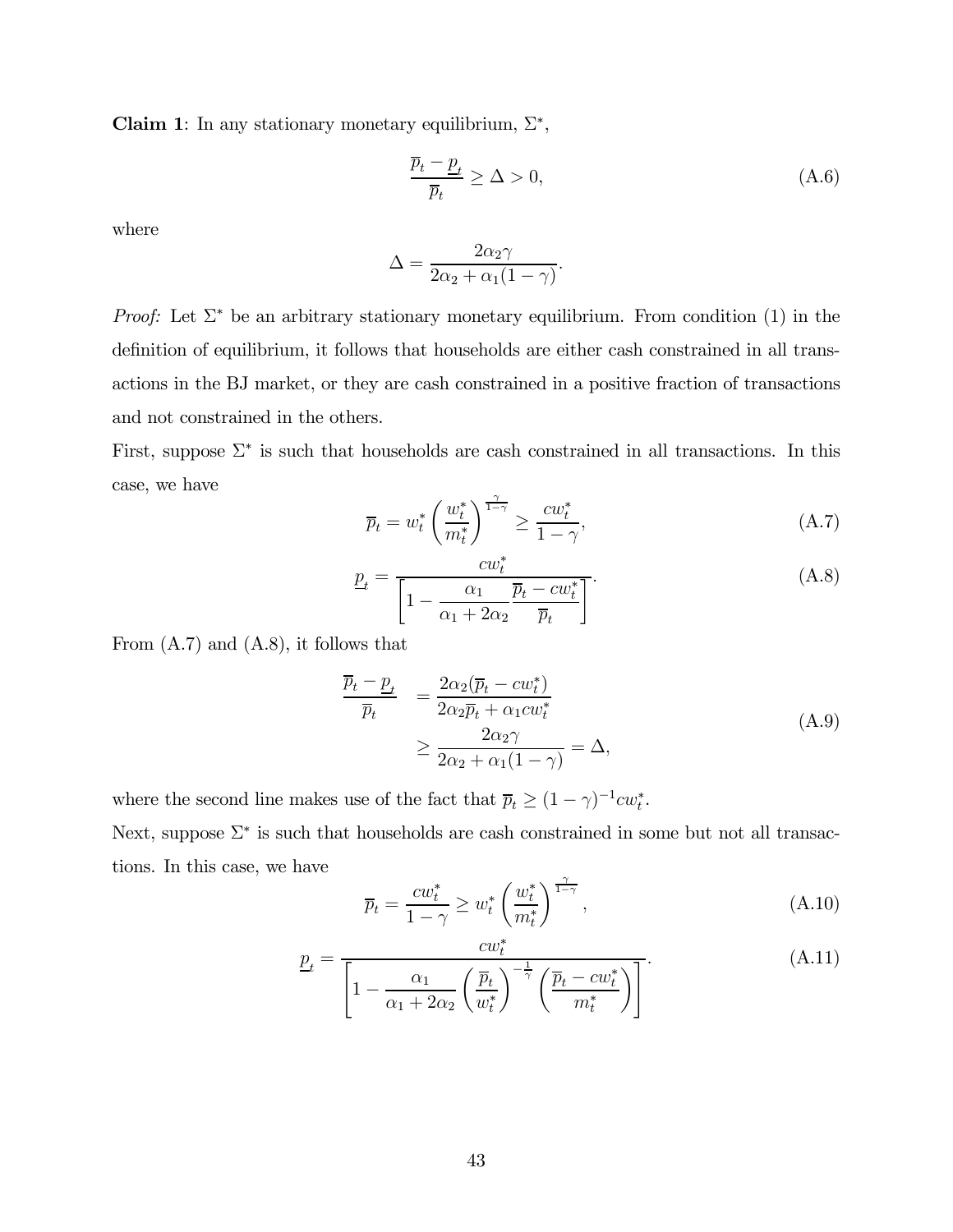**Claim 1**: In any stationary monetary equilibrium, $\Sigma^*$,

$$\frac{\overline{p}_t - \underline{p}_t}{\overline{p}_t} \geq \Delta > 0, \tag{A.6}$$

where

$$\Delta = \frac{2\alpha_2\gamma}{2\alpha_2 + \alpha_1(1-\gamma)}.$$

*Proof:* Let $\Sigma^*$ be an arbitrary stationary monetary equilibrium. From condition (1) in the definition of equilibrium, it follows that households are either cash constrained in all transactions in the BJ market, or they are cash constrained in a positive fraction of transactions and not constrained in the others.

First, suppose $\Sigma^*$ is such that households are cash constrained in all transactions. In this case, we have

$$\overline{p}_t = w_t^* \left(\frac{w_t^*}{m_t^*}\right)^{\frac{\gamma}{1-\gamma}} \geq \frac{cw_t^*}{1-\gamma}, \tag{A.7}$$

$$\underline{p}_t = \frac{cw_t^*}{\left[1 - \dfrac{\alpha_1}{\alpha_1 + 2\alpha_2} \dfrac{\overline{p}_t - cw_t^*}{\overline{p}_t}\right]}. \tag{A.8}$$

From (A.7) and (A.8), it follows that

$$\begin{aligned} \frac{\overline{p}_t - \underline{p}_t}{\overline{p}_t} &= \frac{2\alpha_2(\overline{p}_t - cw_t^*)}{2\alpha_2\overline{p}_t + \alpha_1 cw_t^*} \\ &\geq \frac{2\alpha_2\gamma}{2\alpha_2 + \alpha_1(1-\gamma)} = \Delta, \end{aligned} \tag{A.9}$$

where the second line makes use of the fact that $\overline{p}_t \geq (1-\gamma)^{-1} cw_t^*$.

Next, suppose $\Sigma^*$ is such that households are cash constrained in some but not all transactions. In this case, we have

$$\overline{p}_t = \frac{cw_t^*}{1-\gamma} \geq w_t^* \left(\frac{w_t^*}{m_t^*}\right)^{\frac{\gamma}{1-\gamma}}, \tag{A.10}$$

$$\underline{p}_t = \frac{cw_t^*}{\left[1 - \dfrac{\alpha_1}{\alpha_1 + 2\alpha_2} \left(\dfrac{\overline{p}_t}{w_t^*}\right)^{-\frac{1}{\gamma}} \left(\dfrac{\overline{p}_t - cw_t^*}{m_t^*}\right)\right]}. \tag{A.11}$$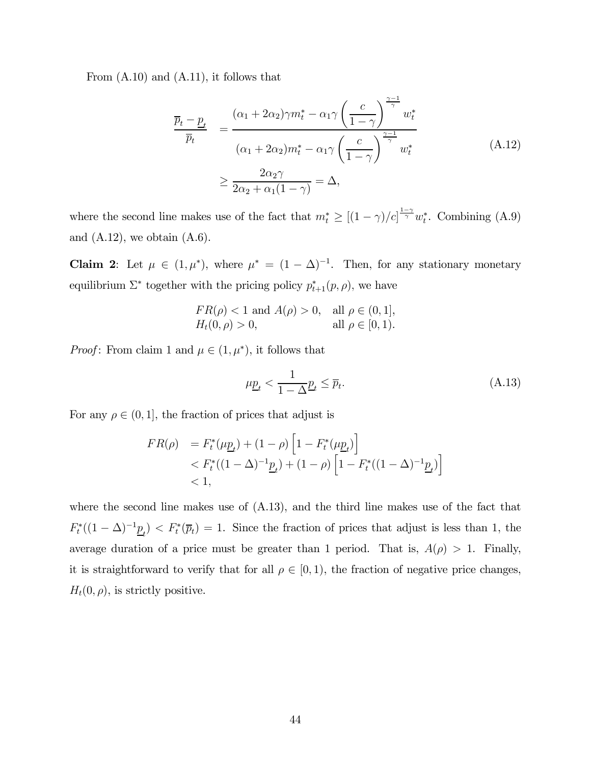From (A.10) and (A.11), it follows that

$$
\begin{aligned}
\frac{\overline{p}_t - \underline{p}_t}{\overline{p}_t} &= \frac{(\alpha_1 + 2\alpha_2)\gamma m_t^* - \alpha_1 \gamma \left( \dfrac{c}{1-\gamma} \right)^{\frac{\gamma-1}{\gamma}} w_t^*}{(\alpha_1 + 2\alpha_2) m_t^* - \alpha_1 \gamma \left( \dfrac{c}{1-\gamma} \right)^{\frac{\gamma-1}{\gamma}} w_t^*} \\
&\geq \frac{2\alpha_2 \gamma}{2\alpha_2 + \alpha_1(1-\gamma)} = \Delta,
\end{aligned} \tag{A.12}
$$

where the second line makes use of the fact that $m_t^* \geq [(1-\gamma)/c]^{\frac{1-\gamma}{\gamma}} w_t^*$. Combining (A.9) and (A.12), we obtain (A.6).

**Claim 2**: Let $\mu \in (1, \mu^*)$, where $\mu^* = (1-\Delta)^{-1}$. Then, for any stationary monetary equilibrium $\Sigma^*$ together with the pricing policy $p_{t+1}^*(p, \rho)$, we have

$$
\begin{aligned}
&FR(\rho) < 1 \text{ and } A(\rho) > 0, \quad \text{all } \rho \in (0, 1], \\
&H_t(0, \rho) > 0, \quad \text{all } \rho \in [0, 1).
\end{aligned}
$$

*Proof*: From claim 1 and $\mu \in (1, \mu^*)$, it follows that

$$
\mu \underline{p}_t < \frac{1}{1-\Delta} \underline{p}_t \leq \overline{p}_t. \tag{A.13}
$$

For any $\rho \in (0, 1]$, the fraction of prices that adjust is

$$
\begin{aligned}
FR(\rho) &= F_t^*(\mu \underline{p}_t) + (1-\rho)\left[1 - F_t^*(\mu \underline{p}_t)\right] \\
&< F_t^*((1-\Delta)^{-1}\underline{p}_t) + (1-\rho)\left[1 - F_t^*((1-\Delta)^{-1}\underline{p}_t)\right] \\
&< 1,
\end{aligned}
$$

where the second line makes use of (A.13), and the third line makes use of the fact that $F_t^*((1-\Delta)^{-1}\underline{p}_t) < F_t^*(\overline{p}_t) = 1$. Since the fraction of prices that adjust is less than 1, the average duration of a price must be greater than 1 period. That is, $A(\rho) > 1$. Finally, it is straightforward to verify that for all $\rho \in [0, 1)$, the fraction of negative price changes, $H_t(0, \rho)$, is strictly positive.